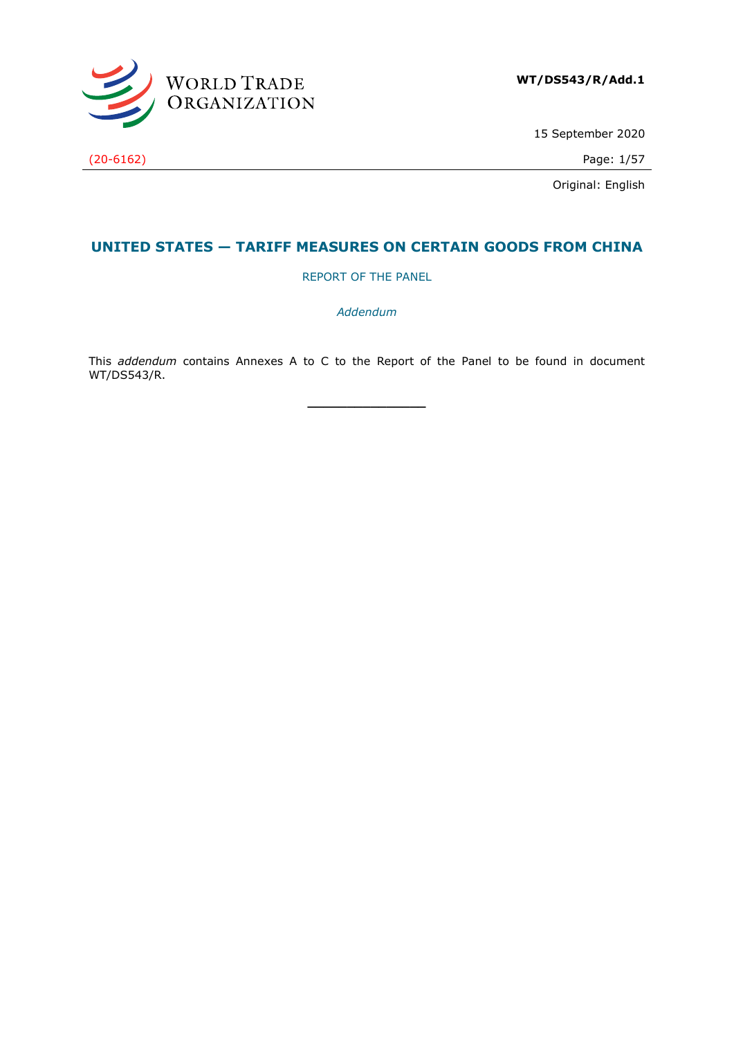WORLD TRADE ORGANIZATION

**WT/DS543/R/Add.1**

15 September 2020

(20-6162)

Original: English

# UNITED STATES — TARIFF MEASURES ON CERTAIN GOODS FROM CHINA

REPORT OF THE PANEL

*Addendum*

This *addendum* contains Annexes A to C to the Report of the Panel to be found in document WT/DS543/R.

\_\_\_\_\_\_\_\_\_\_\_\_\_\_\_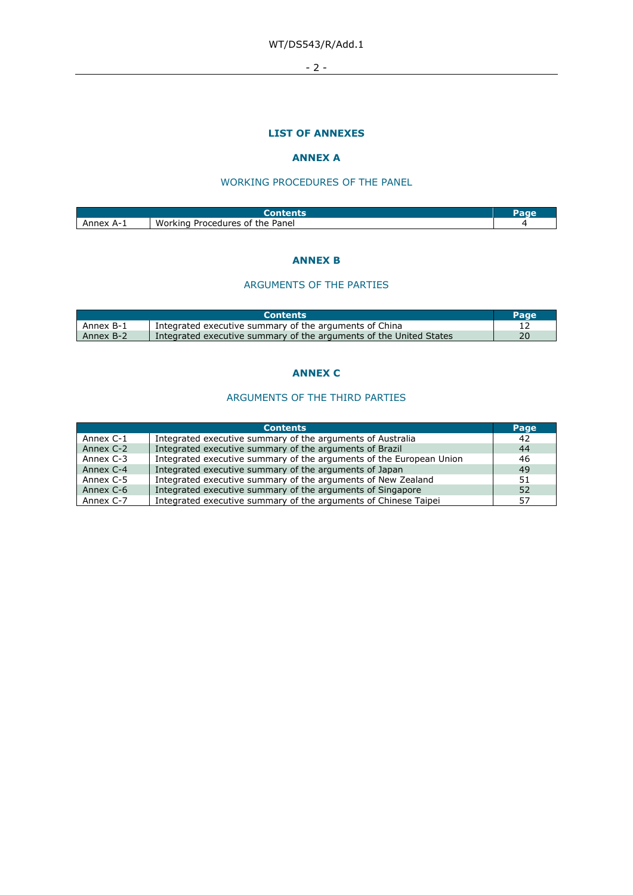# LIST OF ANNEXES

## ANNEX A

### WORKING PROCEDURES OF THE PANEL

| Contents | | Page |
|---|---|---|
| Annex A-1 | Working Procedures of the Panel | 4 |

## ANNEX B

### ARGUMENTS OF THE PARTIES

| Contents | | Page |
|---|---|---|
| Annex B-1 | Integrated executive summary of the arguments of China | 12 |
| Annex B-2 | Integrated executive summary of the arguments of the United States | 20 |

## ANNEX C

### ARGUMENTS OF THE THIRD PARTIES

| Contents | | Page |
|---|---|---|
| Annex C-1 | Integrated executive summary of the arguments of Australia | 42 |
| Annex C-2 | Integrated executive summary of the arguments of Brazil | 44 |
| Annex C-3 | Integrated executive summary of the arguments of the European Union | 46 |
| Annex C-4 | Integrated executive summary of the arguments of Japan | 49 |
| Annex C-5 | Integrated executive summary of the arguments of New Zealand | 51 |
| Annex C-6 | Integrated executive summary of the arguments of Singapore | 52 |
| Annex C-7 | Integrated executive summary of the arguments of Chinese Taipei | 57 |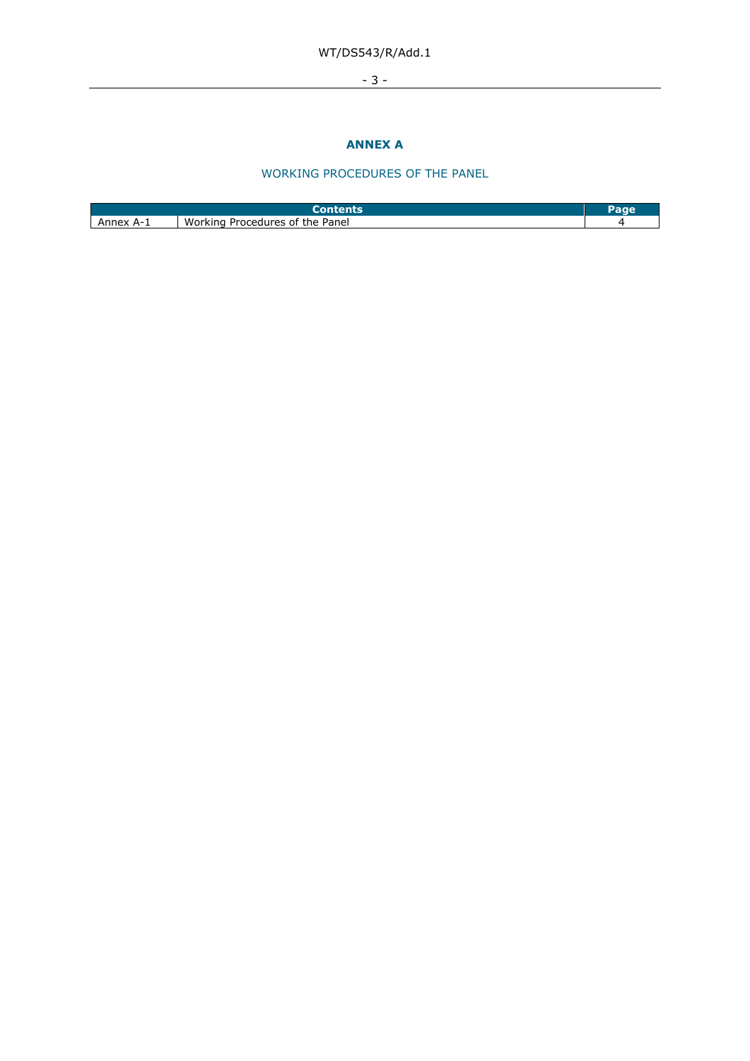# ANNEX A

## WORKING PROCEDURES OF THE PANEL

| Contents | | Page |
|---|---|---|
| Annex A-1 | Working Procedures of the Panel | 4 |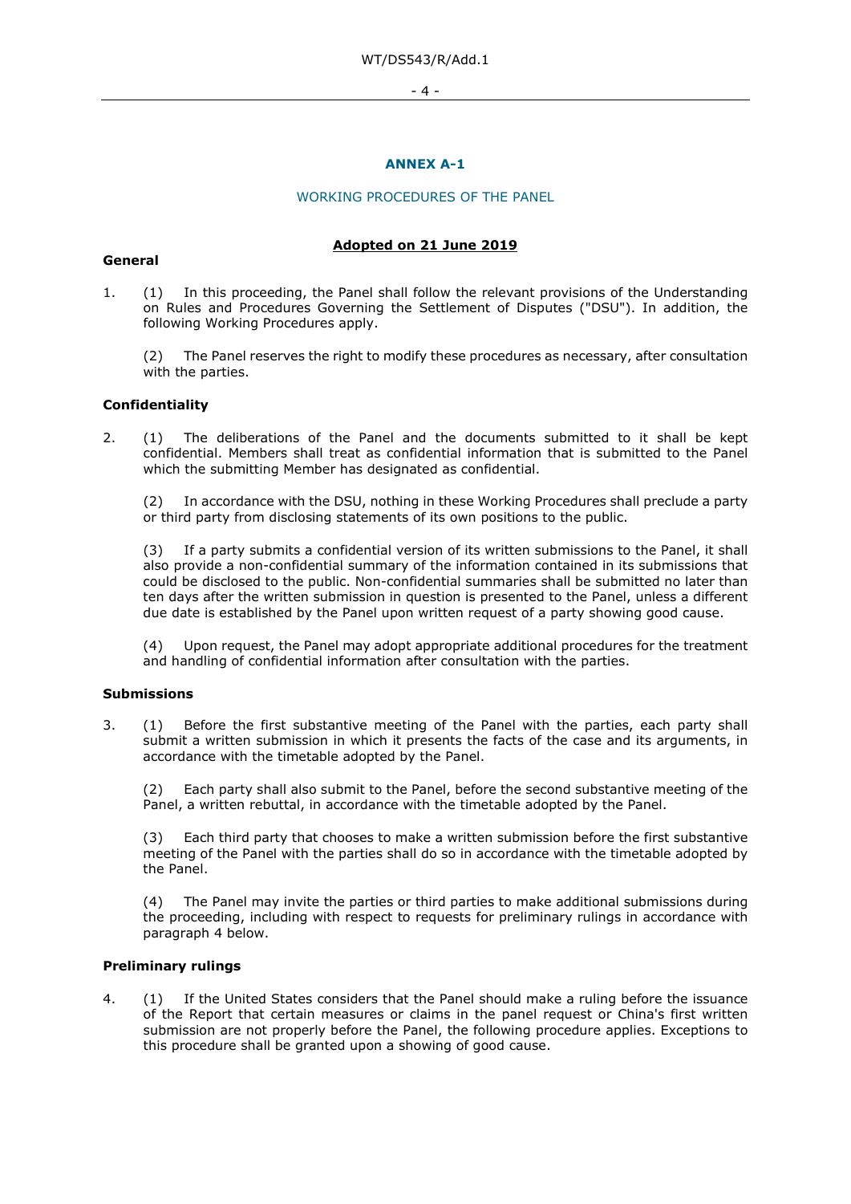# ANNEX A-1

## WORKING PROCEDURES OF THE PANEL

**Adopted on 21 June 2019**

**General**

1. (1) In this proceeding, the Panel shall follow the relevant provisions of the Understanding on Rules and Procedures Governing the Settlement of Disputes ("DSU"). In addition, the following Working Procedures apply.

   (2) The Panel reserves the right to modify these procedures as necessary, after consultation with the parties.

**Confidentiality**

2. (1) The deliberations of the Panel and the documents submitted to it shall be kept confidential. Members shall treat as confidential information that is submitted to the Panel which the submitting Member has designated as confidential.

   (2) In accordance with the DSU, nothing in these Working Procedures shall preclude a party or third party from disclosing statements of its own positions to the public.

   (3) If a party submits a confidential version of its written submissions to the Panel, it shall also provide a non-confidential summary of the information contained in its submissions that could be disclosed to the public. Non-confidential summaries shall be submitted no later than ten days after the written submission in question is presented to the Panel, unless a different due date is established by the Panel upon written request of a party showing good cause.

   (4) Upon request, the Panel may adopt appropriate additional procedures for the treatment and handling of confidential information after consultation with the parties.

**Submissions**

3. (1) Before the first substantive meeting of the Panel with the parties, each party shall submit a written submission in which it presents the facts of the case and its arguments, in accordance with the timetable adopted by the Panel.

   (2) Each party shall also submit to the Panel, before the second substantive meeting of the Panel, a written rebuttal, in accordance with the timetable adopted by the Panel.

   (3) Each third party that chooses to make a written submission before the first substantive meeting of the Panel with the parties shall do so in accordance with the timetable adopted by the Panel.

   (4) The Panel may invite the parties or third parties to make additional submissions during the proceeding, including with respect to requests for preliminary rulings in accordance with paragraph 4 below.

**Preliminary rulings**

4. (1) If the United States considers that the Panel should make a ruling before the issuance of the Report that certain measures or claims in the panel request or China's first written submission are not properly before the Panel, the following procedure applies. Exceptions to this procedure shall be granted upon a showing of good cause.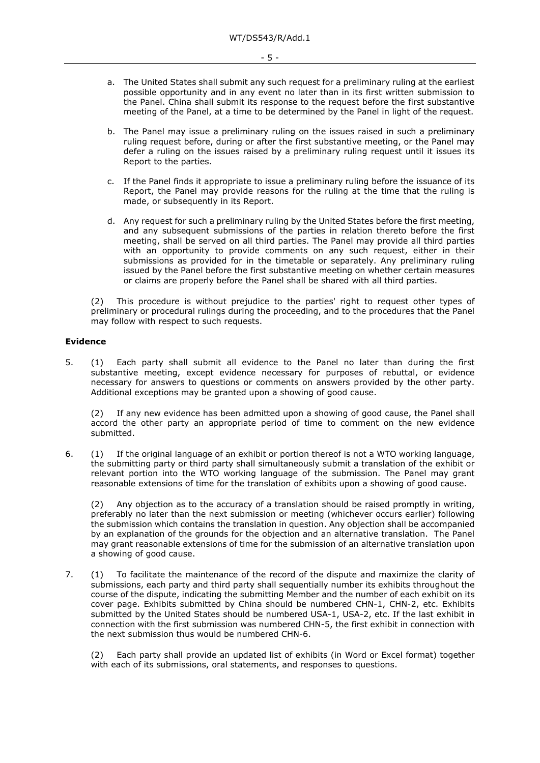a. The United States shall submit any such request for a preliminary ruling at the earliest possible opportunity and in any event no later than in its first written submission to the Panel. China shall submit its response to the request before the first substantive meeting of the Panel, at a time to be determined by the Panel in light of the request.

b. The Panel may issue a preliminary ruling on the issues raised in such a preliminary ruling request before, during or after the first substantive meeting, or the Panel may defer a ruling on the issues raised by a preliminary ruling request until it issues its Report to the parties.

c. If the Panel finds it appropriate to issue a preliminary ruling before the issuance of its Report, the Panel may provide reasons for the ruling at the time that the ruling is made, or subsequently in its Report.

d. Any request for such a preliminary ruling by the United States before the first meeting, and any subsequent submissions of the parties in relation thereto before the first meeting, shall be served on all third parties. The Panel may provide all third parties with an opportunity to provide comments on any such request, either in their submissions as provided for in the timetable or separately. Any preliminary ruling issued by the Panel before the first substantive meeting on whether certain measures or claims are properly before the Panel shall be shared with all third parties.

(2) This procedure is without prejudice to the parties' right to request other types of preliminary or procedural rulings during the proceeding, and to the procedures that the Panel may follow with respect to such requests.

**Evidence**

5. (1) Each party shall submit all evidence to the Panel no later than during the first substantive meeting, except evidence necessary for purposes of rebuttal, or evidence necessary for answers to questions or comments on answers provided by the other party. Additional exceptions may be granted upon a showing of good cause.

(2) If any new evidence has been admitted upon a showing of good cause, the Panel shall accord the other party an appropriate period of time to comment on the new evidence submitted.

6. (1) If the original language of an exhibit or portion thereof is not a WTO working language, the submitting party or third party shall simultaneously submit a translation of the exhibit or relevant portion into the WTO working language of the submission. The Panel may grant reasonable extensions of time for the translation of exhibits upon a showing of good cause.

(2) Any objection as to the accuracy of a translation should be raised promptly in writing, preferably no later than the next submission or meeting (whichever occurs earlier) following the submission which contains the translation in question. Any objection shall be accompanied by an explanation of the grounds for the objection and an alternative translation. The Panel may grant reasonable extensions of time for the submission of an alternative translation upon a showing of good cause.

7. (1) To facilitate the maintenance of the record of the dispute and maximize the clarity of submissions, each party and third party shall sequentially number its exhibits throughout the course of the dispute, indicating the submitting Member and the number of each exhibit on its cover page. Exhibits submitted by China should be numbered CHN-1, CHN-2, etc. Exhibits submitted by the United States should be numbered USA-1, USA-2, etc. If the last exhibit in connection with the first submission was numbered CHN-5, the first exhibit in connection with the next submission thus would be numbered CHN-6.

(2) Each party shall provide an updated list of exhibits (in Word or Excel format) together with each of its submissions, oral statements, and responses to questions.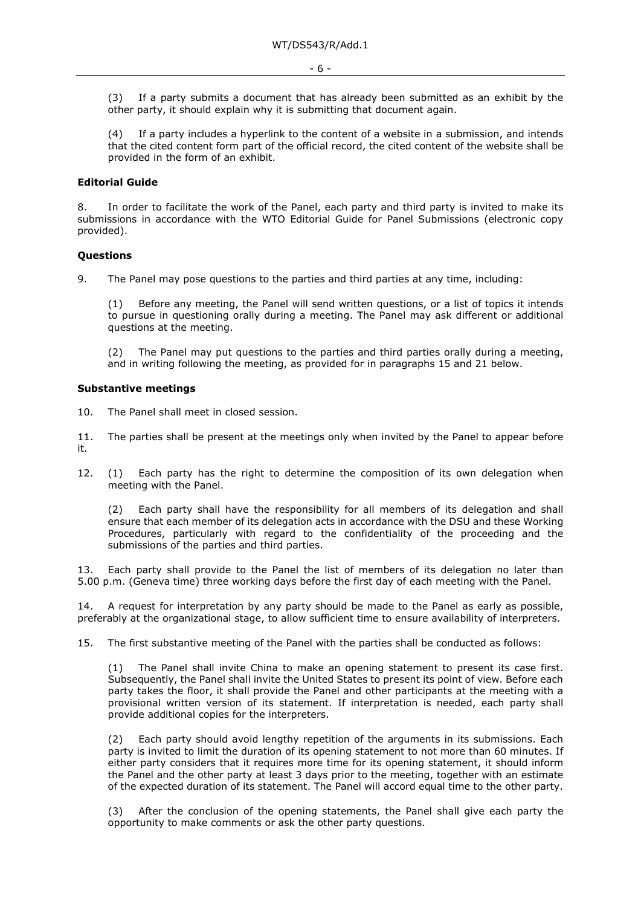(3) If a party submits a document that has already been submitted as an exhibit by the other party, it should explain why it is submitting that document again.

(4) If a party includes a hyperlink to the content of a website in a submission, and intends that the cited content form part of the official record, the cited content of the website shall be provided in the form of an exhibit.

**Editorial Guide**

8. In order to facilitate the work of the Panel, each party and third party is invited to make its submissions in accordance with the WTO Editorial Guide for Panel Submissions (electronic copy provided).

**Questions**

9. The Panel may pose questions to the parties and third parties at any time, including:

(1) Before any meeting, the Panel will send written questions, or a list of topics it intends to pursue in questioning orally during a meeting. The Panel may ask different or additional questions at the meeting.

(2) The Panel may put questions to the parties and third parties orally during a meeting, and in writing following the meeting, as provided for in paragraphs 15 and 21 below.

**Substantive meetings**

10. The Panel shall meet in closed session.

11. The parties shall be present at the meetings only when invited by the Panel to appear before it.

12. (1) Each party has the right to determine the composition of its own delegation when meeting with the Panel.

(2) Each party shall have the responsibility for all members of its delegation and shall ensure that each member of its delegation acts in accordance with the DSU and these Working Procedures, particularly with regard to the confidentiality of the proceeding and the submissions of the parties and third parties.

13. Each party shall provide to the Panel the list of members of its delegation no later than 5.00 p.m. (Geneva time) three working days before the first day of each meeting with the Panel.

14. A request for interpretation by any party should be made to the Panel as early as possible, preferably at the organizational stage, to allow sufficient time to ensure availability of interpreters.

15. The first substantive meeting of the Panel with the parties shall be conducted as follows:

(1) The Panel shall invite China to make an opening statement to present its case first. Subsequently, the Panel shall invite the United States to present its point of view. Before each party takes the floor, it shall provide the Panel and other participants at the meeting with a provisional written version of its statement. If interpretation is needed, each party shall provide additional copies for the interpreters.

(2) Each party should avoid lengthy repetition of the arguments in its submissions. Each party is invited to limit the duration of its opening statement to not more than 60 minutes. If either party considers that it requires more time for its opening statement, it should inform the Panel and the other party at least 3 days prior to the meeting, together with an estimate of the expected duration of its statement. The Panel will accord equal time to the other party.

(3) After the conclusion of the opening statements, the Panel shall give each party the opportunity to make comments or ask the other party questions.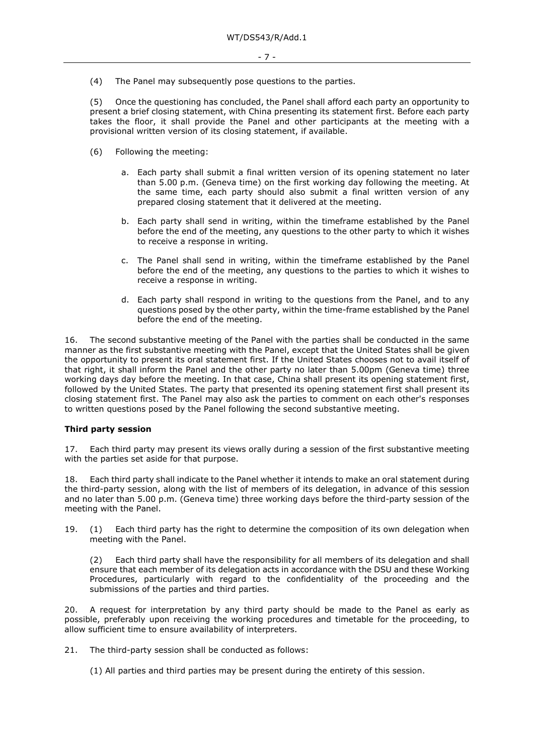(4) The Panel may subsequently pose questions to the parties.

(5) Once the questioning has concluded, the Panel shall afford each party an opportunity to present a brief closing statement, with China presenting its statement first. Before each party takes the floor, it shall provide the Panel and other participants at the meeting with a provisional written version of its closing statement, if available.

(6) Following the meeting:

a. Each party shall submit a final written version of its opening statement no later than 5.00 p.m. (Geneva time) on the first working day following the meeting. At the same time, each party should also submit a final written version of any prepared closing statement that it delivered at the meeting.

b. Each party shall send in writing, within the timeframe established by the Panel before the end of the meeting, any questions to the other party to which it wishes to receive a response in writing.

c. The Panel shall send in writing, within the timeframe established by the Panel before the end of the meeting, any questions to the parties to which it wishes to receive a response in writing.

d. Each party shall respond in writing to the questions from the Panel, and to any questions posed by the other party, within the time-frame established by the Panel before the end of the meeting.

16. The second substantive meeting of the Panel with the parties shall be conducted in the same manner as the first substantive meeting with the Panel, except that the United States shall be given the opportunity to present its oral statement first. If the United States chooses not to avail itself of that right, it shall inform the Panel and the other party no later than 5.00pm (Geneva time) three working days day before the meeting. In that case, China shall present its opening statement first, followed by the United States. The party that presented its opening statement first shall present its closing statement first. The Panel may also ask the parties to comment on each other's responses to written questions posed by the Panel following the second substantive meeting.

**Third party session**

17. Each third party may present its views orally during a session of the first substantive meeting with the parties set aside for that purpose.

18. Each third party shall indicate to the Panel whether it intends to make an oral statement during the third-party session, along with the list of members of its delegation, in advance of this session and no later than 5.00 p.m. (Geneva time) three working days before the third-party session of the meeting with the Panel.

19. (1) Each third party has the right to determine the composition of its own delegation when meeting with the Panel.

(2) Each third party shall have the responsibility for all members of its delegation and shall ensure that each member of its delegation acts in accordance with the DSU and these Working Procedures, particularly with regard to the confidentiality of the proceeding and the submissions of the parties and third parties.

20. A request for interpretation by any third party should be made to the Panel as early as possible, preferably upon receiving the working procedures and timetable for the proceeding, to allow sufficient time to ensure availability of interpreters.

21. The third-party session shall be conducted as follows:

(1) All parties and third parties may be present during the entirety of this session.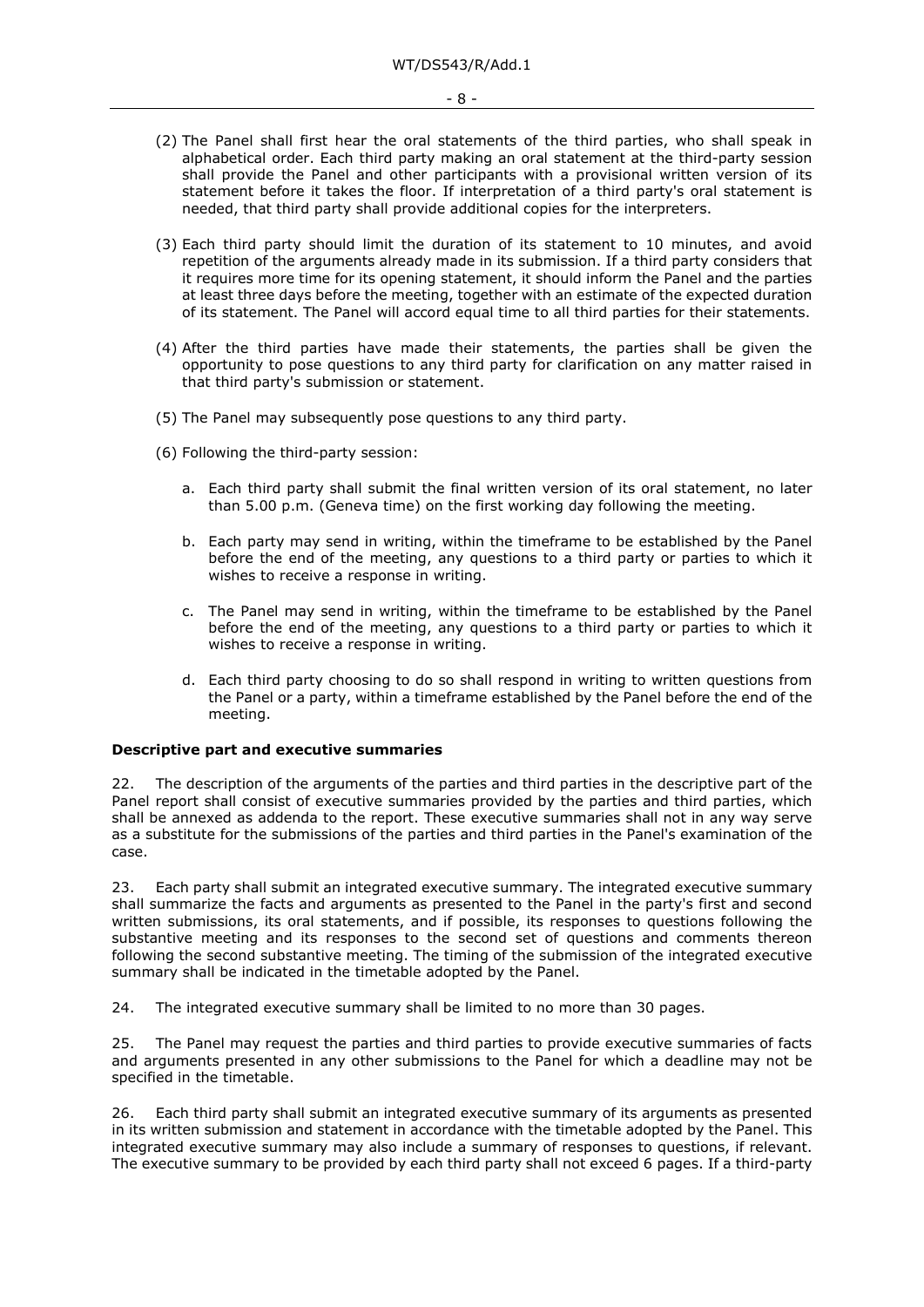(2) The Panel shall first hear the oral statements of the third parties, who shall speak in alphabetical order. Each third party making an oral statement at the third-party session shall provide the Panel and other participants with a provisional written version of its statement before it takes the floor. If interpretation of a third party's oral statement is needed, that third party shall provide additional copies for the interpreters.

(3) Each third party should limit the duration of its statement to 10 minutes, and avoid repetition of the arguments already made in its submission. If a third party considers that it requires more time for its opening statement, it should inform the Panel and the parties at least three days before the meeting, together with an estimate of the expected duration of its statement. The Panel will accord equal time to all third parties for their statements.

(4) After the third parties have made their statements, the parties shall be given the opportunity to pose questions to any third party for clarification on any matter raised in that third party's submission or statement.

(5) The Panel may subsequently pose questions to any third party.

(6) Following the third-party session:

a. Each third party shall submit the final written version of its oral statement, no later than 5.00 p.m. (Geneva time) on the first working day following the meeting.

b. Each party may send in writing, within the timeframe to be established by the Panel before the end of the meeting, any questions to a third party or parties to which it wishes to receive a response in writing.

c. The Panel may send in writing, within the timeframe to be established by the Panel before the end of the meeting, any questions to a third party or parties to which it wishes to receive a response in writing.

d. Each third party choosing to do so shall respond in writing to written questions from the Panel or a party, within a timeframe established by the Panel before the end of the meeting.

**Descriptive part and executive summaries**

22. The description of the arguments of the parties and third parties in the descriptive part of the Panel report shall consist of executive summaries provided by the parties and third parties, which shall be annexed as addenda to the report. These executive summaries shall not in any way serve as a substitute for the submissions of the parties and third parties in the Panel's examination of the case.

23. Each party shall submit an integrated executive summary. The integrated executive summary shall summarize the facts and arguments as presented to the Panel in the party's first and second written submissions, its oral statements, and if possible, its responses to questions following the substantive meeting and its responses to the second set of questions and comments thereon following the second substantive meeting. The timing of the submission of the integrated executive summary shall be indicated in the timetable adopted by the Panel.

24. The integrated executive summary shall be limited to no more than 30 pages.

25. The Panel may request the parties and third parties to provide executive summaries of facts and arguments presented in any other submissions to the Panel for which a deadline may not be specified in the timetable.

26. Each third party shall submit an integrated executive summary of its arguments as presented in its written submission and statement in accordance with the timetable adopted by the Panel. This integrated executive summary may also include a summary of responses to questions, if relevant. The executive summary to be provided by each third party shall not exceed 6 pages. If a third-party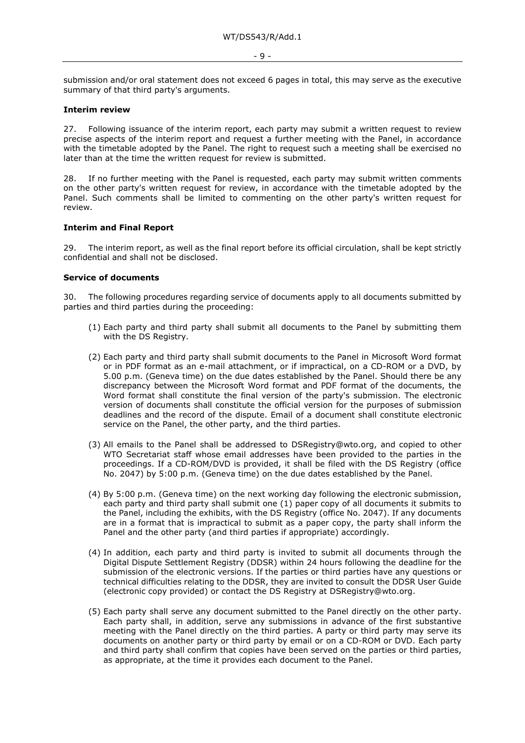submission and/or oral statement does not exceed 6 pages in total, this may serve as the executive summary of that third party's arguments.

**Interim review**

27. Following issuance of the interim report, each party may submit a written request to review precise aspects of the interim report and request a further meeting with the Panel, in accordance with the timetable adopted by the Panel. The right to request such a meeting shall be exercised no later than at the time the written request for review is submitted.

28. If no further meeting with the Panel is requested, each party may submit written comments on the other party's written request for review, in accordance with the timetable adopted by the Panel. Such comments shall be limited to commenting on the other party's written request for review.

**Interim and Final Report**

29. The interim report, as well as the final report before its official circulation, shall be kept strictly confidential and shall not be disclosed.

**Service of documents**

30. The following procedures regarding service of documents apply to all documents submitted by parties and third parties during the proceeding:

(1) Each party and third party shall submit all documents to the Panel by submitting them with the DS Registry.

(2) Each party and third party shall submit documents to the Panel in Microsoft Word format or in PDF format as an e-mail attachment, or if impractical, on a CD-ROM or a DVD, by 5.00 p.m. (Geneva time) on the due dates established by the Panel. Should there be any discrepancy between the Microsoft Word format and PDF format of the documents, the Word format shall constitute the final version of the party's submission. The electronic version of documents shall constitute the official version for the purposes of submission deadlines and the record of the dispute. Email of a document shall constitute electronic service on the Panel, the other party, and the third parties.

(3) All emails to the Panel shall be addressed to DSRegistry@wto.org, and copied to other WTO Secretariat staff whose email addresses have been provided to the parties in the proceedings. If a CD-ROM/DVD is provided, it shall be filed with the DS Registry (office No. 2047) by 5:00 p.m. (Geneva time) on the due dates established by the Panel.

(4) By 5:00 p.m. (Geneva time) on the next working day following the electronic submission, each party and third party shall submit one (1) paper copy of all documents it submits to the Panel, including the exhibits, with the DS Registry (office No. 2047). If any documents are in a format that is impractical to submit as a paper copy, the party shall inform the Panel and the other party (and third parties if appropriate) accordingly.

(4) In addition, each party and third party is invited to submit all documents through the Digital Dispute Settlement Registry (DDSR) within 24 hours following the deadline for the submission of the electronic versions. If the parties or third parties have any questions or technical difficulties relating to the DDSR, they are invited to consult the DDSR User Guide (electronic copy provided) or contact the DS Registry at DSRegistry@wto.org.

(5) Each party shall serve any document submitted to the Panel directly on the other party. Each party shall, in addition, serve any submissions in advance of the first substantive meeting with the Panel directly on the third parties. A party or third party may serve its documents on another party or third party by email or on a CD-ROM or DVD. Each party and third party shall confirm that copies have been served on the parties or third parties, as appropriate, at the time it provides each document to the Panel.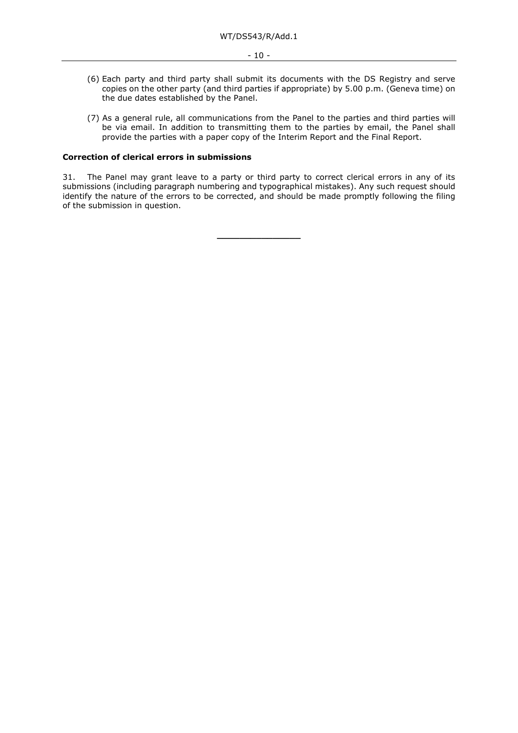(6) Each party and third party shall submit its documents with the DS Registry and serve copies on the other party (and third parties if appropriate) by 5.00 p.m. (Geneva time) on the due dates established by the Panel.

(7) As a general rule, all communications from the Panel to the parties and third parties will be via email. In addition to transmitting them to the parties by email, the Panel shall provide the parties with a paper copy of the Interim Report and the Final Report.

**Correction of clerical errors in submissions**

31. The Panel may grant leave to a party or third party to correct clerical errors in any of its submissions (including paragraph numbering and typographical mistakes). Any such request should identify the nature of the errors to be corrected, and should be made promptly following the filing of the submission in question.

\_\_\_\_\_\_\_\_\_\_\_\_\_\_\_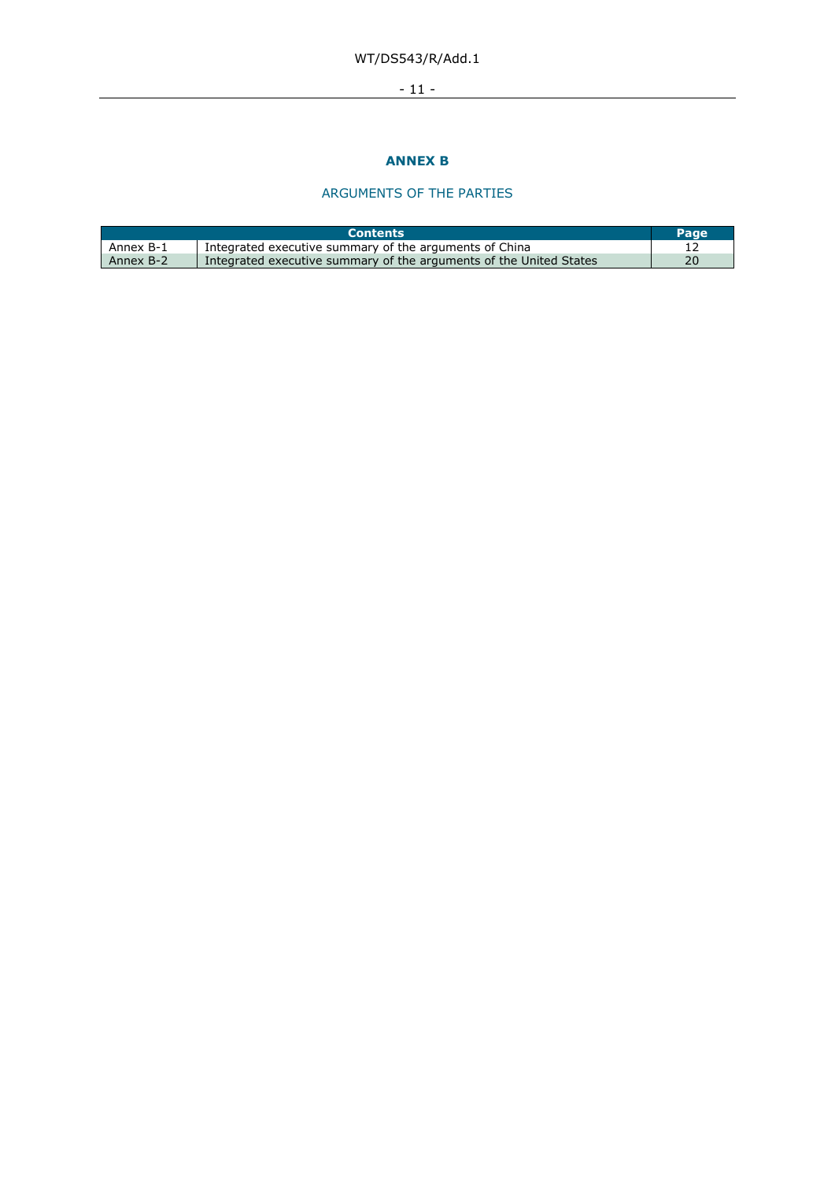# ANNEX B

## ARGUMENTS OF THE PARTIES

| Contents | | Page |
|---|---|---|
| Annex B-1 | Integrated executive summary of the arguments of China | 12 |
| Annex B-2 | Integrated executive summary of the arguments of the United States | 20 |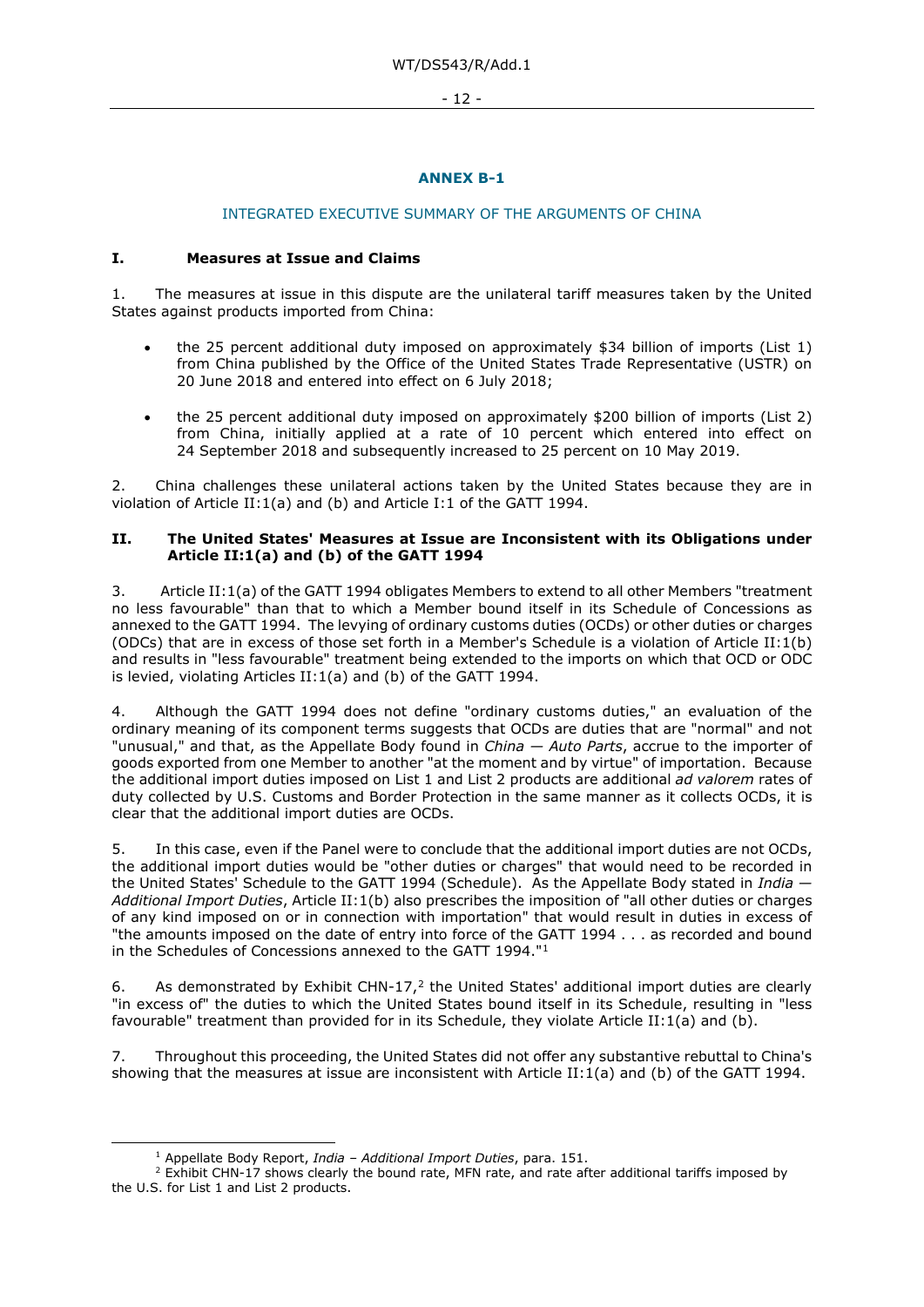## ANNEX B-1

### INTEGRATED EXECUTIVE SUMMARY OF THE ARGUMENTS OF CHINA

### I. Measures at Issue and Claims

1. The measures at issue in this dispute are the unilateral tariff measures taken by the United States against products imported from China:

- the 25 percent additional duty imposed on approximately $34 billion of imports (List 1) from China published by the Office of the United States Trade Representative (USTR) on 20 June 2018 and entered into effect on 6 July 2018;
- the 25 percent additional duty imposed on approximately $200 billion of imports (List 2) from China, initially applied at a rate of 10 percent which entered into effect on 24 September 2018 and subsequently increased to 25 percent on 10 May 2019.

2. China challenges these unilateral actions taken by the United States because they are in violation of Article II:1(a) and (b) and Article I:1 of the GATT 1994.

### II. The United States' Measures at Issue are Inconsistent with its Obligations under Article II:1(a) and (b) of the GATT 1994

3. Article II:1(a) of the GATT 1994 obligates Members to extend to all other Members "treatment no less favourable" than that to which a Member bound itself in its Schedule of Concessions as annexed to the GATT 1994. The levying of ordinary customs duties (OCDs) or other duties or charges (ODCs) that are in excess of those set forth in a Member's Schedule is a violation of Article II:1(b) and results in "less favourable" treatment being extended to the imports on which that OCD or ODC is levied, violating Articles II:1(a) and (b) of the GATT 1994.

4. Although the GATT 1994 does not define "ordinary customs duties," an evaluation of the ordinary meaning of its component terms suggests that OCDs are duties that are "normal" and not "unusual," and that, as the Appellate Body found in *China — Auto Parts*, accrue to the importer of goods exported from one Member to another "at the moment and by virtue" of importation. Because the additional import duties imposed on List 1 and List 2 products are additional *ad valorem* rates of duty collected by U.S. Customs and Border Protection in the same manner as it collects OCDs, it is clear that the additional import duties are OCDs.

5. In this case, even if the Panel were to conclude that the additional import duties are not OCDs, the additional import duties would be "other duties or charges" that would need to be recorded in the United States' Schedule to the GATT 1994 (Schedule). As the Appellate Body stated in *India — Additional Import Duties*, Article II:1(b) also prescribes the imposition of "all other duties or charges of any kind imposed on or in connection with importation" that would result in duties in excess of "the amounts imposed on the date of entry into force of the GATT 1994 . . . as recorded and bound in the Schedules of Concessions annexed to the GATT 1994."[1]

6. As demonstrated by Exhibit CHN-17,[2] the United States' additional import duties are clearly "in excess of" the duties to which the United States bound itself in its Schedule, resulting in "less favourable" treatment than provided for in its Schedule, they violate Article II:1(a) and (b).

7. Throughout this proceeding, the United States did not offer any substantive rebuttal to China's showing that the measures at issue are inconsistent with Article II:1(a) and (b) of the GATT 1994.

---

[1] Appellate Body Report, *India – Additional Import Duties*, para. 151.

[2] Exhibit CHN-17 shows clearly the bound rate, MFN rate, and rate after additional tariffs imposed by the U.S. for List 1 and List 2 products.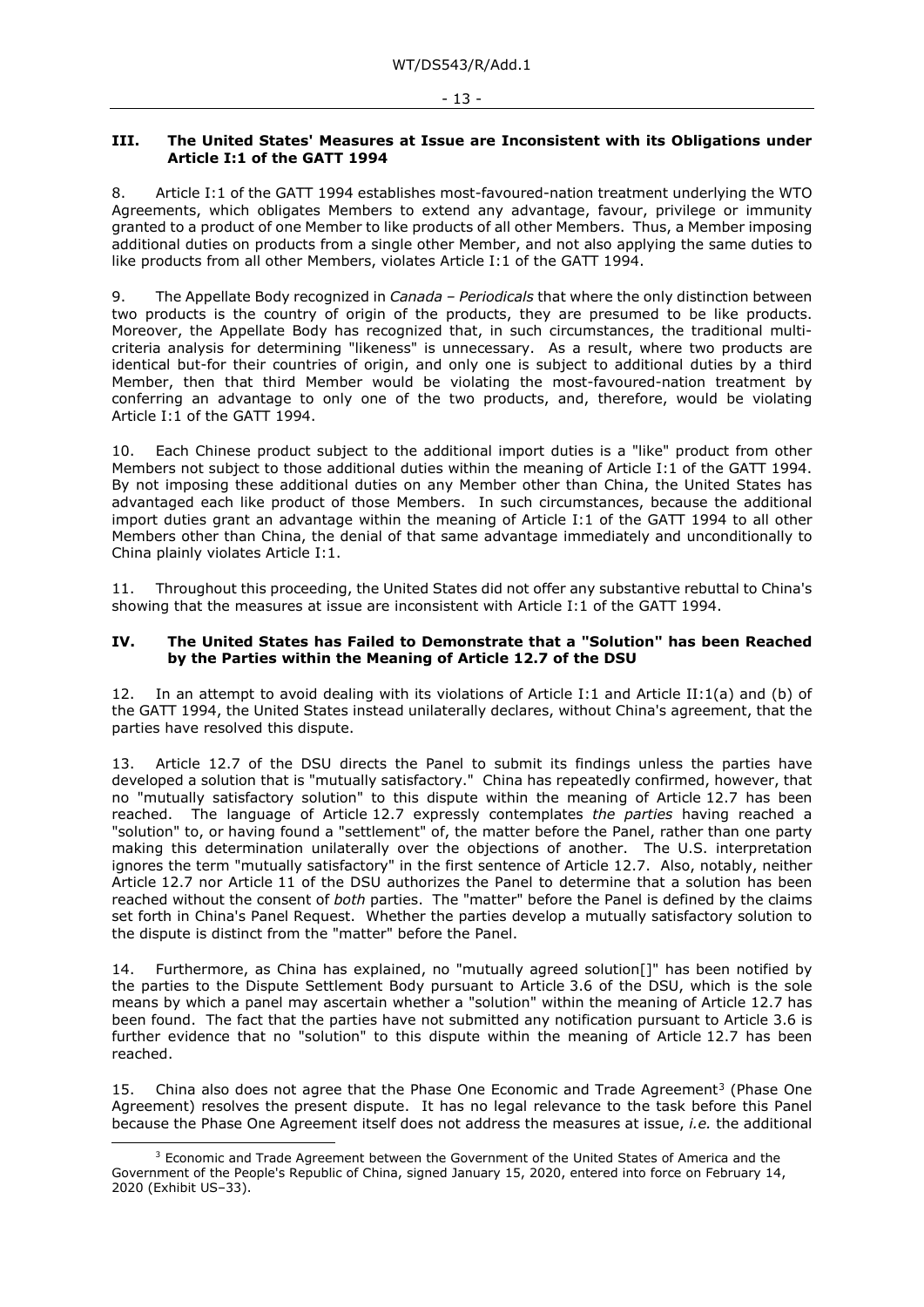## III. The United States' Measures at Issue are Inconsistent with its Obligations under Article I:1 of the GATT 1994

8. Article I:1 of the GATT 1994 establishes most-favoured-nation treatment underlying the WTO Agreements, which obligates Members to extend any advantage, favour, privilege or immunity granted to a product of one Member to like products of all other Members. Thus, a Member imposing additional duties on products from a single other Member, and not also applying the same duties to like products from all other Members, violates Article I:1 of the GATT 1994.

9. The Appellate Body recognized in *Canada – Periodicals* that where the only distinction between two products is the country of origin of the products, they are presumed to be like products. Moreover, the Appellate Body has recognized that, in such circumstances, the traditional multi-criteria analysis for determining "likeness" is unnecessary. As a result, where two products are identical but-for their countries of origin, and only one is subject to additional duties by a third Member, then that third Member would be violating the most-favoured-nation treatment by conferring an advantage to only one of the two products, and, therefore, would be violating Article I:1 of the GATT 1994.

10. Each Chinese product subject to the additional import duties is a "like" product from other Members not subject to those additional duties within the meaning of Article I:1 of the GATT 1994. By not imposing these additional duties on any Member other than China, the United States has advantaged each like product of those Members. In such circumstances, because the additional import duties grant an advantage within the meaning of Article I:1 of the GATT 1994 to all other Members other than China, the denial of that same advantage immediately and unconditionally to China plainly violates Article I:1.

11. Throughout this proceeding, the United States did not offer any substantive rebuttal to China's showing that the measures at issue are inconsistent with Article I:1 of the GATT 1994.

## IV. The United States has Failed to Demonstrate that a "Solution" has been Reached by the Parties within the Meaning of Article 12.7 of the DSU

12. In an attempt to avoid dealing with its violations of Article I:1 and Article II:1(a) and (b) of the GATT 1994, the United States instead unilaterally declares, without China's agreement, that the parties have resolved this dispute.

13. Article 12.7 of the DSU directs the Panel to submit its findings unless the parties have developed a solution that is "mutually satisfactory." China has repeatedly confirmed, however, that no "mutually satisfactory solution" to this dispute within the meaning of Article 12.7 has been reached. The language of Article 12.7 expressly contemplates *the parties* having reached a "solution" to, or having found a "settlement" of, the matter before the Panel, rather than one party making this determination unilaterally over the objections of another. The U.S. interpretation ignores the term "mutually satisfactory" in the first sentence of Article 12.7. Also, notably, neither Article 12.7 nor Article 11 of the DSU authorizes the Panel to determine that a solution has been reached without the consent of *both* parties. The "matter" before the Panel is defined by the claims set forth in China's Panel Request. Whether the parties develop a mutually satisfactory solution to the dispute is distinct from the "matter" before the Panel.

14. Furthermore, as China has explained, no "mutually agreed solution[]" has been notified by the parties to the Dispute Settlement Body pursuant to Article 3.6 of the DSU, which is the sole means by which a panel may ascertain whether a "solution" within the meaning of Article 12.7 has been found. The fact that the parties have not submitted any notification pursuant to Article 3.6 is further evidence that no "solution" to this dispute within the meaning of Article 12.7 has been reached.

15. China also does not agree that the Phase One Economic and Trade Agreement[3] (Phase One Agreement) resolves the present dispute. It has no legal relevance to the task before this Panel because the Phase One Agreement itself does not address the measures at issue, *i.e.* the additional

[3] Economic and Trade Agreement between the Government of the United States of America and the Government of the People's Republic of China, signed January 15, 2020, entered into force on February 14, 2020 (Exhibit US–33).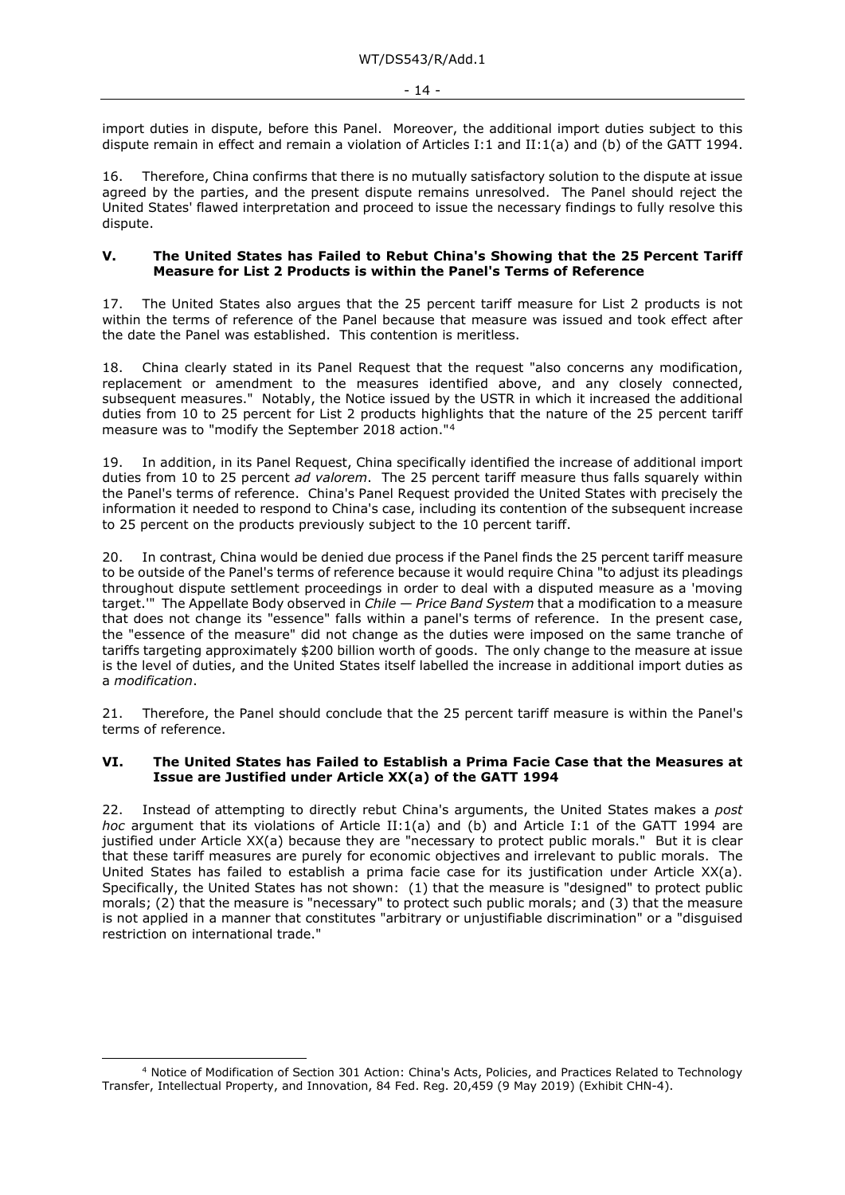import duties in dispute, before this Panel. Moreover, the additional import duties subject to this dispute remain in effect and remain a violation of Articles I:1 and II:1(a) and (b) of the GATT 1994.

16. Therefore, China confirms that there is no mutually satisfactory solution to the dispute at issue agreed by the parties, and the present dispute remains unresolved. The Panel should reject the United States' flawed interpretation and proceed to issue the necessary findings to fully resolve this dispute.

## V. The United States has Failed to Rebut China's Showing that the 25 Percent Tariff Measure for List 2 Products is within the Panel's Terms of Reference

17. The United States also argues that the 25 percent tariff measure for List 2 products is not within the terms of reference of the Panel because that measure was issued and took effect after the date the Panel was established. This contention is meritless.

18. China clearly stated in its Panel Request that the request "also concerns any modification, replacement or amendment to the measures identified above, and any closely connected, subsequent measures." Notably, the Notice issued by the USTR in which it increased the additional duties from 10 to 25 percent for List 2 products highlights that the nature of the 25 percent tariff measure was to "modify the September 2018 action."[4]

19. In addition, in its Panel Request, China specifically identified the increase of additional import duties from 10 to 25 percent *ad valorem*. The 25 percent tariff measure thus falls squarely within the Panel's terms of reference. China's Panel Request provided the United States with precisely the information it needed to respond to China's case, including its contention of the subsequent increase to 25 percent on the products previously subject to the 10 percent tariff.

20. In contrast, China would be denied due process if the Panel finds the 25 percent tariff measure to be outside of the Panel's terms of reference because it would require China "to adjust its pleadings throughout dispute settlement proceedings in order to deal with a disputed measure as a 'moving target.'" The Appellate Body observed in *Chile — Price Band System* that a modification to a measure that does not change its "essence" falls within a panel's terms of reference. In the present case, the "essence of the measure" did not change as the duties were imposed on the same tranche of tariffs targeting approximately $200 billion worth of goods. The only change to the measure at issue is the level of duties, and the United States itself labelled the increase in additional import duties as a *modification*.

21. Therefore, the Panel should conclude that the 25 percent tariff measure is within the Panel's terms of reference.

## VI. The United States has Failed to Establish a Prima Facie Case that the Measures at Issue are Justified under Article XX(a) of the GATT 1994

22. Instead of attempting to directly rebut China's arguments, the United States makes a *post hoc* argument that its violations of Article II:1(a) and (b) and Article I:1 of the GATT 1994 are justified under Article XX(a) because they are "necessary to protect public morals." But it is clear that these tariff measures are purely for economic objectives and irrelevant to public morals. The United States has failed to establish a prima facie case for its justification under Article XX(a). Specifically, the United States has not shown: (1) that the measure is "designed" to protect public morals; (2) that the measure is "necessary" to protect such public morals; and (3) that the measure is not applied in a manner that constitutes "arbitrary or unjustifiable discrimination" or a "disguised restriction on international trade."

---

[4] Notice of Modification of Section 301 Action: China's Acts, Policies, and Practices Related to Technology Transfer, Intellectual Property, and Innovation, 84 Fed. Reg. 20,459 (9 May 2019) (Exhibit CHN-4).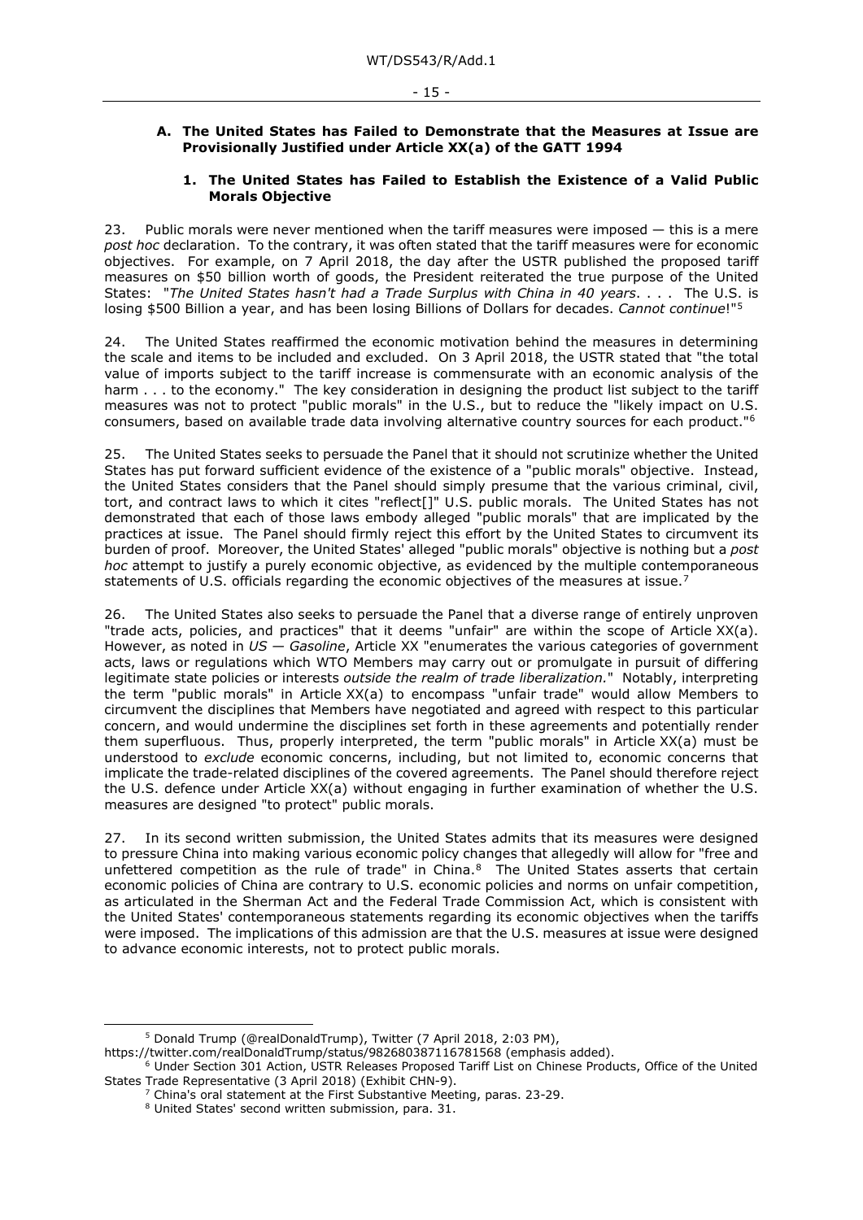### A. The United States has Failed to Demonstrate that the Measures at Issue are Provisionally Justified under Article XX(a) of the GATT 1994

#### 1. The United States has Failed to Establish the Existence of a Valid Public Morals Objective

23. Public morals were never mentioned when the tariff measures were imposed — this is a mere *post hoc* declaration. To the contrary, it was often stated that the tariff measures were for economic objectives. For example, on 7 April 2018, the day after the USTR published the proposed tariff measures on $50 billion worth of goods, the President reiterated the true purpose of the United States: "*The United States hasn't had a Trade Surplus with China in 40 years*. . . . The U.S. is losing $500 Billion a year, and has been losing Billions of Dollars for decades. *Cannot continue*!"[5]

24. The United States reaffirmed the economic motivation behind the measures in determining the scale and items to be included and excluded. On 3 April 2018, the USTR stated that "the total value of imports subject to the tariff increase is commensurate with an economic analysis of the harm . . . to the economy." The key consideration in designing the product list subject to the tariff measures was not to protect "public morals" in the U.S., but to reduce the "likely impact on U.S. consumers, based on available trade data involving alternative country sources for each product."[6]

25. The United States seeks to persuade the Panel that it should not scrutinize whether the United States has put forward sufficient evidence of the existence of a "public morals" objective. Instead, the United States considers that the Panel should simply presume that the various criminal, civil, tort, and contract laws to which it cites "reflect[]" U.S. public morals. The United States has not demonstrated that each of those laws embody alleged "public morals" that are implicated by the practices at issue. The Panel should firmly reject this effort by the United States to circumvent its burden of proof. Moreover, the United States' alleged "public morals" objective is nothing but a *post hoc* attempt to justify a purely economic objective, as evidenced by the multiple contemporaneous statements of U.S. officials regarding the economic objectives of the measures at issue.[7]

26. The United States also seeks to persuade the Panel that a diverse range of entirely unproven "trade acts, policies, and practices" that it deems "unfair" are within the scope of Article XX(a). However, as noted in *US — Gasoline*, Article XX "enumerates the various categories of government acts, laws or regulations which WTO Members may carry out or promulgate in pursuit of differing legitimate state policies or interests *outside the realm of trade liberalization.*" Notably, interpreting the term "public morals" in Article XX(a) to encompass "unfair trade" would allow Members to circumvent the disciplines that Members have negotiated and agreed with respect to this particular concern, and would undermine the disciplines set forth in these agreements and potentially render them superfluous. Thus, properly interpreted, the term "public morals" in Article XX(a) must be understood to *exclude* economic concerns, including, but not limited to, economic concerns that implicate the trade-related disciplines of the covered agreements. The Panel should therefore reject the U.S. defence under Article XX(a) without engaging in further examination of whether the U.S. measures are designed "to protect" public morals.

27. In its second written submission, the United States admits that its measures were designed to pressure China into making various economic policy changes that allegedly will allow for "free and unfettered competition as the rule of trade" in China.[8] The United States asserts that certain economic policies of China are contrary to U.S. economic policies and norms on unfair competition, as articulated in the Sherman Act and the Federal Trade Commission Act, which is consistent with the United States' contemporaneous statements regarding its economic objectives when the tariffs were imposed. The implications of this admission are that the U.S. measures at issue were designed to advance economic interests, not to protect public morals.

---

[5] Donald Trump (@realDonaldTrump), Twitter (7 April 2018, 2:03 PM), https://twitter.com/realDonaldTrump/status/982680387116781568 (emphasis added).

[6] Under Section 301 Action, USTR Releases Proposed Tariff List on Chinese Products, Office of the United States Trade Representative (3 April 2018) (Exhibit CHN-9).

[7] China's oral statement at the First Substantive Meeting, paras. 23-29.

[8] United States' second written submission, para. 31.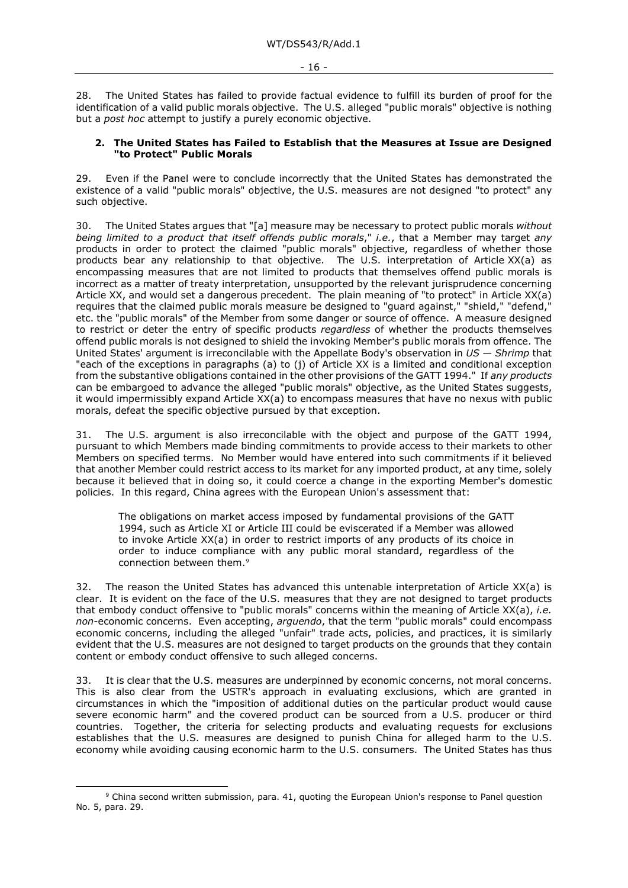28. The United States has failed to provide factual evidence to fulfill its burden of proof for the identification of a valid public morals objective. The U.S. alleged "public morals" objective is nothing but a *post hoc* attempt to justify a purely economic objective.

### 2. The United States has Failed to Establish that the Measures at Issue are Designed "to Protect" Public Morals

29. Even if the Panel were to conclude incorrectly that the United States has demonstrated the existence of a valid "public morals" objective, the U.S. measures are not designed "to protect" any such objective.

30. The United States argues that "[a] measure may be necessary to protect public morals *without being limited to a product that itself offends public morals*," *i.e.*, that a Member may target *any* products in order to protect the claimed "public morals" objective, regardless of whether those products bear any relationship to that objective. The U.S. interpretation of Article XX(a) as encompassing measures that are not limited to products that themselves offend public morals is incorrect as a matter of treaty interpretation, unsupported by the relevant jurisprudence concerning Article XX, and would set a dangerous precedent. The plain meaning of "to protect" in Article XX(a) requires that the claimed public morals measure be designed to "guard against," "shield," "defend," etc. the "public morals" of the Member from some danger or source of offence. A measure designed to restrict or deter the entry of specific products *regardless* of whether the products themselves offend public morals is not designed to shield the invoking Member's public morals from offence. The United States' argument is irreconcilable with the Appellate Body's observation in *US — Shrimp* that "each of the exceptions in paragraphs (a) to (j) of Article XX is a limited and conditional exception from the substantive obligations contained in the other provisions of the GATT 1994." If *any products* can be embargoed to advance the alleged "public morals" objective, as the United States suggests, it would impermissibly expand Article XX(a) to encompass measures that have no nexus with public morals, defeat the specific objective pursued by that exception.

31. The U.S. argument is also irreconcilable with the object and purpose of the GATT 1994, pursuant to which Members made binding commitments to provide access to their markets to other Members on specified terms. No Member would have entered into such commitments if it believed that another Member could restrict access to its market for any imported product, at any time, solely because it believed that in doing so, it could coerce a change in the exporting Member's domestic policies. In this regard, China agrees with the European Union's assessment that:

> The obligations on market access imposed by fundamental provisions of the GATT 1994, such as Article XI or Article III could be eviscerated if a Member was allowed to invoke Article XX(a) in order to restrict imports of any products of its choice in order to induce compliance with any public moral standard, regardless of the connection between them.[9]

32. The reason the United States has advanced this untenable interpretation of Article XX(a) is clear. It is evident on the face of the U.S. measures that they are not designed to target products that embody conduct offensive to "public morals" concerns within the meaning of Article XX(a), *i.e. non*-economic concerns. Even accepting, *arguendo*, that the term "public morals" could encompass economic concerns, including the alleged "unfair" trade acts, policies, and practices, it is similarly evident that the U.S. measures are not designed to target products on the grounds that they contain content or embody conduct offensive to such alleged concerns.

33. It is clear that the U.S. measures are underpinned by economic concerns, not moral concerns. This is also clear from the USTR's approach in evaluating exclusions, which are granted in circumstances in which the "imposition of additional duties on the particular product would cause severe economic harm" and the covered product can be sourced from a U.S. producer or third countries. Together, the criteria for selecting products and evaluating requests for exclusions establishes that the U.S. measures are designed to punish China for alleged harm to the U.S. economy while avoiding causing economic harm to the U.S. consumers. The United States has thus

[9] China second written submission, para. 41, quoting the European Union's response to Panel question No. 5, para. 29.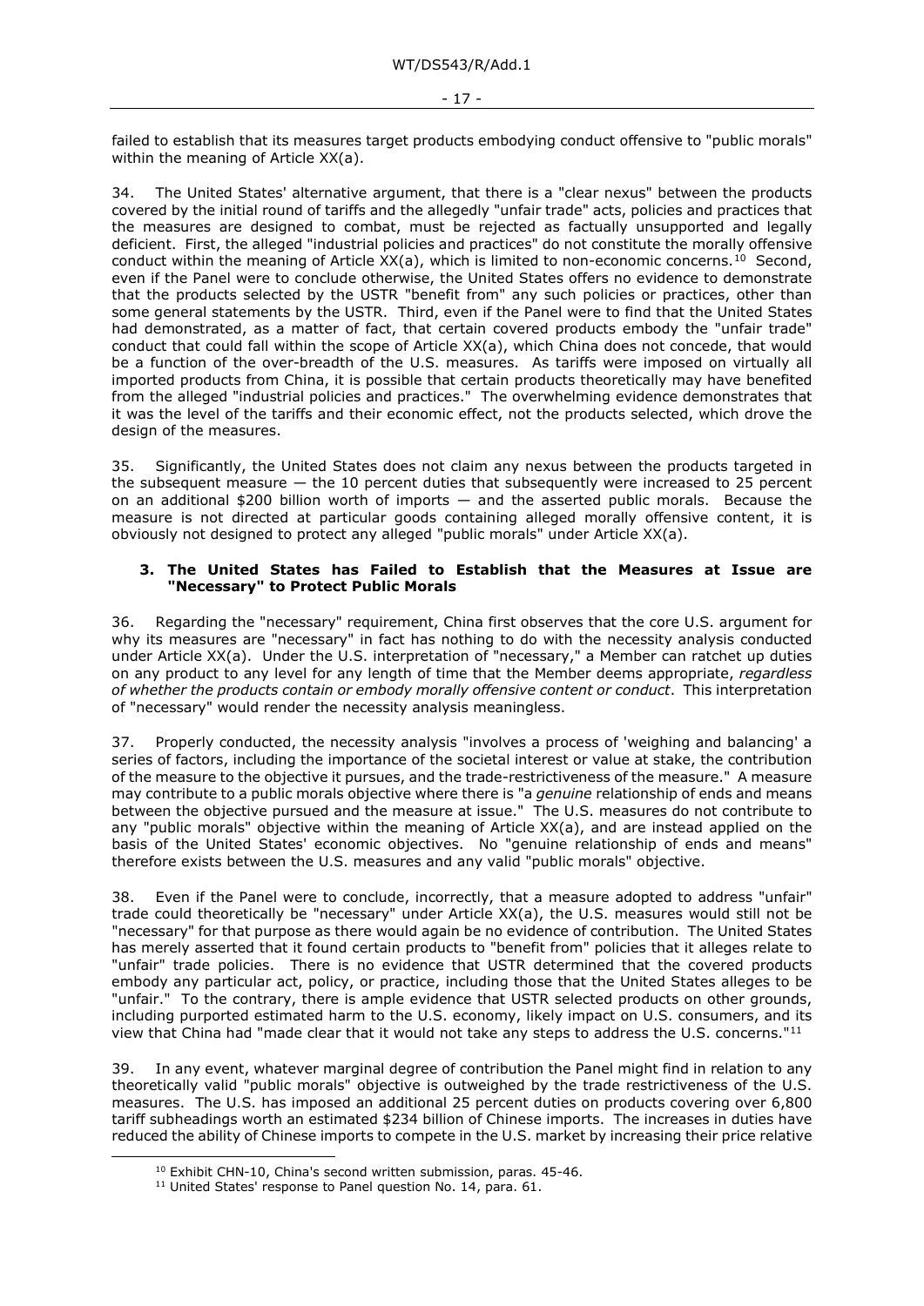failed to establish that its measures target products embodying conduct offensive to "public morals" within the meaning of Article XX(a).

34. The United States' alternative argument, that there is a "clear nexus" between the products covered by the initial round of tariffs and the allegedly "unfair trade" acts, policies and practices that the measures are designed to combat, must be rejected as factually unsupported and legally deficient. First, the alleged "industrial policies and practices" do not constitute the morally offensive conduct within the meaning of Article XX(a), which is limited to non-economic concerns.[10] Second, even if the Panel were to conclude otherwise, the United States offers no evidence to demonstrate that the products selected by the USTR "benefit from" any such policies or practices, other than some general statements by the USTR. Third, even if the Panel were to find that the United States had demonstrated, as a matter of fact, that certain covered products embody the "unfair trade" conduct that could fall within the scope of Article XX(a), which China does not concede, that would be a function of the over-breadth of the U.S. measures. As tariffs were imposed on virtually all imported products from China, it is possible that certain products theoretically may have benefited from the alleged "industrial policies and practices." The overwhelming evidence demonstrates that it was the level of the tariffs and their economic effect, not the products selected, which drove the design of the measures.

35. Significantly, the United States does not claim any nexus between the products targeted in the subsequent measure — the 10 percent duties that subsequently were increased to 25 percent on an additional $200 billion worth of imports — and the asserted public morals. Because the measure is not directed at particular goods containing alleged morally offensive content, it is obviously not designed to protect any alleged "public morals" under Article XX(a).

### 3. The United States has Failed to Establish that the Measures at Issue are "Necessary" to Protect Public Morals

36. Regarding the "necessary" requirement, China first observes that the core U.S. argument for why its measures are "necessary" in fact has nothing to do with the necessity analysis conducted under Article XX(a). Under the U.S. interpretation of "necessary," a Member can ratchet up duties on any product to any level for any length of time that the Member deems appropriate, *regardless of whether the products contain or embody morally offensive content or conduct*. This interpretation of "necessary" would render the necessity analysis meaningless.

37. Properly conducted, the necessity analysis "involves a process of 'weighing and balancing' a series of factors, including the importance of the societal interest or value at stake, the contribution of the measure to the objective it pursues, and the trade-restrictiveness of the measure." A measure may contribute to a public morals objective where there is "a *genuine* relationship of ends and means between the objective pursued and the measure at issue." The U.S. measures do not contribute to any "public morals" objective within the meaning of Article XX(a), and are instead applied on the basis of the United States' economic objectives. No "genuine relationship of ends and means" therefore exists between the U.S. measures and any valid "public morals" objective.

38. Even if the Panel were to conclude, incorrectly, that a measure adopted to address "unfair" trade could theoretically be "necessary" under Article XX(a), the U.S. measures would still not be "necessary" for that purpose as there would again be no evidence of contribution. The United States has merely asserted that it found certain products to "benefit from" policies that it alleges relate to "unfair" trade policies. There is no evidence that USTR determined that the covered products embody any particular act, policy, or practice, including those that the United States alleges to be "unfair." To the contrary, there is ample evidence that USTR selected products on other grounds, including purported estimated harm to the U.S. economy, likely impact on U.S. consumers, and its view that China had "made clear that it would not take any steps to address the U.S. concerns."[11]

39. In any event, whatever marginal degree of contribution the Panel might find in relation to any theoretically valid "public morals" objective is outweighed by the trade restrictiveness of the U.S. measures. The U.S. has imposed an additional 25 percent duties on products covering over 6,800 tariff subheadings worth an estimated $234 billion of Chinese imports. The increases in duties have reduced the ability of Chinese imports to compete in the U.S. market by increasing their price relative

---

[10] Exhibit CHN-10, China's second written submission, paras. 45-46.

[11] United States' response to Panel question No. 14, para. 61.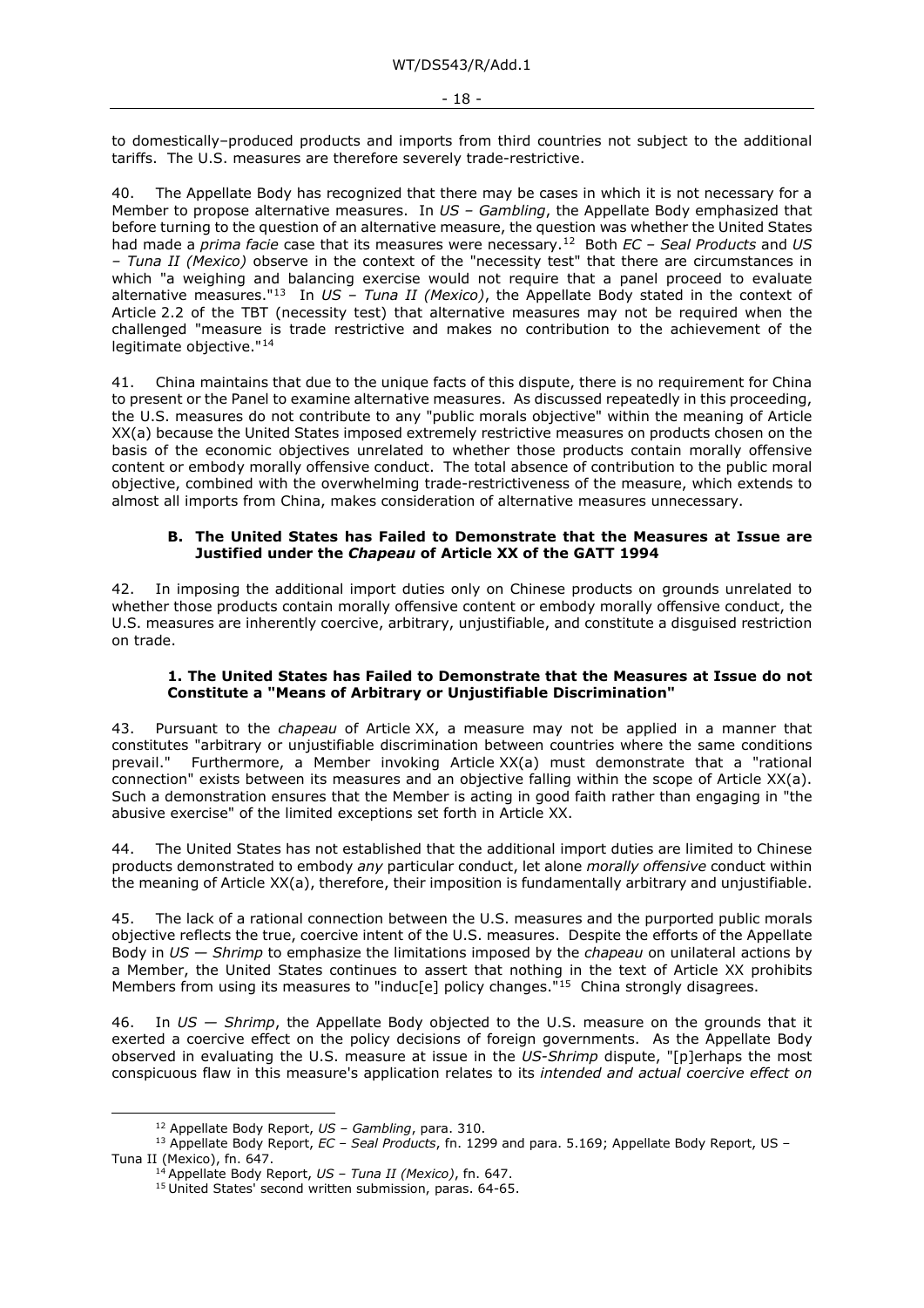to domestically–produced products and imports from third countries not subject to the additional tariffs. The U.S. measures are therefore severely trade-restrictive.

40. The Appellate Body has recognized that there may be cases in which it is not necessary for a Member to propose alternative measures. In *US – Gambling*, the Appellate Body emphasized that before turning to the question of an alternative measure, the question was whether the United States had made a *prima facie* case that its measures were necessary.[12] Both *EC – Seal Products* and *US – Tuna II (Mexico)* observe in the context of the "necessity test" that there are circumstances in which "a weighing and balancing exercise would not require that a panel proceed to evaluate alternative measures."[13] In *US – Tuna II (Mexico)*, the Appellate Body stated in the context of Article 2.2 of the TBT (necessity test) that alternative measures may not be required when the challenged "measure is trade restrictive and makes no contribution to the achievement of the legitimate objective."[14]

41. China maintains that due to the unique facts of this dispute, there is no requirement for China to present or the Panel to examine alternative measures. As discussed repeatedly in this proceeding, the U.S. measures do not contribute to any "public morals objective" within the meaning of Article XX(a) because the United States imposed extremely restrictive measures on products chosen on the basis of the economic objectives unrelated to whether those products contain morally offensive content or embody morally offensive conduct. The total absence of contribution to the public moral objective, combined with the overwhelming trade-restrictiveness of the measure, which extends to almost all imports from China, makes consideration of alternative measures unnecessary.

### B. The United States has Failed to Demonstrate that the Measures at Issue are Justified under the *Chapeau* of Article XX of the GATT 1994

42. In imposing the additional import duties only on Chinese products on grounds unrelated to whether those products contain morally offensive content or embody morally offensive conduct, the U.S. measures are inherently coercive, arbitrary, unjustifiable, and constitute a disguised restriction on trade.

#### 1. The United States has Failed to Demonstrate that the Measures at Issue do not Constitute a "Means of Arbitrary or Unjustifiable Discrimination"

43. Pursuant to the *chapeau* of Article XX, a measure may not be applied in a manner that constitutes "arbitrary or unjustifiable discrimination between countries where the same conditions prevail." Furthermore, a Member invoking Article XX(a) must demonstrate that a "rational connection" exists between its measures and an objective falling within the scope of Article XX(a). Such a demonstration ensures that the Member is acting in good faith rather than engaging in "the abusive exercise" of the limited exceptions set forth in Article XX.

44. The United States has not established that the additional import duties are limited to Chinese products demonstrated to embody *any* particular conduct, let alone *morally offensive* conduct within the meaning of Article XX(a), therefore, their imposition is fundamentally arbitrary and unjustifiable.

45. The lack of a rational connection between the U.S. measures and the purported public morals objective reflects the true, coercive intent of the U.S. measures. Despite the efforts of the Appellate Body in *US — Shrimp* to emphasize the limitations imposed by the *chapeau* on unilateral actions by a Member, the United States continues to assert that nothing in the text of Article XX prohibits Members from using its measures to "induc[e] policy changes."[15] China strongly disagrees.

46. In *US — Shrimp*, the Appellate Body objected to the U.S. measure on the grounds that it exerted a coercive effect on the policy decisions of foreign governments. As the Appellate Body observed in evaluating the U.S. measure at issue in the *US-Shrimp* dispute, "[p]erhaps the most conspicuous flaw in this measure's application relates to its *intended and actual coercive effect on*

---

[12] Appellate Body Report, *US – Gambling*, para. 310.

[13] Appellate Body Report, *EC – Seal Products*, fn. 1299 and para. 5.169; Appellate Body Report, US – Tuna II (Mexico), fn. 647.

[14] Appellate Body Report, *US – Tuna II (Mexico)*, fn. 647.

[15] United States' second written submission, paras. 64-65.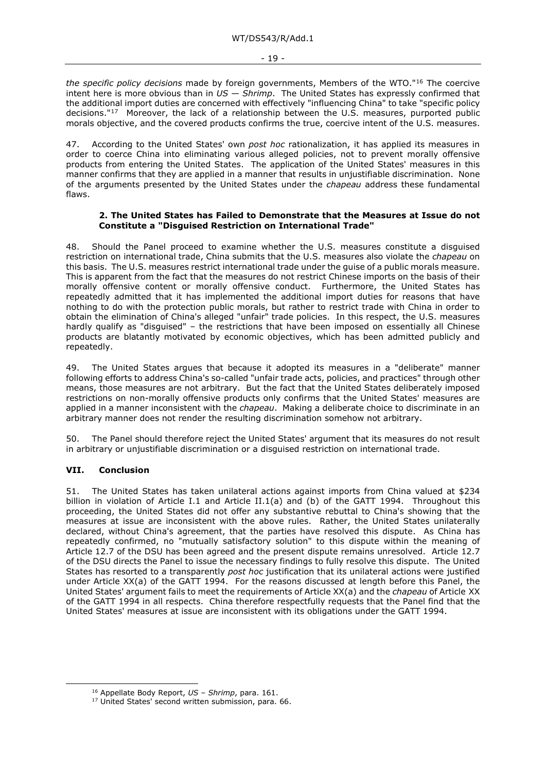*the specific policy decisions* made by foreign governments, Members of the WTO."[16] The coercive intent here is more obvious than in *US — Shrimp*. The United States has expressly confirmed that the additional import duties are concerned with effectively "influencing China" to take "specific policy decisions."[17] Moreover, the lack of a relationship between the U.S. measures, purported public morals objective, and the covered products confirms the true, coercive intent of the U.S. measures.

47. According to the United States' own *post hoc* rationalization, it has applied its measures in order to coerce China into eliminating various alleged policies, not to prevent morally offensive products from entering the United States. The application of the United States' measures in this manner confirms that they are applied in a manner that results in unjustifiable discrimination. None of the arguments presented by the United States under the *chapeau* address these fundamental flaws.

#### 2. The United States has Failed to Demonstrate that the Measures at Issue do not Constitute a "Disguised Restriction on International Trade"

48. Should the Panel proceed to examine whether the U.S. measures constitute a disguised restriction on international trade, China submits that the U.S. measures also violate the *chapeau* on this basis. The U.S. measures restrict international trade under the guise of a public morals measure. This is apparent from the fact that the measures do not restrict Chinese imports on the basis of their morally offensive content or morally offensive conduct. Furthermore, the United States has repeatedly admitted that it has implemented the additional import duties for reasons that have nothing to do with the protection public morals, but rather to restrict trade with China in order to obtain the elimination of China's alleged "unfair" trade policies. In this respect, the U.S. measures hardly qualify as "disguised" – the restrictions that have been imposed on essentially all Chinese products are blatantly motivated by economic objectives, which has been admitted publicly and repeatedly.

49. The United States argues that because it adopted its measures in a "deliberate" manner following efforts to address China's so-called "unfair trade acts, policies, and practices" through other means, those measures are not arbitrary. But the fact that the United States deliberately imposed restrictions on non-morally offensive products only confirms that the United States' measures are applied in a manner inconsistent with the *chapeau*. Making a deliberate choice to discriminate in an arbitrary manner does not render the resulting discrimination somehow not arbitrary.

50. The Panel should therefore reject the United States' argument that its measures do not result in arbitrary or unjustifiable discrimination or a disguised restriction on international trade.

### VII. Conclusion

51. The United States has taken unilateral actions against imports from China valued at $234 billion in violation of Article I.1 and Article II.1(a) and (b) of the GATT 1994. Throughout this proceeding, the United States did not offer any substantive rebuttal to China's showing that the measures at issue are inconsistent with the above rules. Rather, the United States unilaterally declared, without China's agreement, that the parties have resolved this dispute. As China has repeatedly confirmed, no "mutually satisfactory solution" to this dispute within the meaning of Article 12.7 of the DSU has been agreed and the present dispute remains unresolved. Article 12.7 of the DSU directs the Panel to issue the necessary findings to fully resolve this dispute. The United States has resorted to a transparently *post hoc* justification that its unilateral actions were justified under Article XX(a) of the GATT 1994. For the reasons discussed at length before this Panel, the United States' argument fails to meet the requirements of Article XX(a) and the *chapeau* of Article XX of the GATT 1994 in all respects. China therefore respectfully requests that the Panel find that the United States' measures at issue are inconsistent with its obligations under the GATT 1994.

---

[16] Appellate Body Report, *US – Shrimp*, para. 161.

[17] United States' second written submission, para. 66.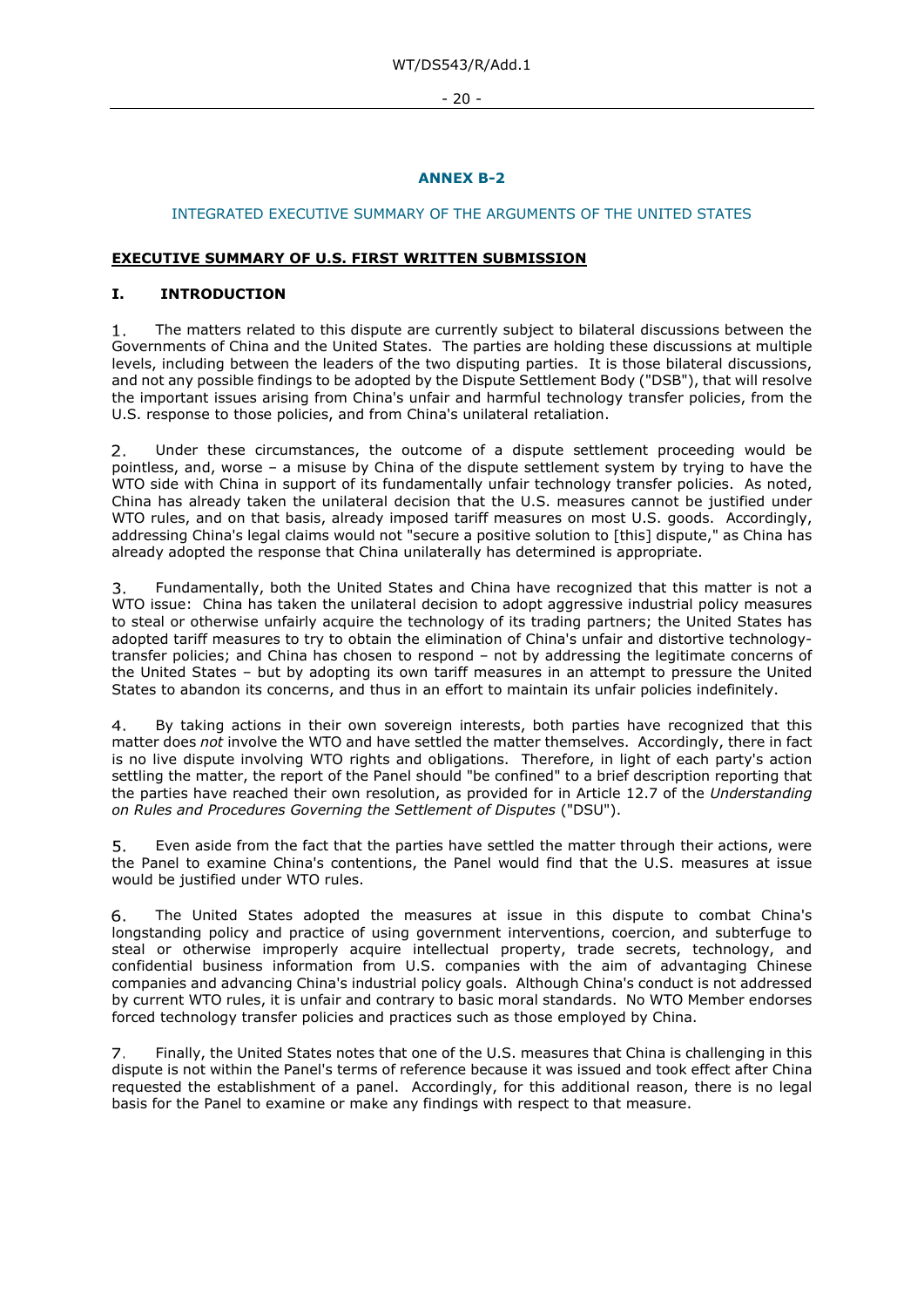## ANNEX B-2

### INTEGRATED EXECUTIVE SUMMARY OF THE ARGUMENTS OF THE UNITED STATES

**EXECUTIVE SUMMARY OF U.S. FIRST WRITTEN SUBMISSION**

### I. INTRODUCTION

1. The matters related to this dispute are currently subject to bilateral discussions between the Governments of China and the United States. The parties are holding these discussions at multiple levels, including between the leaders of the two disputing parties. It is those bilateral discussions, and not any possible findings to be adopted by the Dispute Settlement Body ("DSB"), that will resolve the important issues arising from China's unfair and harmful technology transfer policies, from the U.S. response to those policies, and from China's unilateral retaliation.

2. Under these circumstances, the outcome of a dispute settlement proceeding would be pointless, and, worse – a misuse by China of the dispute settlement system by trying to have the WTO side with China in support of its fundamentally unfair technology transfer policies. As noted, China has already taken the unilateral decision that the U.S. measures cannot be justified under WTO rules, and on that basis, already imposed tariff measures on most U.S. goods. Accordingly, addressing China's legal claims would not "secure a positive solution to [this] dispute," as China has already adopted the response that China unilaterally has determined is appropriate.

3. Fundamentally, both the United States and China have recognized that this matter is not a WTO issue: China has taken the unilateral decision to adopt aggressive industrial policy measures to steal or otherwise unfairly acquire the technology of its trading partners; the United States has adopted tariff measures to try to obtain the elimination of China's unfair and distortive technology-transfer policies; and China has chosen to respond – not by addressing the legitimate concerns of the United States – but by adopting its own tariff measures in an attempt to pressure the United States to abandon its concerns, and thus in an effort to maintain its unfair policies indefinitely.

4. By taking actions in their own sovereign interests, both parties have recognized that this matter does *not* involve the WTO and have settled the matter themselves. Accordingly, there in fact is no live dispute involving WTO rights and obligations. Therefore, in light of each party's action settling the matter, the report of the Panel should "be confined" to a brief description reporting that the parties have reached their own resolution, as provided for in Article 12.7 of the *Understanding on Rules and Procedures Governing the Settlement of Disputes* ("DSU").

5. Even aside from the fact that the parties have settled the matter through their actions, were the Panel to examine China's contentions, the Panel would find that the U.S. measures at issue would be justified under WTO rules.

6. The United States adopted the measures at issue in this dispute to combat China's longstanding policy and practice of using government interventions, coercion, and subterfuge to steal or otherwise improperly acquire intellectual property, trade secrets, technology, and confidential business information from U.S. companies with the aim of advantaging Chinese companies and advancing China's industrial policy goals. Although China's conduct is not addressed by current WTO rules, it is unfair and contrary to basic moral standards. No WTO Member endorses forced technology transfer policies and practices such as those employed by China.

7. Finally, the United States notes that one of the U.S. measures that China is challenging in this dispute is not within the Panel's terms of reference because it was issued and took effect after China requested the establishment of a panel. Accordingly, for this additional reason, there is no legal basis for the Panel to examine or make any findings with respect to that measure.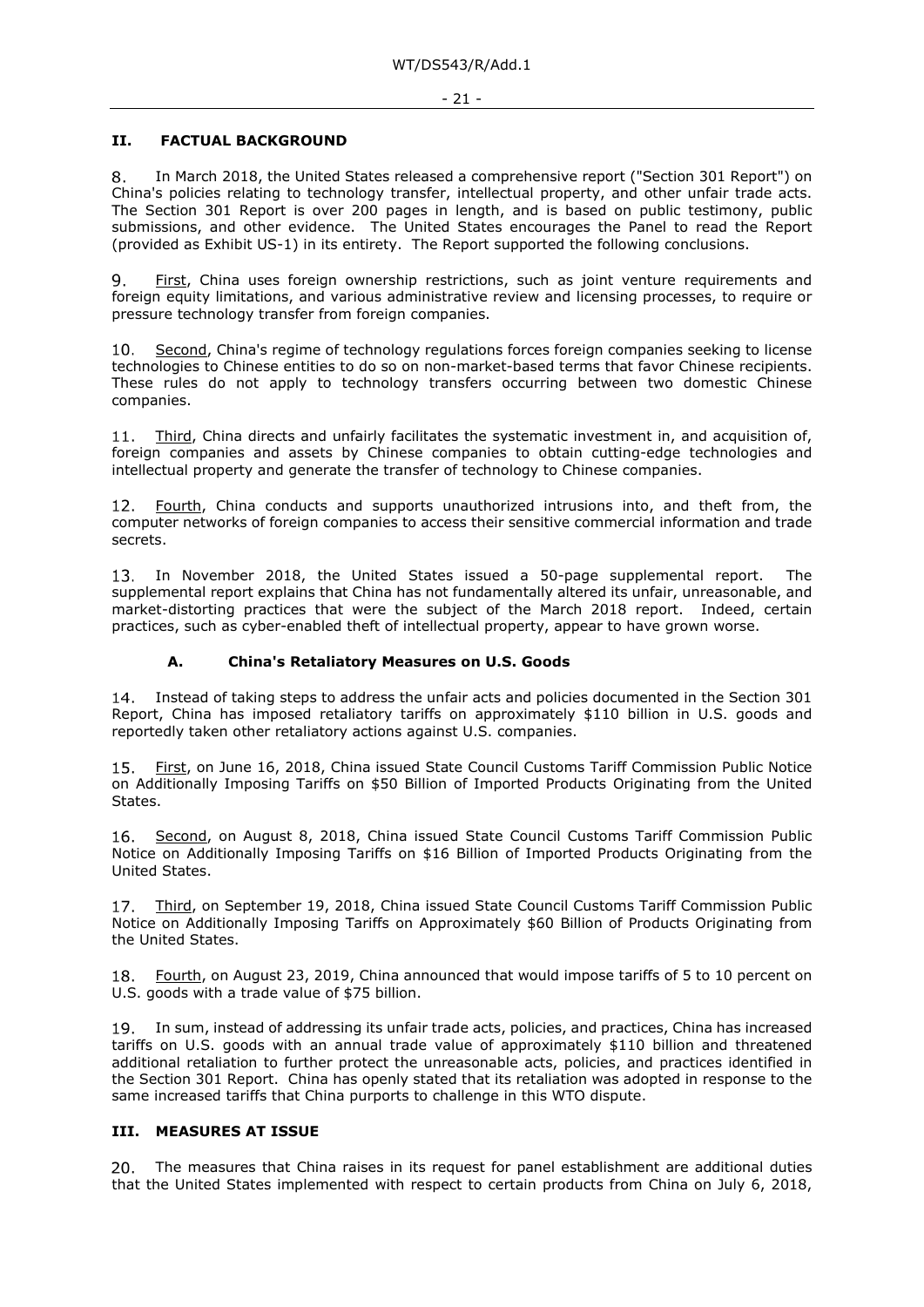## II. FACTUAL BACKGROUND

8. In March 2018, the United States released a comprehensive report ("Section 301 Report") on China's policies relating to technology transfer, intellectual property, and other unfair trade acts. The Section 301 Report is over 200 pages in length, and is based on public testimony, public submissions, and other evidence. The United States encourages the Panel to read the Report (provided as Exhibit US-1) in its entirety. The Report supported the following conclusions.

9. First, China uses foreign ownership restrictions, such as joint venture requirements and foreign equity limitations, and various administrative review and licensing processes, to require or pressure technology transfer from foreign companies.

10. Second, China's regime of technology regulations forces foreign companies seeking to license technologies to Chinese entities to do so on non-market-based terms that favor Chinese recipients. These rules do not apply to technology transfers occurring between two domestic Chinese companies.

11. Third, China directs and unfairly facilitates the systematic investment in, and acquisition of, foreign companies and assets by Chinese companies to obtain cutting-edge technologies and intellectual property and generate the transfer of technology to Chinese companies.

12. Fourth, China conducts and supports unauthorized intrusions into, and theft from, the computer networks of foreign companies to access their sensitive commercial information and trade secrets.

13. In November 2018, the United States issued a 50-page supplemental report. The supplemental report explains that China has not fundamentally altered its unfair, unreasonable, and market-distorting practices that were the subject of the March 2018 report. Indeed, certain practices, such as cyber-enabled theft of intellectual property, appear to have grown worse.

### A. China's Retaliatory Measures on U.S. Goods

14. Instead of taking steps to address the unfair acts and policies documented in the Section 301 Report, China has imposed retaliatory tariffs on approximately $110 billion in U.S. goods and reportedly taken other retaliatory actions against U.S. companies.

15. First, on June 16, 2018, China issued State Council Customs Tariff Commission Public Notice on Additionally Imposing Tariffs on $50 Billion of Imported Products Originating from the United States.

16. Second, on August 8, 2018, China issued State Council Customs Tariff Commission Public Notice on Additionally Imposing Tariffs on $16 Billion of Imported Products Originating from the United States.

17. Third, on September 19, 2018, China issued State Council Customs Tariff Commission Public Notice on Additionally Imposing Tariffs on Approximately $60 Billion of Products Originating from the United States.

18. Fourth, on August 23, 2019, China announced that would impose tariffs of 5 to 10 percent on U.S. goods with a trade value of $75 billion.

19. In sum, instead of addressing its unfair trade acts, policies, and practices, China has increased tariffs on U.S. goods with an annual trade value of approximately $110 billion and threatened additional retaliation to further protect the unreasonable acts, policies, and practices identified in the Section 301 Report. China has openly stated that its retaliation was adopted in response to the same increased tariffs that China purports to challenge in this WTO dispute.

## III. MEASURES AT ISSUE

20. The measures that China raises in its request for panel establishment are additional duties that the United States implemented with respect to certain products from China on July 6, 2018,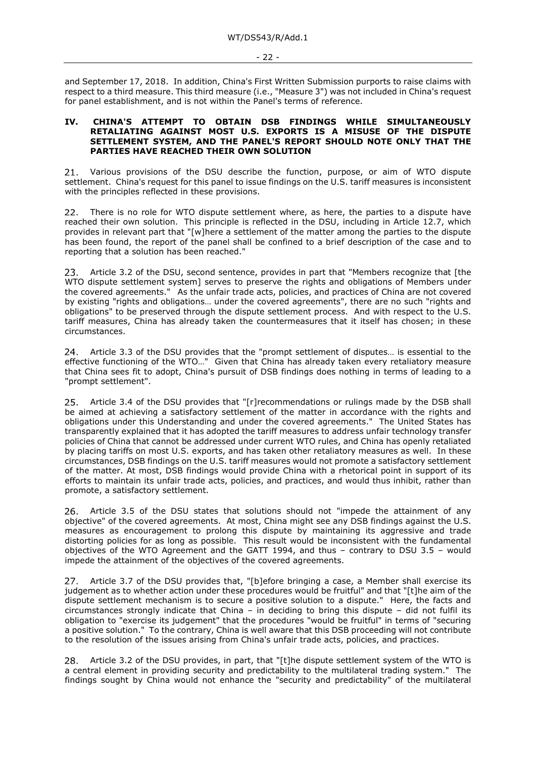and September 17, 2018. In addition, China's First Written Submission purports to raise claims with respect to a third measure. This third measure (i.e., "Measure 3") was not included in China's request for panel establishment, and is not within the Panel's terms of reference.

## IV. CHINA'S ATTEMPT TO OBTAIN DSB FINDINGS WHILE SIMULTANEOUSLY RETALIATING AGAINST MOST U.S. EXPORTS IS A MISUSE OF THE DISPUTE SETTLEMENT SYSTEM, AND THE PANEL'S REPORT SHOULD NOTE ONLY THAT THE PARTIES HAVE REACHED THEIR OWN SOLUTION

21. Various provisions of the DSU describe the function, purpose, or aim of WTO dispute settlement. China's request for this panel to issue findings on the U.S. tariff measures is inconsistent with the principles reflected in these provisions.

22. There is no role for WTO dispute settlement where, as here, the parties to a dispute have reached their own solution. This principle is reflected in the DSU, including in Article 12.7, which provides in relevant part that "[w]here a settlement of the matter among the parties to the dispute has been found, the report of the panel shall be confined to a brief description of the case and to reporting that a solution has been reached."

23. Article 3.2 of the DSU, second sentence, provides in part that "Members recognize that [the WTO dispute settlement system] serves to preserve the rights and obligations of Members under the covered agreements." As the unfair trade acts, policies, and practices of China are not covered by existing "rights and obligations… under the covered agreements", there are no such "rights and obligations" to be preserved through the dispute settlement process. And with respect to the U.S. tariff measures, China has already taken the countermeasures that it itself has chosen; in these circumstances.

24. Article 3.3 of the DSU provides that the "prompt settlement of disputes… is essential to the effective functioning of the WTO…" Given that China has already taken every retaliatory measure that China sees fit to adopt, China's pursuit of DSB findings does nothing in terms of leading to a "prompt settlement".

25. Article 3.4 of the DSU provides that "[r]recommendations or rulings made by the DSB shall be aimed at achieving a satisfactory settlement of the matter in accordance with the rights and obligations under this Understanding and under the covered agreements." The United States has transparently explained that it has adopted the tariff measures to address unfair technology transfer policies of China that cannot be addressed under current WTO rules, and China has openly retaliated by placing tariffs on most U.S. exports, and has taken other retaliatory measures as well. In these circumstances, DSB findings on the U.S. tariff measures would not promote a satisfactory settlement of the matter. At most, DSB findings would provide China with a rhetorical point in support of its efforts to maintain its unfair trade acts, policies, and practices, and would thus inhibit, rather than promote, a satisfactory settlement.

26. Article 3.5 of the DSU states that solutions should not "impede the attainment of any objective" of the covered agreements. At most, China might see any DSB findings against the U.S. measures as encouragement to prolong this dispute by maintaining its aggressive and trade distorting policies for as long as possible. This result would be inconsistent with the fundamental objectives of the WTO Agreement and the GATT 1994, and thus – contrary to DSU 3.5 – would impede the attainment of the objectives of the covered agreements.

27. Article 3.7 of the DSU provides that, "[b]efore bringing a case, a Member shall exercise its judgement as to whether action under these procedures would be fruitful" and that "[t]he aim of the dispute settlement mechanism is to secure a positive solution to a dispute." Here, the facts and circumstances strongly indicate that China – in deciding to bring this dispute – did not fulfil its obligation to "exercise its judgement" that the procedures "would be fruitful" in terms of "securing a positive solution." To the contrary, China is well aware that this DSB proceeding will not contribute to the resolution of the issues arising from China's unfair trade acts, policies, and practices.

28. Article 3.2 of the DSU provides, in part, that "[t]he dispute settlement system of the WTO is a central element in providing security and predictability to the multilateral trading system." The findings sought by China would not enhance the "security and predictability" of the multilateral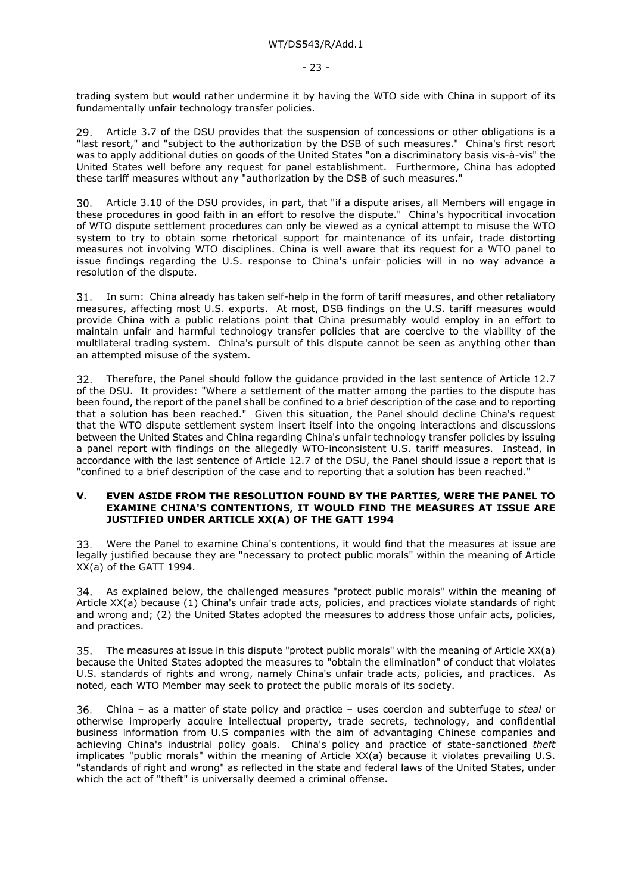trading system but would rather undermine it by having the WTO side with China in support of its fundamentally unfair technology transfer policies.

29. Article 3.7 of the DSU provides that the suspension of concessions or other obligations is a "last resort," and "subject to the authorization by the DSB of such measures." China's first resort was to apply additional duties on goods of the United States "on a discriminatory basis vis-à-vis" the United States well before any request for panel establishment. Furthermore, China has adopted these tariff measures without any "authorization by the DSB of such measures."

30. Article 3.10 of the DSU provides, in part, that "if a dispute arises, all Members will engage in these procedures in good faith in an effort to resolve the dispute." China's hypocritical invocation of WTO dispute settlement procedures can only be viewed as a cynical attempt to misuse the WTO system to try to obtain some rhetorical support for maintenance of its unfair, trade distorting measures not involving WTO disciplines. China is well aware that its request for a WTO panel to issue findings regarding the U.S. response to China's unfair policies will in no way advance a resolution of the dispute.

31. In sum: China already has taken self-help in the form of tariff measures, and other retaliatory measures, affecting most U.S. exports. At most, DSB findings on the U.S. tariff measures would provide China with a public relations point that China presumably would employ in an effort to maintain unfair and harmful technology transfer policies that are coercive to the viability of the multilateral trading system. China's pursuit of this dispute cannot be seen as anything other than an attempted misuse of the system.

32. Therefore, the Panel should follow the guidance provided in the last sentence of Article 12.7 of the DSU. It provides: "Where a settlement of the matter among the parties to the dispute has been found, the report of the panel shall be confined to a brief description of the case and to reporting that a solution has been reached." Given this situation, the Panel should decline China's request that the WTO dispute settlement system insert itself into the ongoing interactions and discussions between the United States and China regarding China's unfair technology transfer policies by issuing a panel report with findings on the allegedly WTO-inconsistent U.S. tariff measures. Instead, in accordance with the last sentence of Article 12.7 of the DSU, the Panel should issue a report that is "confined to a brief description of the case and to reporting that a solution has been reached."

## V. EVEN ASIDE FROM THE RESOLUTION FOUND BY THE PARTIES, WERE THE PANEL TO EXAMINE CHINA'S CONTENTIONS, IT WOULD FIND THE MEASURES AT ISSUE ARE JUSTIFIED UNDER ARTICLE XX(A) OF THE GATT 1994

33. Were the Panel to examine China's contentions, it would find that the measures at issue are legally justified because they are "necessary to protect public morals" within the meaning of Article XX(a) of the GATT 1994.

34. As explained below, the challenged measures "protect public morals" within the meaning of Article XX(a) because (1) China's unfair trade acts, policies, and practices violate standards of right and wrong and; (2) the United States adopted the measures to address those unfair acts, policies, and practices.

35. The measures at issue in this dispute "protect public morals" with the meaning of Article XX(a) because the United States adopted the measures to "obtain the elimination" of conduct that violates U.S. standards of rights and wrong, namely China's unfair trade acts, policies, and practices. As noted, each WTO Member may seek to protect the public morals of its society.

36. China – as a matter of state policy and practice – uses coercion and subterfuge to *steal* or otherwise improperly acquire intellectual property, trade secrets, technology, and confidential business information from U.S companies with the aim of advantaging Chinese companies and achieving China's industrial policy goals. China's policy and practice of state-sanctioned *theft* implicates "public morals" within the meaning of Article XX(a) because it violates prevailing U.S. "standards of right and wrong" as reflected in the state and federal laws of the United States, under which the act of "theft" is universally deemed a criminal offense.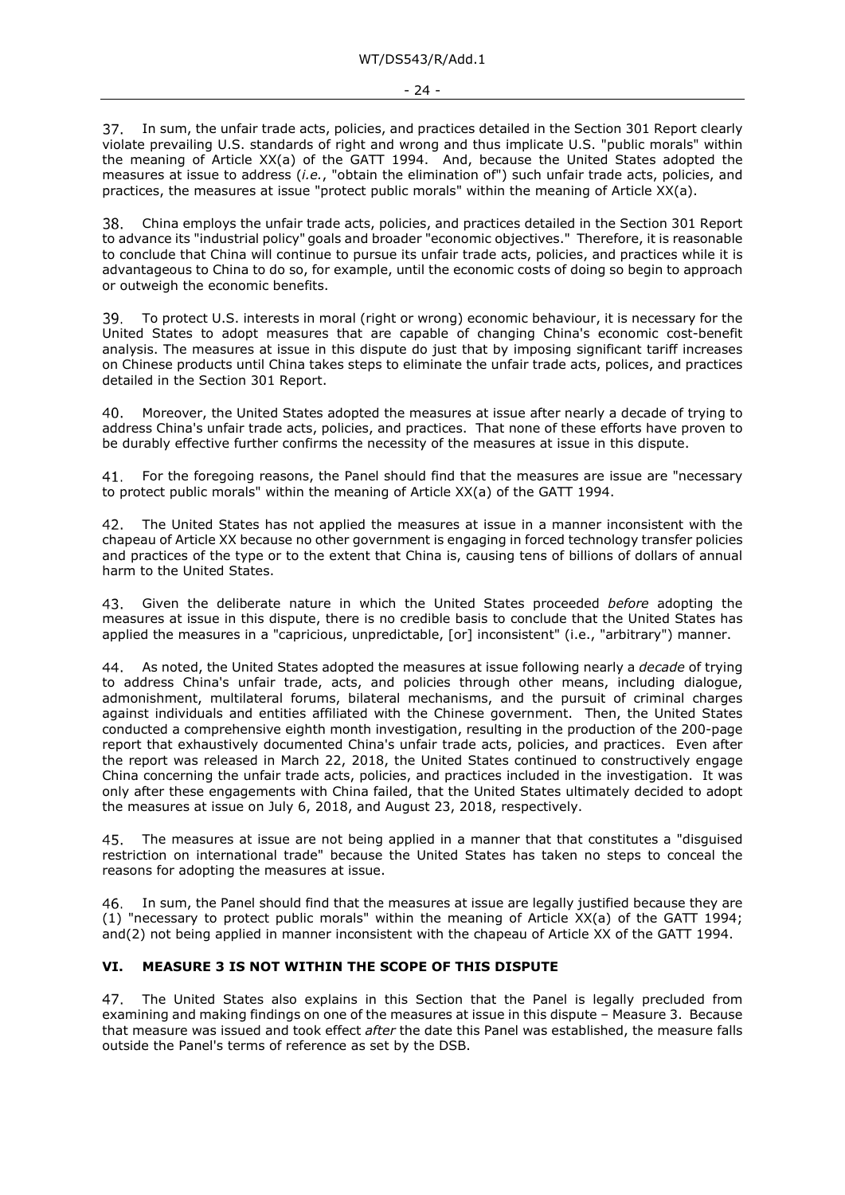37. In sum, the unfair trade acts, policies, and practices detailed in the Section 301 Report clearly violate prevailing U.S. standards of right and wrong and thus implicate U.S. "public morals" within the meaning of Article XX(a) of the GATT 1994. And, because the United States adopted the measures at issue to address (*i.e.*, "obtain the elimination of") such unfair trade acts, policies, and practices, the measures at issue "protect public morals" within the meaning of Article XX(a).

38. China employs the unfair trade acts, policies, and practices detailed in the Section 301 Report to advance its "industrial policy" goals and broader "economic objectives." Therefore, it is reasonable to conclude that China will continue to pursue its unfair trade acts, policies, and practices while it is advantageous to China to do so, for example, until the economic costs of doing so begin to approach or outweigh the economic benefits.

39. To protect U.S. interests in moral (right or wrong) economic behaviour, it is necessary for the United States to adopt measures that are capable of changing China's economic cost-benefit analysis. The measures at issue in this dispute do just that by imposing significant tariff increases on Chinese products until China takes steps to eliminate the unfair trade acts, polices, and practices detailed in the Section 301 Report.

40. Moreover, the United States adopted the measures at issue after nearly a decade of trying to address China's unfair trade acts, policies, and practices. That none of these efforts have proven to be durably effective further confirms the necessity of the measures at issue in this dispute.

41. For the foregoing reasons, the Panel should find that the measures are issue are "necessary to protect public morals" within the meaning of Article XX(a) of the GATT 1994.

42. The United States has not applied the measures at issue in a manner inconsistent with the chapeau of Article XX because no other government is engaging in forced technology transfer policies and practices of the type or to the extent that China is, causing tens of billions of dollars of annual harm to the United States.

43. Given the deliberate nature in which the United States proceeded *before* adopting the measures at issue in this dispute, there is no credible basis to conclude that the United States has applied the measures in a "capricious, unpredictable, [or] inconsistent" (i.e., "arbitrary") manner.

44. As noted, the United States adopted the measures at issue following nearly a *decade* of trying to address China's unfair trade, acts, and policies through other means, including dialogue, admonishment, multilateral forums, bilateral mechanisms, and the pursuit of criminal charges against individuals and entities affiliated with the Chinese government. Then, the United States conducted a comprehensive eighth month investigation, resulting in the production of the 200-page report that exhaustively documented China's unfair trade acts, policies, and practices. Even after the report was released in March 22, 2018, the United States continued to constructively engage China concerning the unfair trade acts, policies, and practices included in the investigation. It was only after these engagements with China failed, that the United States ultimately decided to adopt the measures at issue on July 6, 2018, and August 23, 2018, respectively.

45. The measures at issue are not being applied in a manner that that constitutes a "disguised restriction on international trade" because the United States has taken no steps to conceal the reasons for adopting the measures at issue.

46. In sum, the Panel should find that the measures at issue are legally justified because they are (1) "necessary to protect public morals" within the meaning of Article XX(a) of the GATT 1994; and(2) not being applied in manner inconsistent with the chapeau of Article XX of the GATT 1994.

## VI. MEASURE 3 IS NOT WITHIN THE SCOPE OF THIS DISPUTE

47. The United States also explains in this Section that the Panel is legally precluded from examining and making findings on one of the measures at issue in this dispute – Measure 3. Because that measure was issued and took effect *after* the date this Panel was established, the measure falls outside the Panel's terms of reference as set by the DSB.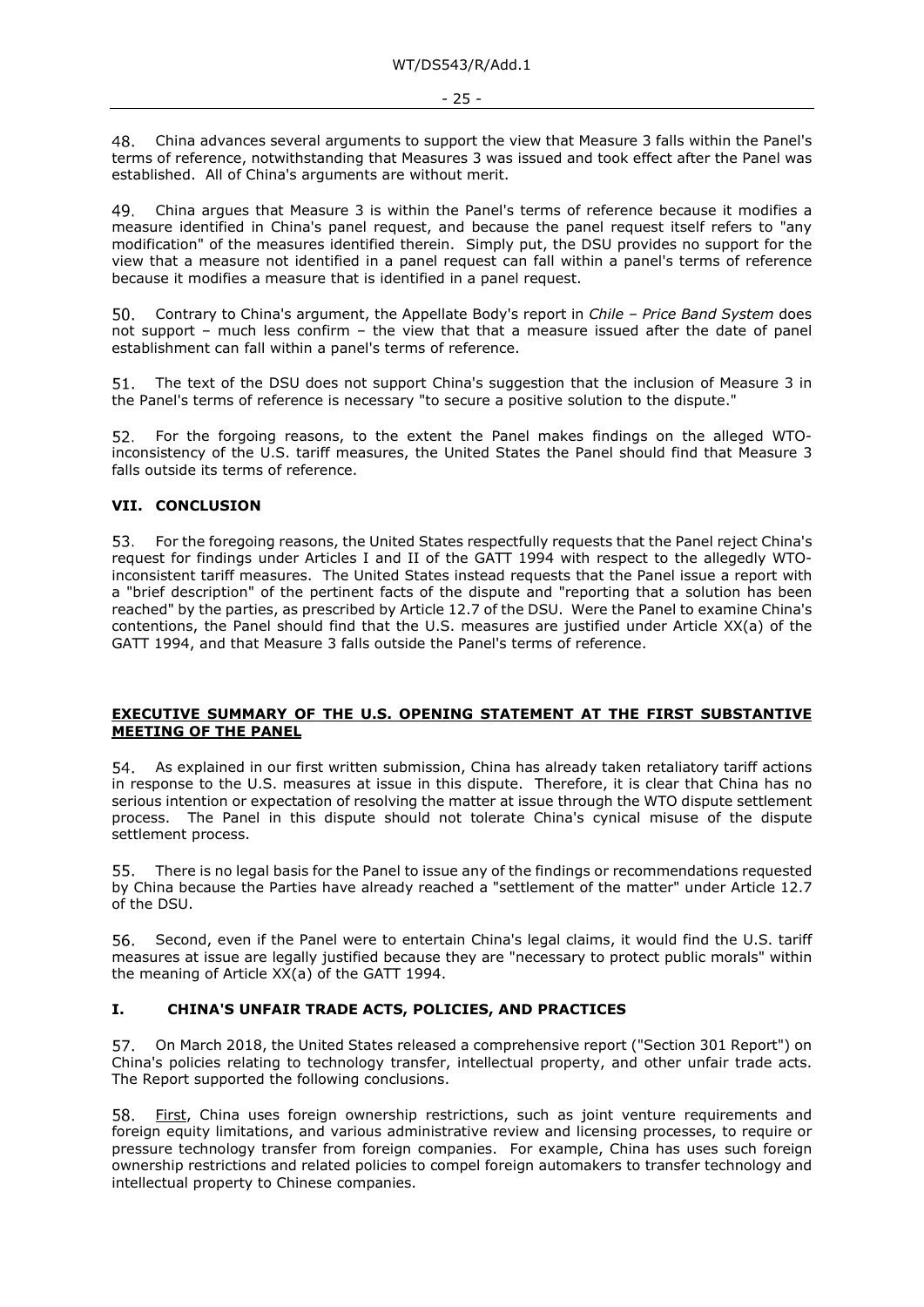48. China advances several arguments to support the view that Measure 3 falls within the Panel's terms of reference, notwithstanding that Measures 3 was issued and took effect after the Panel was established. All of China's arguments are without merit.

49. China argues that Measure 3 is within the Panel's terms of reference because it modifies a measure identified in China's panel request, and because the panel request itself refers to "any modification" of the measures identified therein. Simply put, the DSU provides no support for the view that a measure not identified in a panel request can fall within a panel's terms of reference because it modifies a measure that is identified in a panel request.

50. Contrary to China's argument, the Appellate Body's report in *Chile – Price Band System* does not support – much less confirm – the view that that a measure issued after the date of panel establishment can fall within a panel's terms of reference.

51. The text of the DSU does not support China's suggestion that the inclusion of Measure 3 in the Panel's terms of reference is necessary "to secure a positive solution to the dispute."

52. For the forgoing reasons, to the extent the Panel makes findings on the alleged WTO-inconsistency of the U.S. tariff measures, the United States the Panel should find that Measure 3 falls outside its terms of reference.

## VII. CONCLUSION

53. For the foregoing reasons, the United States respectfully requests that the Panel reject China's request for findings under Articles I and II of the GATT 1994 with respect to the allegedly WTO-inconsistent tariff measures. The United States instead requests that the Panel issue a report with a "brief description" of the pertinent facts of the dispute and "reporting that a solution has been reached" by the parties, as prescribed by Article 12.7 of the DSU. Were the Panel to examine China's contentions, the Panel should find that the U.S. measures are justified under Article XX(a) of the GATT 1994, and that Measure 3 falls outside the Panel's terms of reference.

## EXECUTIVE SUMMARY OF THE U.S. OPENING STATEMENT AT THE FIRST SUBSTANTIVE MEETING OF THE PANEL

54. As explained in our first written submission, China has already taken retaliatory tariff actions in response to the U.S. measures at issue in this dispute. Therefore, it is clear that China has no serious intention or expectation of resolving the matter at issue through the WTO dispute settlement process. The Panel in this dispute should not tolerate China's cynical misuse of the dispute settlement process.

55. There is no legal basis for the Panel to issue any of the findings or recommendations requested by China because the Parties have already reached a "settlement of the matter" under Article 12.7 of the DSU.

56. Second, even if the Panel were to entertain China's legal claims, it would find the U.S. tariff measures at issue are legally justified because they are "necessary to protect public morals" within the meaning of Article XX(a) of the GATT 1994.

## I. CHINA'S UNFAIR TRADE ACTS, POLICIES, AND PRACTICES

57. On March 2018, the United States released a comprehensive report ("Section 301 Report") on China's policies relating to technology transfer, intellectual property, and other unfair trade acts. The Report supported the following conclusions.

58. First, China uses foreign ownership restrictions, such as joint venture requirements and foreign equity limitations, and various administrative review and licensing processes, to require or pressure technology transfer from foreign companies. For example, China has uses such foreign ownership restrictions and related policies to compel foreign automakers to transfer technology and intellectual property to Chinese companies.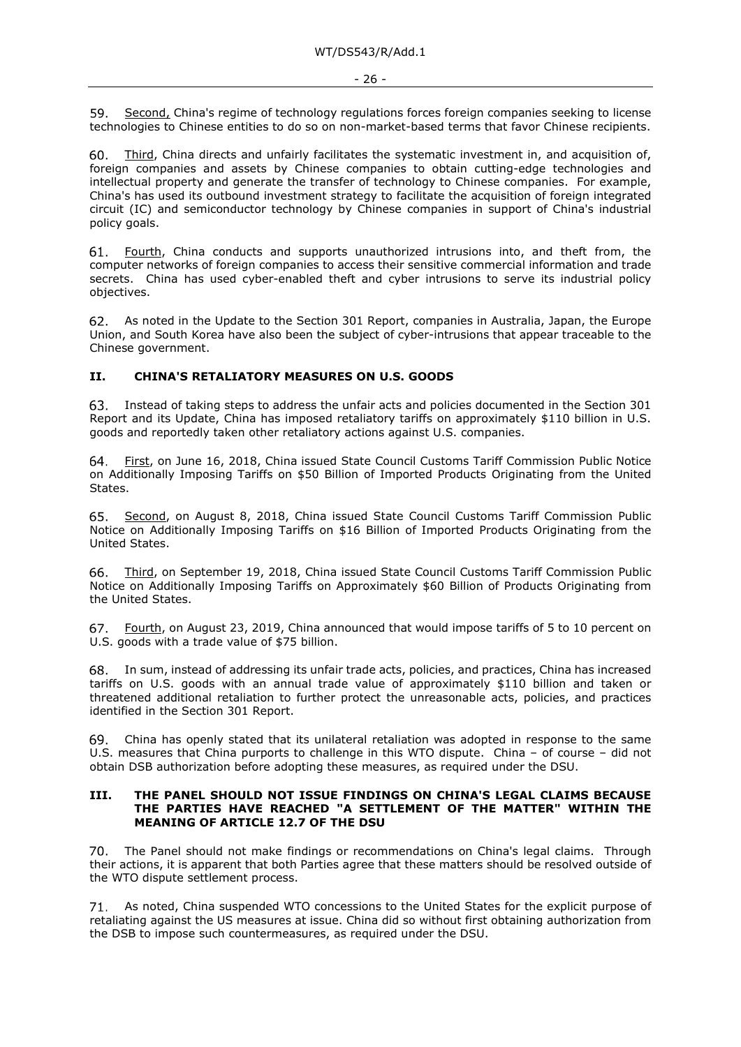59. Second, China's regime of technology regulations forces foreign companies seeking to license technologies to Chinese entities to do so on non-market-based terms that favor Chinese recipients.

60. Third, China directs and unfairly facilitates the systematic investment in, and acquisition of, foreign companies and assets by Chinese companies to obtain cutting-edge technologies and intellectual property and generate the transfer of technology to Chinese companies. For example, China's has used its outbound investment strategy to facilitate the acquisition of foreign integrated circuit (IC) and semiconductor technology by Chinese companies in support of China's industrial policy goals.

61. Fourth, China conducts and supports unauthorized intrusions into, and theft from, the computer networks of foreign companies to access their sensitive commercial information and trade secrets. China has used cyber-enabled theft and cyber intrusions to serve its industrial policy objectives.

62. As noted in the Update to the Section 301 Report, companies in Australia, Japan, the Europe Union, and South Korea have also been the subject of cyber-intrusions that appear traceable to the Chinese government.

## II. CHINA'S RETALIATORY MEASURES ON U.S. GOODS

63. Instead of taking steps to address the unfair acts and policies documented in the Section 301 Report and its Update, China has imposed retaliatory tariffs on approximately $110 billion in U.S. goods and reportedly taken other retaliatory actions against U.S. companies.

64. First, on June 16, 2018, China issued State Council Customs Tariff Commission Public Notice on Additionally Imposing Tariffs on $50 Billion of Imported Products Originating from the United States.

65. Second, on August 8, 2018, China issued State Council Customs Tariff Commission Public Notice on Additionally Imposing Tariffs on $16 Billion of Imported Products Originating from the United States.

66. Third, on September 19, 2018, China issued State Council Customs Tariff Commission Public Notice on Additionally Imposing Tariffs on Approximately $60 Billion of Products Originating from the United States.

67. Fourth, on August 23, 2019, China announced that would impose tariffs of 5 to 10 percent on U.S. goods with a trade value of $75 billion.

68. In sum, instead of addressing its unfair trade acts, policies, and practices, China has increased tariffs on U.S. goods with an annual trade value of approximately $110 billion and taken or threatened additional retaliation to further protect the unreasonable acts, policies, and practices identified in the Section 301 Report.

69. China has openly stated that its unilateral retaliation was adopted in response to the same U.S. measures that China purports to challenge in this WTO dispute. China – of course – did not obtain DSB authorization before adopting these measures, as required under the DSU.

## III. THE PANEL SHOULD NOT ISSUE FINDINGS ON CHINA'S LEGAL CLAIMS BECAUSE THE PARTIES HAVE REACHED "A SETTLEMENT OF THE MATTER" WITHIN THE MEANING OF ARTICLE 12.7 OF THE DSU

70. The Panel should not make findings or recommendations on China's legal claims. Through their actions, it is apparent that both Parties agree that these matters should be resolved outside of the WTO dispute settlement process.

71. As noted, China suspended WTO concessions to the United States for the explicit purpose of retaliating against the US measures at issue. China did so without first obtaining authorization from the DSB to impose such countermeasures, as required under the DSU.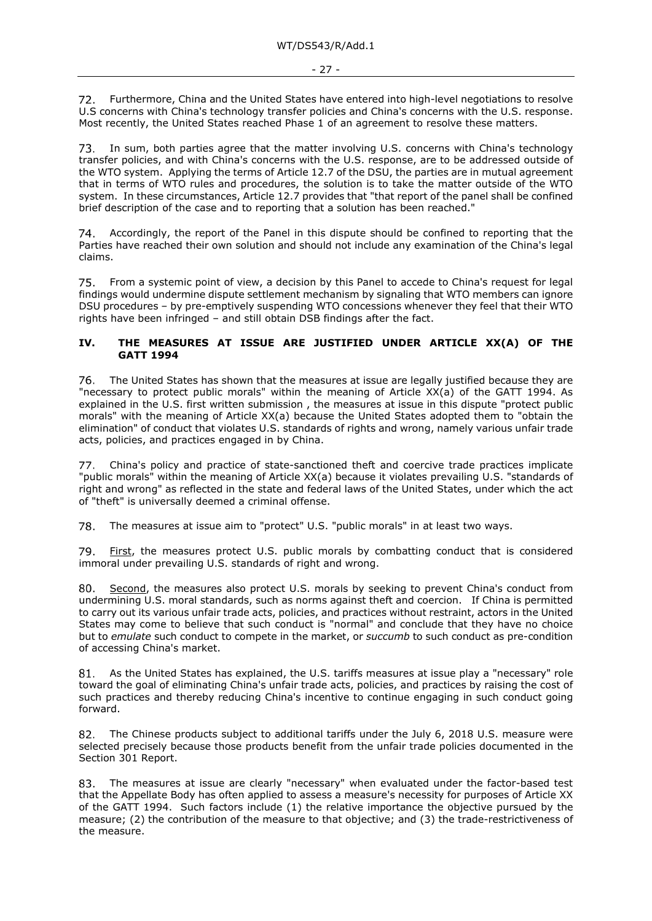72. Furthermore, China and the United States have entered into high-level negotiations to resolve U.S concerns with China's technology transfer policies and China's concerns with the U.S. response. Most recently, the United States reached Phase 1 of an agreement to resolve these matters.

73. In sum, both parties agree that the matter involving U.S. concerns with China's technology transfer policies, and with China's concerns with the U.S. response, are to be addressed outside of the WTO system. Applying the terms of Article 12.7 of the DSU, the parties are in mutual agreement that in terms of WTO rules and procedures, the solution is to take the matter outside of the WTO system. In these circumstances, Article 12.7 provides that "that report of the panel shall be confined brief description of the case and to reporting that a solution has been reached."

74. Accordingly, the report of the Panel in this dispute should be confined to reporting that the Parties have reached their own solution and should not include any examination of the China's legal claims.

75. From a systemic point of view, a decision by this Panel to accede to China's request for legal findings would undermine dispute settlement mechanism by signaling that WTO members can ignore DSU procedures – by pre-emptively suspending WTO concessions whenever they feel that their WTO rights have been infringed – and still obtain DSB findings after the fact.

## IV. THE MEASURES AT ISSUE ARE JUSTIFIED UNDER ARTICLE XX(A) OF THE GATT 1994

76. The United States has shown that the measures at issue are legally justified because they are "necessary to protect public morals" within the meaning of Article XX(a) of the GATT 1994. As explained in the U.S. first written submission , the measures at issue in this dispute "protect public morals" with the meaning of Article XX(a) because the United States adopted them to "obtain the elimination" of conduct that violates U.S. standards of rights and wrong, namely various unfair trade acts, policies, and practices engaged in by China.

77. China's policy and practice of state-sanctioned theft and coercive trade practices implicate "public morals" within the meaning of Article XX(a) because it violates prevailing U.S. "standards of right and wrong" as reflected in the state and federal laws of the United States, under which the act of "theft" is universally deemed a criminal offense.

78. The measures at issue aim to "protect" U.S. "public morals" in at least two ways.

79. First, the measures protect U.S. public morals by combatting conduct that is considered immoral under prevailing U.S. standards of right and wrong.

80. Second, the measures also protect U.S. morals by seeking to prevent China's conduct from undermining U.S. moral standards, such as norms against theft and coercion. If China is permitted to carry out its various unfair trade acts, policies, and practices without restraint, actors in the United States may come to believe that such conduct is "normal" and conclude that they have no choice but to *emulate* such conduct to compete in the market, or *succumb* to such conduct as pre-condition of accessing China's market.

81. As the United States has explained, the U.S. tariffs measures at issue play a "necessary" role toward the goal of eliminating China's unfair trade acts, policies, and practices by raising the cost of such practices and thereby reducing China's incentive to continue engaging in such conduct going forward.

82. The Chinese products subject to additional tariffs under the July 6, 2018 U.S. measure were selected precisely because those products benefit from the unfair trade policies documented in the Section 301 Report.

83. The measures at issue are clearly "necessary" when evaluated under the factor-based test that the Appellate Body has often applied to assess a measure's necessity for purposes of Article XX of the GATT 1994. Such factors include (1) the relative importance the objective pursued by the measure; (2) the contribution of the measure to that objective; and (3) the trade-restrictiveness of the measure.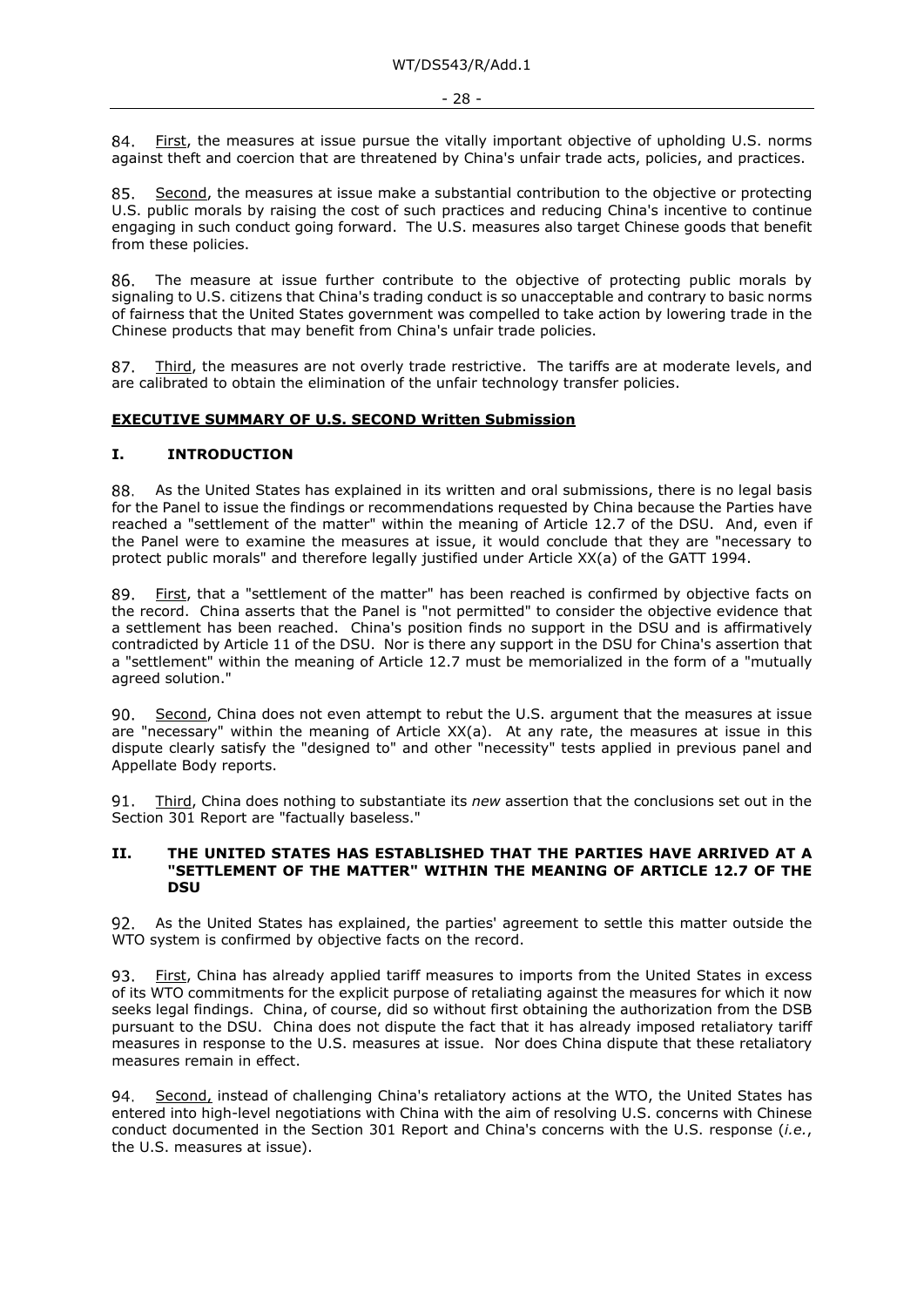84. First, the measures at issue pursue the vitally important objective of upholding U.S. norms against theft and coercion that are threatened by China's unfair trade acts, policies, and practices.

85. Second, the measures at issue make a substantial contribution to the objective or protecting U.S. public morals by raising the cost of such practices and reducing China's incentive to continue engaging in such conduct going forward. The U.S. measures also target Chinese goods that benefit from these policies.

86. The measure at issue further contribute to the objective of protecting public morals by signaling to U.S. citizens that China's trading conduct is so unacceptable and contrary to basic norms of fairness that the United States government was compelled to take action by lowering trade in the Chinese products that may benefit from China's unfair trade policies.

87. Third, the measures are not overly trade restrictive. The tariffs are at moderate levels, and are calibrated to obtain the elimination of the unfair technology transfer policies.

**EXECUTIVE SUMMARY OF U.S. SECOND Written Submission**

## I. INTRODUCTION

88. As the United States has explained in its written and oral submissions, there is no legal basis for the Panel to issue the findings or recommendations requested by China because the Parties have reached a "settlement of the matter" within the meaning of Article 12.7 of the DSU. And, even if the Panel were to examine the measures at issue, it would conclude that they are "necessary to protect public morals" and therefore legally justified under Article XX(a) of the GATT 1994.

89. First, that a "settlement of the matter" has been reached is confirmed by objective facts on the record. China asserts that the Panel is "not permitted" to consider the objective evidence that a settlement has been reached. China's position finds no support in the DSU and is affirmatively contradicted by Article 11 of the DSU. Nor is there any support in the DSU for China's assertion that a "settlement" within the meaning of Article 12.7 must be memorialized in the form of a "mutually agreed solution."

90. Second, China does not even attempt to rebut the U.S. argument that the measures at issue are "necessary" within the meaning of Article XX(a). At any rate, the measures at issue in this dispute clearly satisfy the "designed to" and other "necessity" tests applied in previous panel and Appellate Body reports.

91. Third, China does nothing to substantiate its *new* assertion that the conclusions set out in the Section 301 Report are "factually baseless."

## II. THE UNITED STATES HAS ESTABLISHED THAT THE PARTIES HAVE ARRIVED AT A "SETTLEMENT OF THE MATTER" WITHIN THE MEANING OF ARTICLE 12.7 OF THE DSU

92. As the United States has explained, the parties' agreement to settle this matter outside the WTO system is confirmed by objective facts on the record.

93. First, China has already applied tariff measures to imports from the United States in excess of its WTO commitments for the explicit purpose of retaliating against the measures for which it now seeks legal findings. China, of course, did so without first obtaining the authorization from the DSB pursuant to the DSU. China does not dispute the fact that it has already imposed retaliatory tariff measures in response to the U.S. measures at issue. Nor does China dispute that these retaliatory measures remain in effect.

94. Second, instead of challenging China's retaliatory actions at the WTO, the United States has entered into high-level negotiations with China with the aim of resolving U.S. concerns with Chinese conduct documented in the Section 301 Report and China's concerns with the U.S. response (*i.e.*, the U.S. measures at issue).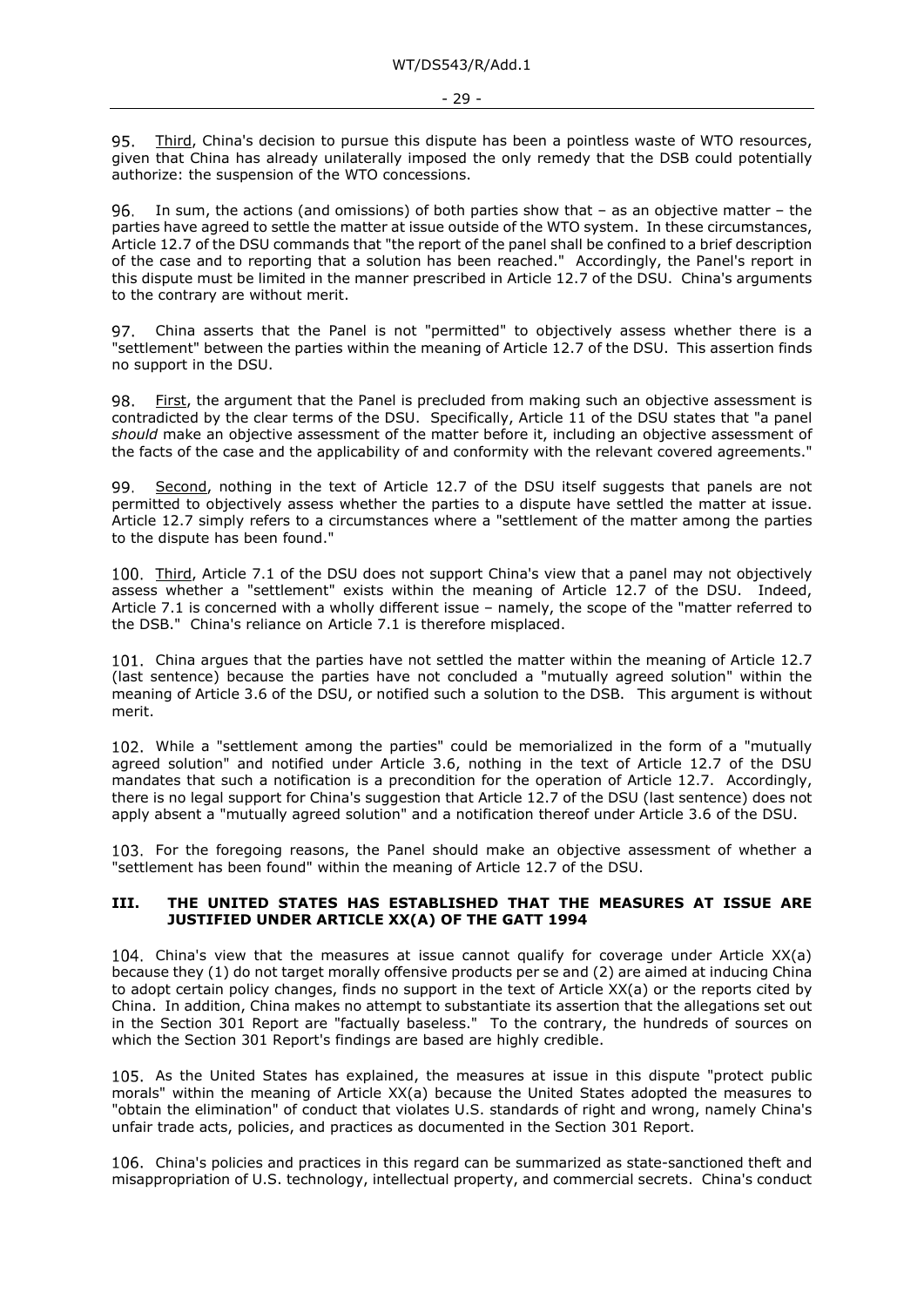95. Third, China's decision to pursue this dispute has been a pointless waste of WTO resources, given that China has already unilaterally imposed the only remedy that the DSB could potentially authorize: the suspension of the WTO concessions.

96. In sum, the actions (and omissions) of both parties show that – as an objective matter – the parties have agreed to settle the matter at issue outside of the WTO system. In these circumstances, Article 12.7 of the DSU commands that "the report of the panel shall be confined to a brief description of the case and to reporting that a solution has been reached." Accordingly, the Panel's report in this dispute must be limited in the manner prescribed in Article 12.7 of the DSU. China's arguments to the contrary are without merit.

97. China asserts that the Panel is not "permitted" to objectively assess whether there is a "settlement" between the parties within the meaning of Article 12.7 of the DSU. This assertion finds no support in the DSU.

98. First, the argument that the Panel is precluded from making such an objective assessment is contradicted by the clear terms of the DSU. Specifically, Article 11 of the DSU states that "a panel *should* make an objective assessment of the matter before it, including an objective assessment of the facts of the case and the applicability of and conformity with the relevant covered agreements."

99. Second, nothing in the text of Article 12.7 of the DSU itself suggests that panels are not permitted to objectively assess whether the parties to a dispute have settled the matter at issue. Article 12.7 simply refers to a circumstances where a "settlement of the matter among the parties to the dispute has been found."

100. Third, Article 7.1 of the DSU does not support China's view that a panel may not objectively assess whether a "settlement" exists within the meaning of Article 12.7 of the DSU. Indeed, Article 7.1 is concerned with a wholly different issue – namely, the scope of the "matter referred to the DSB." China's reliance on Article 7.1 is therefore misplaced.

101. China argues that the parties have not settled the matter within the meaning of Article 12.7 (last sentence) because the parties have not concluded a "mutually agreed solution" within the meaning of Article 3.6 of the DSU, or notified such a solution to the DSB. This argument is without merit.

102. While a "settlement among the parties" could be memorialized in the form of a "mutually agreed solution" and notified under Article 3.6, nothing in the text of Article 12.7 of the DSU mandates that such a notification is a precondition for the operation of Article 12.7. Accordingly, there is no legal support for China's suggestion that Article 12.7 of the DSU (last sentence) does not apply absent a "mutually agreed solution" and a notification thereof under Article 3.6 of the DSU.

103. For the foregoing reasons, the Panel should make an objective assessment of whether a "settlement has been found" within the meaning of Article 12.7 of the DSU.

## III. THE UNITED STATES HAS ESTABLISHED THAT THE MEASURES AT ISSUE ARE JUSTIFIED UNDER ARTICLE XX(A) OF THE GATT 1994

104. China's view that the measures at issue cannot qualify for coverage under Article XX(a) because they (1) do not target morally offensive products per se and (2) are aimed at inducing China to adopt certain policy changes, finds no support in the text of Article XX(a) or the reports cited by China. In addition, China makes no attempt to substantiate its assertion that the allegations set out in the Section 301 Report are "factually baseless." To the contrary, the hundreds of sources on which the Section 301 Report's findings are based are highly credible.

105. As the United States has explained, the measures at issue in this dispute "protect public morals" within the meaning of Article XX(a) because the United States adopted the measures to "obtain the elimination" of conduct that violates U.S. standards of right and wrong, namely China's unfair trade acts, policies, and practices as documented in the Section 301 Report.

106. China's policies and practices in this regard can be summarized as state-sanctioned theft and misappropriation of U.S. technology, intellectual property, and commercial secrets. China's conduct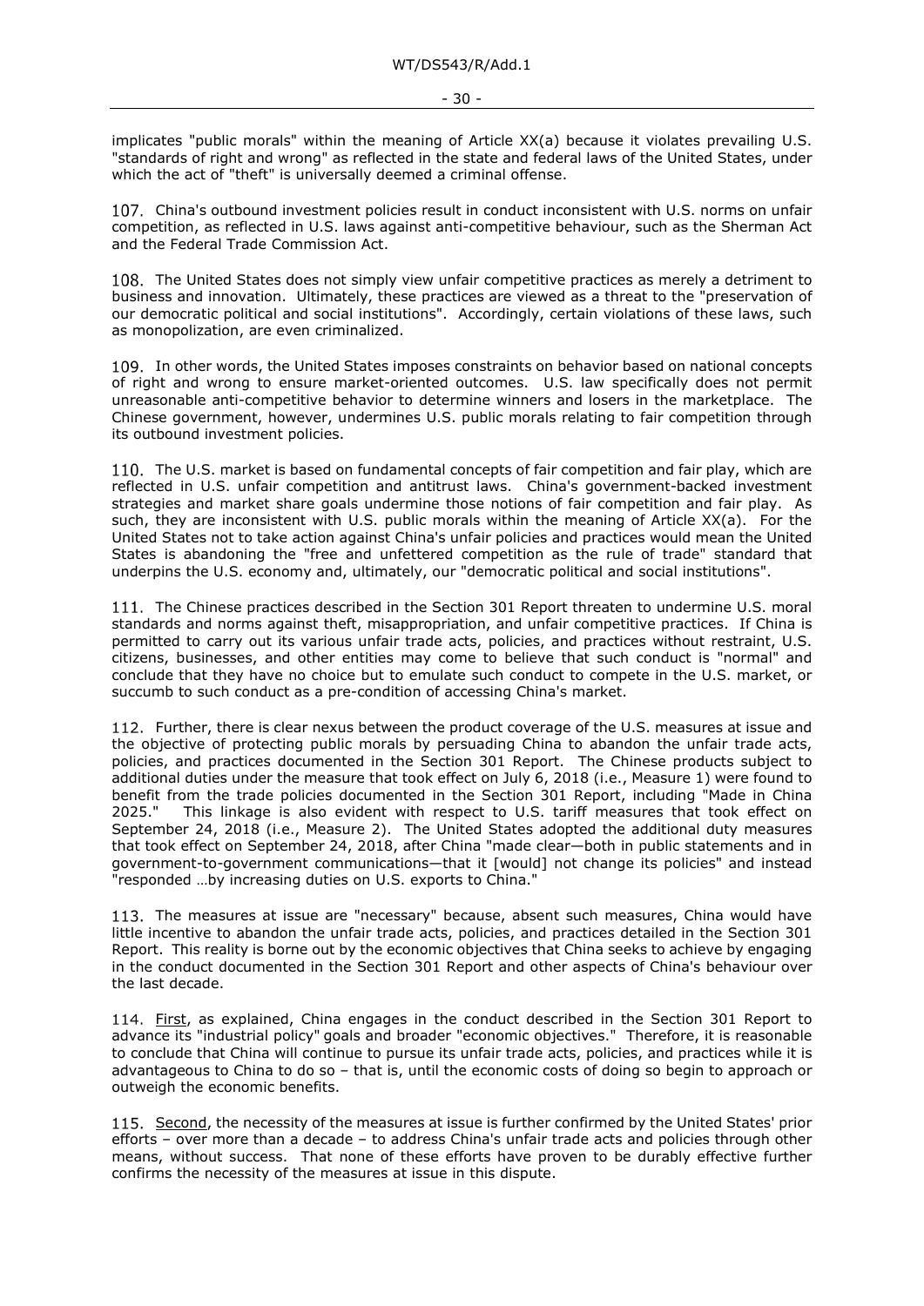implicates "public morals" within the meaning of Article XX(a) because it violates prevailing U.S. "standards of right and wrong" as reflected in the state and federal laws of the United States, under which the act of "theft" is universally deemed a criminal offense.

107. China's outbound investment policies result in conduct inconsistent with U.S. norms on unfair competition, as reflected in U.S. laws against anti-competitive behaviour, such as the Sherman Act and the Federal Trade Commission Act.

108. The United States does not simply view unfair competitive practices as merely a detriment to business and innovation. Ultimately, these practices are viewed as a threat to the "preservation of our democratic political and social institutions". Accordingly, certain violations of these laws, such as monopolization, are even criminalized.

109. In other words, the United States imposes constraints on behavior based on national concepts of right and wrong to ensure market-oriented outcomes. U.S. law specifically does not permit unreasonable anti-competitive behavior to determine winners and losers in the marketplace. The Chinese government, however, undermines U.S. public morals relating to fair competition through its outbound investment policies.

110. The U.S. market is based on fundamental concepts of fair competition and fair play, which are reflected in U.S. unfair competition and antitrust laws. China's government-backed investment strategies and market share goals undermine those notions of fair competition and fair play. As such, they are inconsistent with U.S. public morals within the meaning of Article XX(a). For the United States not to take action against China's unfair policies and practices would mean the United States is abandoning the "free and unfettered competition as the rule of trade" standard that underpins the U.S. economy and, ultimately, our "democratic political and social institutions".

111. The Chinese practices described in the Section 301 Report threaten to undermine U.S. moral standards and norms against theft, misappropriation, and unfair competitive practices. If China is permitted to carry out its various unfair trade acts, policies, and practices without restraint, U.S. citizens, businesses, and other entities may come to believe that such conduct is "normal" and conclude that they have no choice but to emulate such conduct to compete in the U.S. market, or succumb to such conduct as a pre-condition of accessing China's market.

112. Further, there is clear nexus between the product coverage of the U.S. measures at issue and the objective of protecting public morals by persuading China to abandon the unfair trade acts, policies, and practices documented in the Section 301 Report. The Chinese products subject to additional duties under the measure that took effect on July 6, 2018 (i.e., Measure 1) were found to benefit from the trade policies documented in the Section 301 Report, including "Made in China 2025." This linkage is also evident with respect to U.S. tariff measures that took effect on September 24, 2018 (i.e., Measure 2). The United States adopted the additional duty measures that took effect on September 24, 2018, after China "made clear—both in public statements and in government-to-government communications—that it [would] not change its policies" and instead "responded …by increasing duties on U.S. exports to China."

113. The measures at issue are "necessary" because, absent such measures, China would have little incentive to abandon the unfair trade acts, policies, and practices detailed in the Section 301 Report. This reality is borne out by the economic objectives that China seeks to achieve by engaging in the conduct documented in the Section 301 Report and other aspects of China's behaviour over the last decade.

114. First, as explained, China engages in the conduct described in the Section 301 Report to advance its "industrial policy" goals and broader "economic objectives." Therefore, it is reasonable to conclude that China will continue to pursue its unfair trade acts, policies, and practices while it is advantageous to China to do so – that is, until the economic costs of doing so begin to approach or outweigh the economic benefits.

115. Second, the necessity of the measures at issue is further confirmed by the United States' prior efforts – over more than a decade – to address China's unfair trade acts and policies through other means, without success. That none of these efforts have proven to be durably effective further confirms the necessity of the measures at issue in this dispute.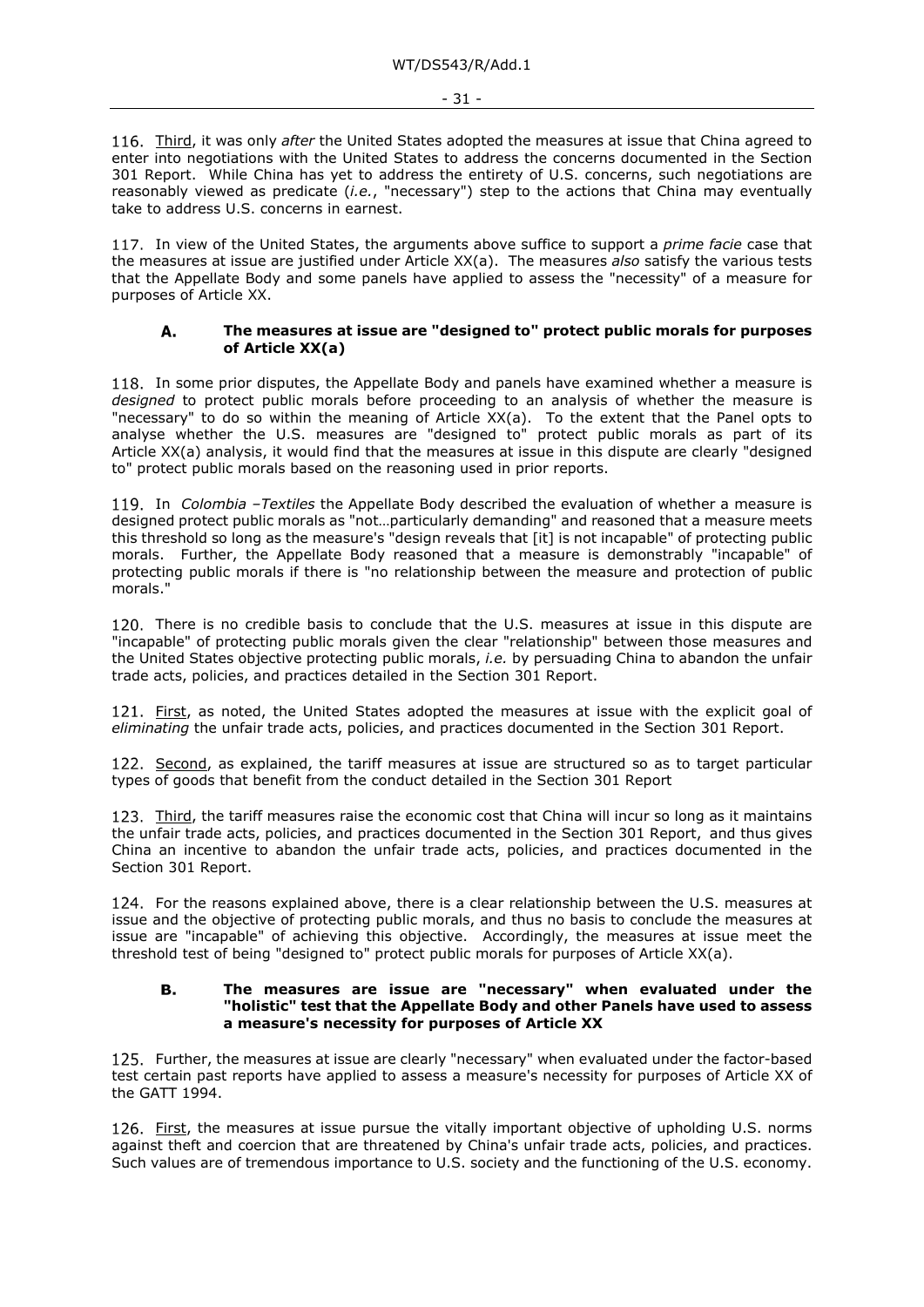116. Third, it was only *after* the United States adopted the measures at issue that China agreed to enter into negotiations with the United States to address the concerns documented in the Section 301 Report. While China has yet to address the entirety of U.S. concerns, such negotiations are reasonably viewed as predicate (*i.e.*, "necessary") step to the actions that China may eventually take to address U.S. concerns in earnest.

117. In view of the United States, the arguments above suffice to support a *prime facie* case that the measures at issue are justified under Article XX(a). The measures *also* satisfy the various tests that the Appellate Body and some panels have applied to assess the "necessity" of a measure for purposes of Article XX.

### A. The measures at issue are "designed to" protect public morals for purposes of Article XX(a)

118. In some prior disputes, the Appellate Body and panels have examined whether a measure is *designed* to protect public morals before proceeding to an analysis of whether the measure is "necessary" to do so within the meaning of Article XX(a). To the extent that the Panel opts to analyse whether the U.S. measures are "designed to" protect public morals as part of its Article XX(a) analysis, it would find that the measures at issue in this dispute are clearly "designed to" protect public morals based on the reasoning used in prior reports.

119. In *Colombia –Textiles* the Appellate Body described the evaluation of whether a measure is designed protect public morals as "not…particularly demanding" and reasoned that a measure meets this threshold so long as the measure's "design reveals that [it] is not incapable" of protecting public morals. Further, the Appellate Body reasoned that a measure is demonstrably "incapable" of protecting public morals if there is "no relationship between the measure and protection of public morals."

120. There is no credible basis to conclude that the U.S. measures at issue in this dispute are "incapable" of protecting public morals given the clear "relationship" between those measures and the United States objective protecting public morals, *i.e.* by persuading China to abandon the unfair trade acts, policies, and practices detailed in the Section 301 Report.

121. First, as noted, the United States adopted the measures at issue with the explicit goal of *eliminating* the unfair trade acts, policies, and practices documented in the Section 301 Report.

122. Second, as explained, the tariff measures at issue are structured so as to target particular types of goods that benefit from the conduct detailed in the Section 301 Report

123. Third, the tariff measures raise the economic cost that China will incur so long as it maintains the unfair trade acts, policies, and practices documented in the Section 301 Report, and thus gives China an incentive to abandon the unfair trade acts, policies, and practices documented in the Section 301 Report.

124. For the reasons explained above, there is a clear relationship between the U.S. measures at issue and the objective of protecting public morals, and thus no basis to conclude the measures at issue are "incapable" of achieving this objective. Accordingly, the measures at issue meet the threshold test of being "designed to" protect public morals for purposes of Article XX(a).

### B. The measures are issue are "necessary" when evaluated under the "holistic" test that the Appellate Body and other Panels have used to assess a measure's necessity for purposes of Article XX

125. Further, the measures at issue are clearly "necessary" when evaluated under the factor-based test certain past reports have applied to assess a measure's necessity for purposes of Article XX of the GATT 1994.

126. First, the measures at issue pursue the vitally important objective of upholding U.S. norms against theft and coercion that are threatened by China's unfair trade acts, policies, and practices. Such values are of tremendous importance to U.S. society and the functioning of the U.S. economy.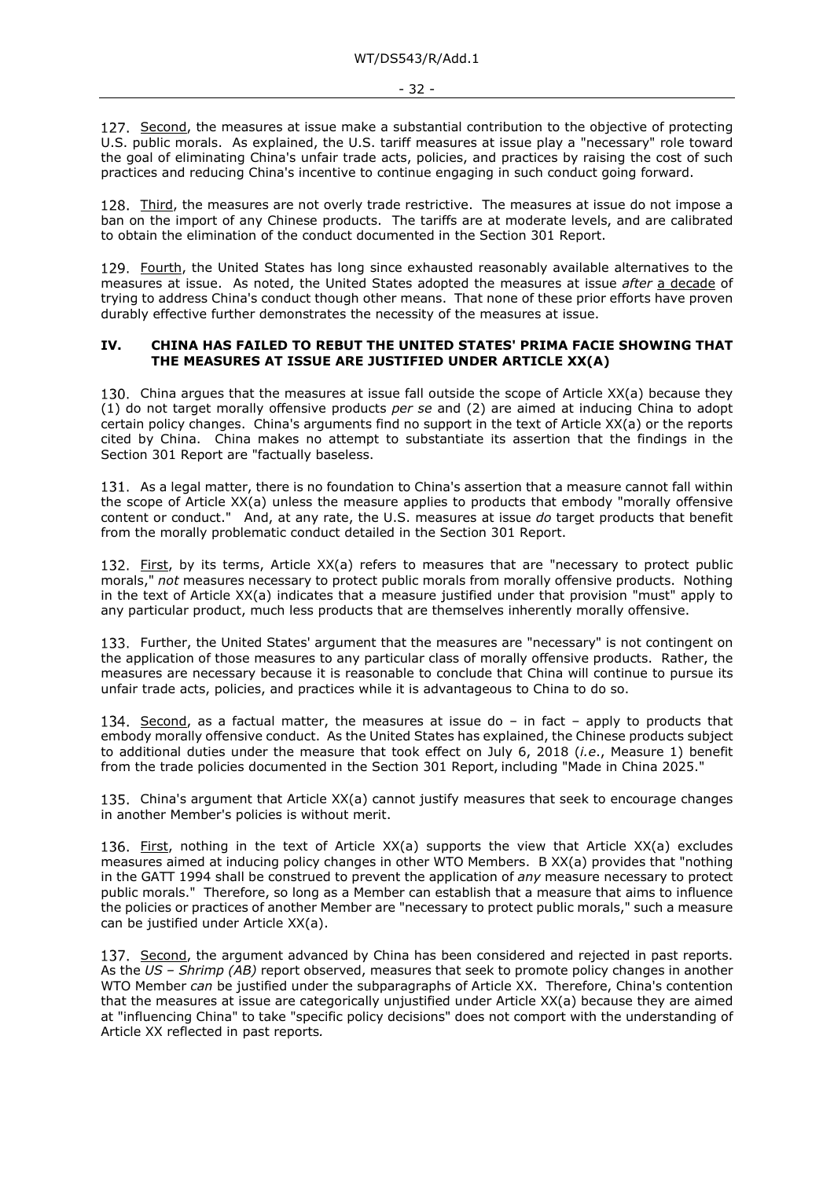127. Second, the measures at issue make a substantial contribution to the objective of protecting U.S. public morals. As explained, the U.S. tariff measures at issue play a "necessary" role toward the goal of eliminating China's unfair trade acts, policies, and practices by raising the cost of such practices and reducing China's incentive to continue engaging in such conduct going forward.

128. Third, the measures are not overly trade restrictive. The measures at issue do not impose a ban on the import of any Chinese products. The tariffs are at moderate levels, and are calibrated to obtain the elimination of the conduct documented in the Section 301 Report.

129. Fourth, the United States has long since exhausted reasonably available alternatives to the measures at issue. As noted, the United States adopted the measures at issue *after* a decade of trying to address China's conduct though other means. That none of these prior efforts have proven durably effective further demonstrates the necessity of the measures at issue.

## IV. CHINA HAS FAILED TO REBUT THE UNITED STATES' PRIMA FACIE SHOWING THAT THE MEASURES AT ISSUE ARE JUSTIFIED UNDER ARTICLE XX(A)

130. China argues that the measures at issue fall outside the scope of Article XX(a) because they (1) do not target morally offensive products *per se* and (2) are aimed at inducing China to adopt certain policy changes. China's arguments find no support in the text of Article XX(a) or the reports cited by China. China makes no attempt to substantiate its assertion that the findings in the Section 301 Report are "factually baseless.

131. As a legal matter, there is no foundation to China's assertion that a measure cannot fall within the scope of Article XX(a) unless the measure applies to products that embody "morally offensive content or conduct." And, at any rate, the U.S. measures at issue *do* target products that benefit from the morally problematic conduct detailed in the Section 301 Report.

132. First, by its terms, Article XX(a) refers to measures that are "necessary to protect public morals," *not* measures necessary to protect public morals from morally offensive products. Nothing in the text of Article XX(a) indicates that a measure justified under that provision "must" apply to any particular product, much less products that are themselves inherently morally offensive.

133. Further, the United States' argument that the measures are "necessary" is not contingent on the application of those measures to any particular class of morally offensive products. Rather, the measures are necessary because it is reasonable to conclude that China will continue to pursue its unfair trade acts, policies, and practices while it is advantageous to China to do so.

134. Second, as a factual matter, the measures at issue do – in fact – apply to products that embody morally offensive conduct. As the United States has explained, the Chinese products subject to additional duties under the measure that took effect on July 6, 2018 (*i.e.*, Measure 1) benefit from the trade policies documented in the Section 301 Report, including "Made in China 2025."

135. China's argument that Article XX(a) cannot justify measures that seek to encourage changes in another Member's policies is without merit.

136. First, nothing in the text of Article XX(a) supports the view that Article XX(a) excludes measures aimed at inducing policy changes in other WTO Members. B XX(a) provides that "nothing in the GATT 1994 shall be construed to prevent the application of *any* measure necessary to protect public morals." Therefore, so long as a Member can establish that a measure that aims to influence the policies or practices of another Member are "necessary to protect public morals," such a measure can be justified under Article XX(a).

137. Second, the argument advanced by China has been considered and rejected in past reports. As the *US – Shrimp (AB)* report observed, measures that seek to promote policy changes in another WTO Member *can* be justified under the subparagraphs of Article XX. Therefore, China's contention that the measures at issue are categorically unjustified under Article XX(a) because they are aimed at "influencing China" to take "specific policy decisions" does not comport with the understanding of Article XX reflected in past reports.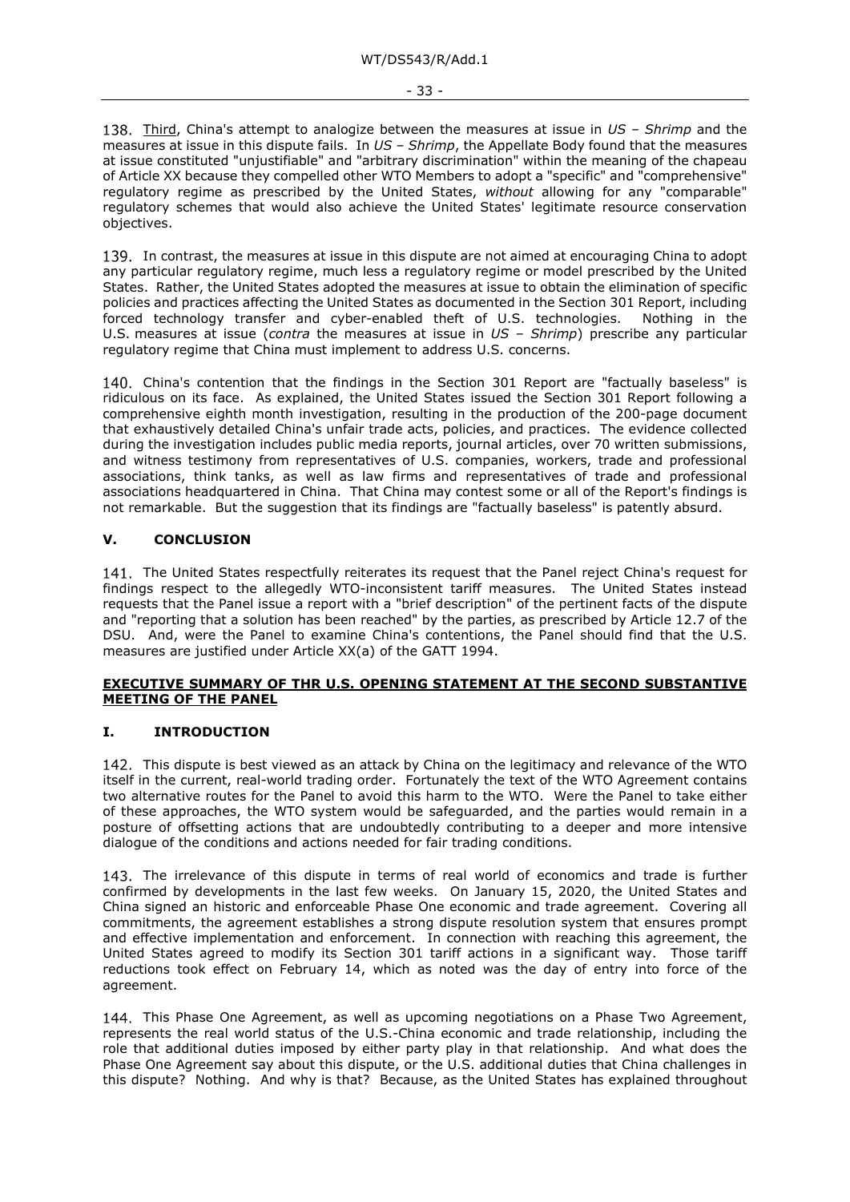138. Third, China's attempt to analogize between the measures at issue in *US – Shrimp* and the measures at issue in this dispute fails. In *US – Shrimp*, the Appellate Body found that the measures at issue constituted "unjustifiable" and "arbitrary discrimination" within the meaning of the chapeau of Article XX because they compelled other WTO Members to adopt a "specific" and "comprehensive" regulatory regime as prescribed by the United States, *without* allowing for any "comparable" regulatory schemes that would also achieve the United States' legitimate resource conservation objectives.

139. In contrast, the measures at issue in this dispute are not aimed at encouraging China to adopt any particular regulatory regime, much less a regulatory regime or model prescribed by the United States. Rather, the United States adopted the measures at issue to obtain the elimination of specific policies and practices affecting the United States as documented in the Section 301 Report, including forced technology transfer and cyber-enabled theft of U.S. technologies. Nothing in the U.S. measures at issue (*contra* the measures at issue in *US – Shrimp*) prescribe any particular regulatory regime that China must implement to address U.S. concerns.

140. China's contention that the findings in the Section 301 Report are "factually baseless" is ridiculous on its face. As explained, the United States issued the Section 301 Report following a comprehensive eighth month investigation, resulting in the production of the 200-page document that exhaustively detailed China's unfair trade acts, policies, and practices. The evidence collected during the investigation includes public media reports, journal articles, over 70 written submissions, and witness testimony from representatives of U.S. companies, workers, trade and professional associations, think tanks, as well as law firms and representatives of trade and professional associations headquartered in China. That China may contest some or all of the Report's findings is not remarkable. But the suggestion that its findings are "factually baseless" is patently absurd.

## V. CONCLUSION

141. The United States respectfully reiterates its request that the Panel reject China's request for findings respect to the allegedly WTO-inconsistent tariff measures. The United States instead requests that the Panel issue a report with a "brief description" of the pertinent facts of the dispute and "reporting that a solution has been reached" by the parties, as prescribed by Article 12.7 of the DSU. And, were the Panel to examine China's contentions, the Panel should find that the U.S. measures are justified under Article XX(a) of the GATT 1994.

## EXECUTIVE SUMMARY OF THR U.S. OPENING STATEMENT AT THE SECOND SUBSTANTIVE MEETING OF THE PANEL

## I. INTRODUCTION

142. This dispute is best viewed as an attack by China on the legitimacy and relevance of the WTO itself in the current, real-world trading order. Fortunately the text of the WTO Agreement contains two alternative routes for the Panel to avoid this harm to the WTO. Were the Panel to take either of these approaches, the WTO system would be safeguarded, and the parties would remain in a posture of offsetting actions that are undoubtedly contributing to a deeper and more intensive dialogue of the conditions and actions needed for fair trading conditions.

143. The irrelevance of this dispute in terms of real world of economics and trade is further confirmed by developments in the last few weeks. On January 15, 2020, the United States and China signed an historic and enforceable Phase One economic and trade agreement. Covering all commitments, the agreement establishes a strong dispute resolution system that ensures prompt and effective implementation and enforcement. In connection with reaching this agreement, the United States agreed to modify its Section 301 tariff actions in a significant way. Those tariff reductions took effect on February 14, which as noted was the day of entry into force of the agreement.

144. This Phase One Agreement, as well as upcoming negotiations on a Phase Two Agreement, represents the real world status of the U.S.-China economic and trade relationship, including the role that additional duties imposed by either party play in that relationship. And what does the Phase One Agreement say about this dispute, or the U.S. additional duties that China challenges in this dispute? Nothing. And why is that? Because, as the United States has explained throughout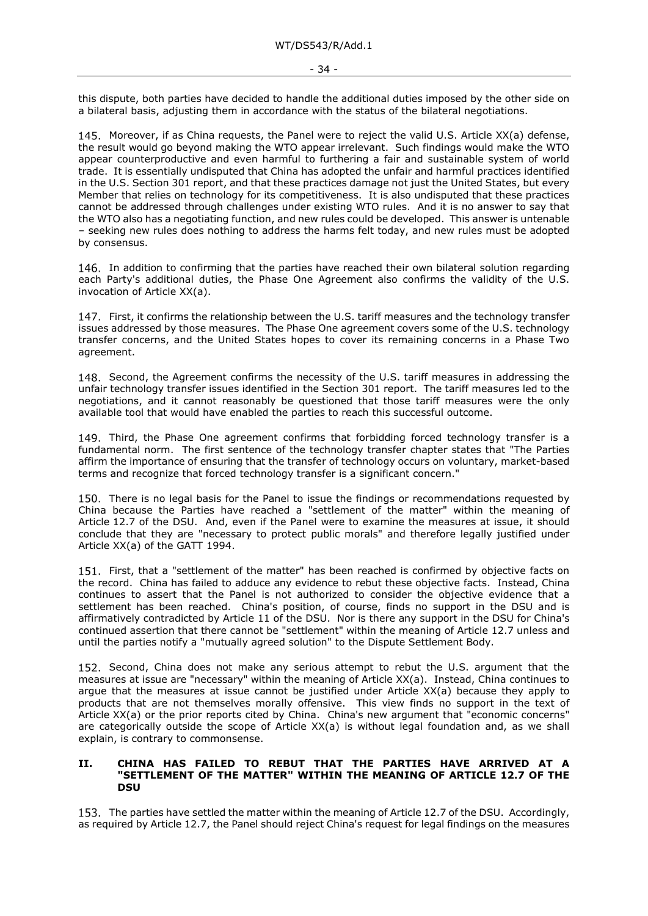this dispute, both parties have decided to handle the additional duties imposed by the other side on a bilateral basis, adjusting them in accordance with the status of the bilateral negotiations.

145. Moreover, if as China requests, the Panel were to reject the valid U.S. Article XX(a) defense, the result would go beyond making the WTO appear irrelevant. Such findings would make the WTO appear counterproductive and even harmful to furthering a fair and sustainable system of world trade. It is essentially undisputed that China has adopted the unfair and harmful practices identified in the U.S. Section 301 report, and that these practices damage not just the United States, but every Member that relies on technology for its competitiveness. It is also undisputed that these practices cannot be addressed through challenges under existing WTO rules. And it is no answer to say that the WTO also has a negotiating function, and new rules could be developed. This answer is untenable – seeking new rules does nothing to address the harms felt today, and new rules must be adopted by consensus.

146. In addition to confirming that the parties have reached their own bilateral solution regarding each Party's additional duties, the Phase One Agreement also confirms the validity of the U.S. invocation of Article XX(a).

147. First, it confirms the relationship between the U.S. tariff measures and the technology transfer issues addressed by those measures. The Phase One agreement covers some of the U.S. technology transfer concerns, and the United States hopes to cover its remaining concerns in a Phase Two agreement.

148. Second, the Agreement confirms the necessity of the U.S. tariff measures in addressing the unfair technology transfer issues identified in the Section 301 report. The tariff measures led to the negotiations, and it cannot reasonably be questioned that those tariff measures were the only available tool that would have enabled the parties to reach this successful outcome.

149. Third, the Phase One agreement confirms that forbidding forced technology transfer is a fundamental norm. The first sentence of the technology transfer chapter states that "The Parties affirm the importance of ensuring that the transfer of technology occurs on voluntary, market-based terms and recognize that forced technology transfer is a significant concern."

150. There is no legal basis for the Panel to issue the findings or recommendations requested by China because the Parties have reached a "settlement of the matter" within the meaning of Article 12.7 of the DSU. And, even if the Panel were to examine the measures at issue, it should conclude that they are "necessary to protect public morals" and therefore legally justified under Article XX(a) of the GATT 1994.

151. First, that a "settlement of the matter" has been reached is confirmed by objective facts on the record. China has failed to adduce any evidence to rebut these objective facts. Instead, China continues to assert that the Panel is not authorized to consider the objective evidence that a settlement has been reached. China's position, of course, finds no support in the DSU and is affirmatively contradicted by Article 11 of the DSU. Nor is there any support in the DSU for China's continued assertion that there cannot be "settlement" within the meaning of Article 12.7 unless and until the parties notify a "mutually agreed solution" to the Dispute Settlement Body.

152. Second, China does not make any serious attempt to rebut the U.S. argument that the measures at issue are "necessary" within the meaning of Article XX(a). Instead, China continues to argue that the measures at issue cannot be justified under Article XX(a) because they apply to products that are not themselves morally offensive. This view finds no support in the text of Article XX(a) or the prior reports cited by China. China's new argument that "economic concerns" are categorically outside the scope of Article XX(a) is without legal foundation and, as we shall explain, is contrary to commonsense.

## II. CHINA HAS FAILED TO REBUT THAT THE PARTIES HAVE ARRIVED AT A "SETTLEMENT OF THE MATTER" WITHIN THE MEANING OF ARTICLE 12.7 OF THE DSU

153. The parties have settled the matter within the meaning of Article 12.7 of the DSU. Accordingly, as required by Article 12.7, the Panel should reject China's request for legal findings on the measures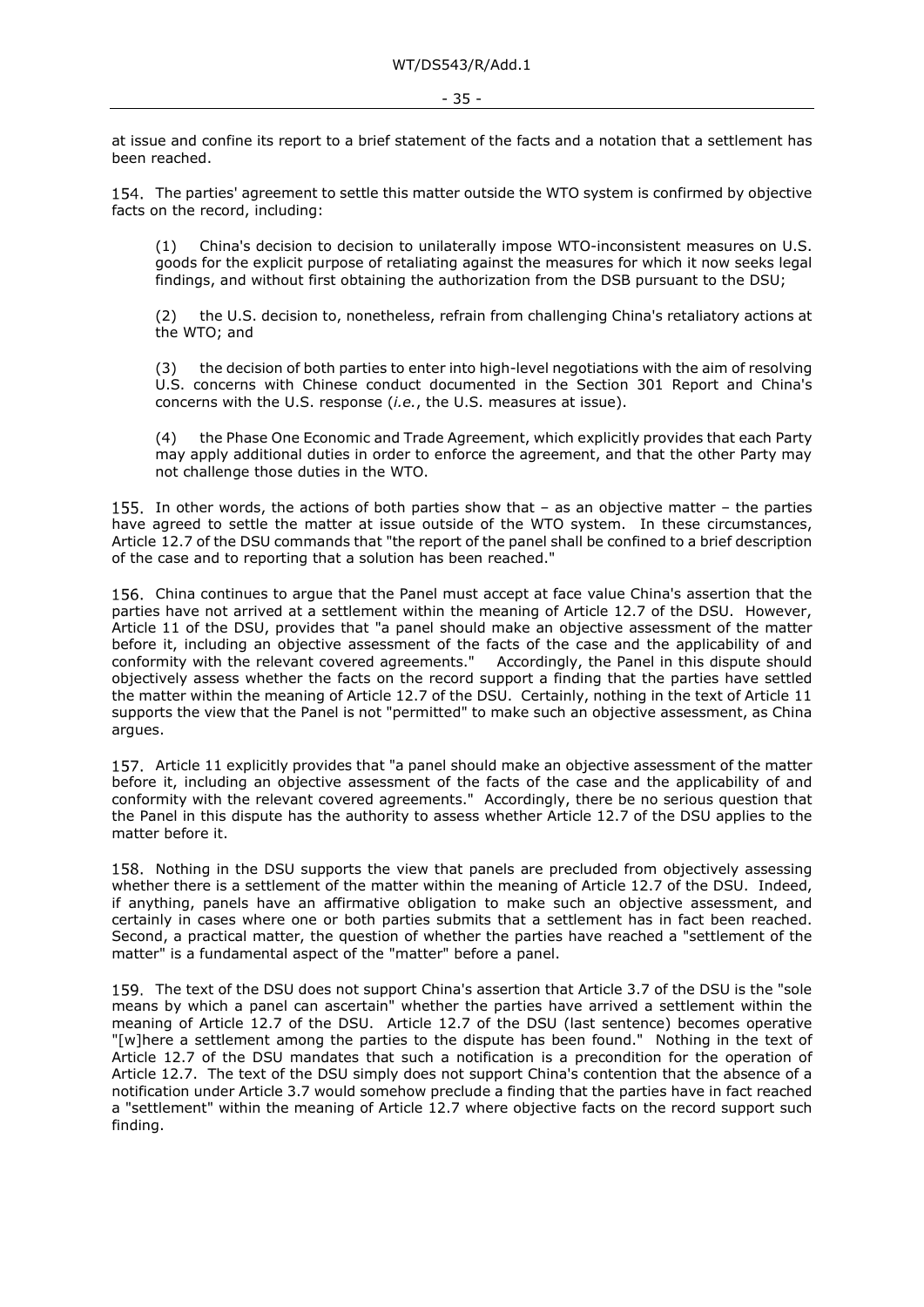at issue and confine its report to a brief statement of the facts and a notation that a settlement has been reached.

154. The parties' agreement to settle this matter outside the WTO system is confirmed by objective facts on the record, including:

(1) China's decision to decision to unilaterally impose WTO-inconsistent measures on U.S. goods for the explicit purpose of retaliating against the measures for which it now seeks legal findings, and without first obtaining the authorization from the DSB pursuant to the DSU;

(2) the U.S. decision to, nonetheless, refrain from challenging China's retaliatory actions at the WTO; and

(3) the decision of both parties to enter into high-level negotiations with the aim of resolving U.S. concerns with Chinese conduct documented in the Section 301 Report and China's concerns with the U.S. response (*i.e.*, the U.S. measures at issue).

(4) the Phase One Economic and Trade Agreement, which explicitly provides that each Party may apply additional duties in order to enforce the agreement, and that the other Party may not challenge those duties in the WTO.

155. In other words, the actions of both parties show that – as an objective matter – the parties have agreed to settle the matter at issue outside of the WTO system. In these circumstances, Article 12.7 of the DSU commands that "the report of the panel shall be confined to a brief description of the case and to reporting that a solution has been reached."

156. China continues to argue that the Panel must accept at face value China's assertion that the parties have not arrived at a settlement within the meaning of Article 12.7 of the DSU. However, Article 11 of the DSU, provides that "a panel should make an objective assessment of the matter before it, including an objective assessment of the facts of the case and the applicability of and conformity with the relevant covered agreements." Accordingly, the Panel in this dispute should objectively assess whether the facts on the record support a finding that the parties have settled the matter within the meaning of Article 12.7 of the DSU. Certainly, nothing in the text of Article 11 supports the view that the Panel is not "permitted" to make such an objective assessment, as China argues.

157. Article 11 explicitly provides that "a panel should make an objective assessment of the matter before it, including an objective assessment of the facts of the case and the applicability of and conformity with the relevant covered agreements." Accordingly, there be no serious question that the Panel in this dispute has the authority to assess whether Article 12.7 of the DSU applies to the matter before it.

158. Nothing in the DSU supports the view that panels are precluded from objectively assessing whether there is a settlement of the matter within the meaning of Article 12.7 of the DSU. Indeed, if anything, panels have an affirmative obligation to make such an objective assessment, and certainly in cases where one or both parties submits that a settlement has in fact been reached. Second, a practical matter, the question of whether the parties have reached a "settlement of the matter" is a fundamental aspect of the "matter" before a panel.

159. The text of the DSU does not support China's assertion that Article 3.7 of the DSU is the "sole means by which a panel can ascertain" whether the parties have arrived a settlement within the meaning of Article 12.7 of the DSU. Article 12.7 of the DSU (last sentence) becomes operative "[w]here a settlement among the parties to the dispute has been found." Nothing in the text of Article 12.7 of the DSU mandates that such a notification is a precondition for the operation of Article 12.7. The text of the DSU simply does not support China's contention that the absence of a notification under Article 3.7 would somehow preclude a finding that the parties have in fact reached a "settlement" within the meaning of Article 12.7 where objective facts on the record support such finding.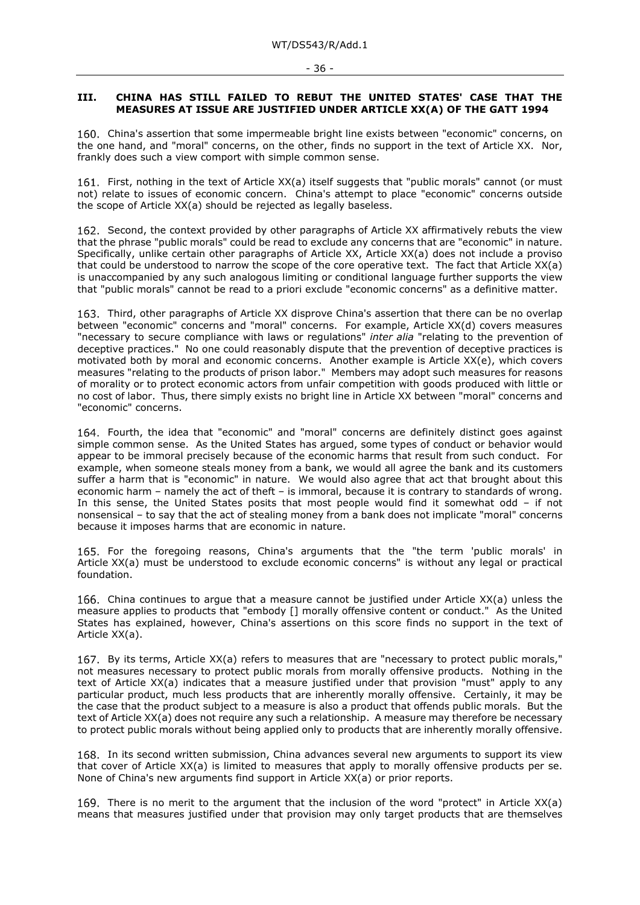## III. CHINA HAS STILL FAILED TO REBUT THE UNITED STATES' CASE THAT THE MEASURES AT ISSUE ARE JUSTIFIED UNDER ARTICLE XX(A) OF THE GATT 1994

160. China's assertion that some impermeable bright line exists between "economic" concerns, on the one hand, and "moral" concerns, on the other, finds no support in the text of Article XX. Nor, frankly does such a view comport with simple common sense.

161. First, nothing in the text of Article XX(a) itself suggests that "public morals" cannot (or must not) relate to issues of economic concern. China's attempt to place "economic" concerns outside the scope of Article XX(a) should be rejected as legally baseless.

162. Second, the context provided by other paragraphs of Article XX affirmatively rebuts the view that the phrase "public morals" could be read to exclude any concerns that are "economic" in nature. Specifically, unlike certain other paragraphs of Article XX, Article XX(a) does not include a proviso that could be understood to narrow the scope of the core operative text. The fact that Article XX(a) is unaccompanied by any such analogous limiting or conditional language further supports the view that "public morals" cannot be read to a priori exclude "economic concerns" as a definitive matter.

163. Third, other paragraphs of Article XX disprove China's assertion that there can be no overlap between "economic" concerns and "moral" concerns. For example, Article XX(d) covers measures "necessary to secure compliance with laws or regulations" *inter alia* "relating to the prevention of deceptive practices." No one could reasonably dispute that the prevention of deceptive practices is motivated both by moral and economic concerns. Another example is Article XX(e), which covers measures "relating to the products of prison labor." Members may adopt such measures for reasons of morality or to protect economic actors from unfair competition with goods produced with little or no cost of labor. Thus, there simply exists no bright line in Article XX between "moral" concerns and "economic" concerns.

164. Fourth, the idea that "economic" and "moral" concerns are definitely distinct goes against simple common sense. As the United States has argued, some types of conduct or behavior would appear to be immoral precisely because of the economic harms that result from such conduct. For example, when someone steals money from a bank, we would all agree the bank and its customers suffer a harm that is "economic" in nature. We would also agree that act that brought about this economic harm – namely the act of theft – is immoral, because it is contrary to standards of wrong. In this sense, the United States posits that most people would find it somewhat odd – if not nonsensical – to say that the act of stealing money from a bank does not implicate "moral" concerns because it imposes harms that are economic in nature.

165. For the foregoing reasons, China's arguments that the "the term 'public morals' in Article XX(a) must be understood to exclude economic concerns" is without any legal or practical foundation.

166. China continues to argue that a measure cannot be justified under Article XX(a) unless the measure applies to products that "embody [] morally offensive content or conduct." As the United States has explained, however, China's assertions on this score finds no support in the text of Article XX(a).

167. By its terms, Article XX(a) refers to measures that are "necessary to protect public morals," not measures necessary to protect public morals from morally offensive products. Nothing in the text of Article XX(a) indicates that a measure justified under that provision "must" apply to any particular product, much less products that are inherently morally offensive. Certainly, it may be the case that the product subject to a measure is also a product that offends public morals. But the text of Article XX(a) does not require any such a relationship. A measure may therefore be necessary to protect public morals without being applied only to products that are inherently morally offensive.

168. In its second written submission, China advances several new arguments to support its view that cover of Article XX(a) is limited to measures that apply to morally offensive products per se. None of China's new arguments find support in Article XX(a) or prior reports.

169. There is no merit to the argument that the inclusion of the word "protect" in Article XX(a) means that measures justified under that provision may only target products that are themselves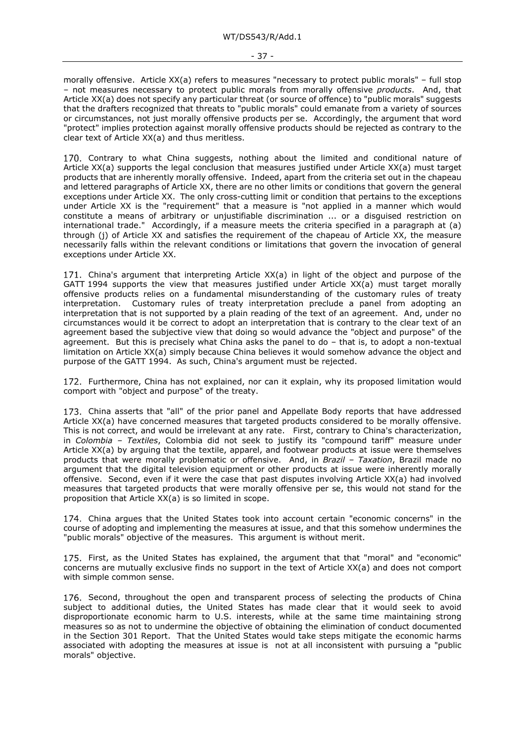morally offensive. Article XX(a) refers to measures "necessary to protect public morals" – full stop – not measures necessary to protect public morals from morally offensive *products*. And, that Article XX(a) does not specify any particular threat (or source of offence) to "public morals" suggests that the drafters recognized that threats to "public morals" could emanate from a variety of sources or circumstances, not just morally offensive products per se. Accordingly, the argument that word "protect" implies protection against morally offensive products should be rejected as contrary to the clear text of Article XX(a) and thus meritless.

170. Contrary to what China suggests, nothing about the limited and conditional nature of Article XX(a) supports the legal conclusion that measures justified under Article XX(a) must target products that are inherently morally offensive. Indeed, apart from the criteria set out in the chapeau and lettered paragraphs of Article XX, there are no other limits or conditions that govern the general exceptions under Article XX. The only cross-cutting limit or condition that pertains to the exceptions under Article XX is the "requirement" that a measure is "not applied in a manner which would constitute a means of arbitrary or unjustifiable discrimination ... or a disguised restriction on international trade." Accordingly, if a measure meets the criteria specified in a paragraph at (a) through (j) of Article XX and satisfies the requirement of the chapeau of Article XX, the measure necessarily falls within the relevant conditions or limitations that govern the invocation of general exceptions under Article XX.

171. China's argument that interpreting Article XX(a) in light of the object and purpose of the GATT 1994 supports the view that measures justified under Article XX(a) must target morally offensive products relies on a fundamental misunderstanding of the customary rules of treaty interpretation. Customary rules of treaty interpretation preclude a panel from adopting an interpretation that is not supported by a plain reading of the text of an agreement. And, under no circumstances would it be correct to adopt an interpretation that is contrary to the clear text of an agreement based the subjective view that doing so would advance the "object and purpose" of the agreement. But this is precisely what China asks the panel to do – that is, to adopt a non-textual limitation on Article XX(a) simply because China believes it would somehow advance the object and purpose of the GATT 1994. As such, China's argument must be rejected.

172. Furthermore, China has not explained, nor can it explain, why its proposed limitation would comport with "object and purpose" of the treaty.

173. China asserts that "all" of the prior panel and Appellate Body reports that have addressed Article XX(a) have concerned measures that targeted products considered to be morally offensive. This is not correct, and would be irrelevant at any rate. First, contrary to China's characterization, in *Colombia – Textiles*, Colombia did not seek to justify its "compound tariff" measure under Article XX(a) by arguing that the textile, apparel, and footwear products at issue were themselves products that were morally problematic or offensive. And, in *Brazil – Taxation*, Brazil made no argument that the digital television equipment or other products at issue were inherently morally offensive. Second, even if it were the case that past disputes involving Article XX(a) had involved measures that targeted products that were morally offensive per se, this would not stand for the proposition that Article XX(a) is so limited in scope.

174. China argues that the United States took into account certain "economic concerns" in the course of adopting and implementing the measures at issue, and that this somehow undermines the "public morals" objective of the measures. This argument is without merit.

175. First, as the United States has explained, the argument that that "moral" and "economic" concerns are mutually exclusive finds no support in the text of Article XX(a) and does not comport with simple common sense.

176. Second, throughout the open and transparent process of selecting the products of China subject to additional duties, the United States has made clear that it would seek to avoid disproportionate economic harm to U.S. interests, while at the same time maintaining strong measures so as not to undermine the objective of obtaining the elimination of conduct documented in the Section 301 Report. That the United States would take steps mitigate the economic harms associated with adopting the measures at issue is not at all inconsistent with pursuing a "public morals" objective.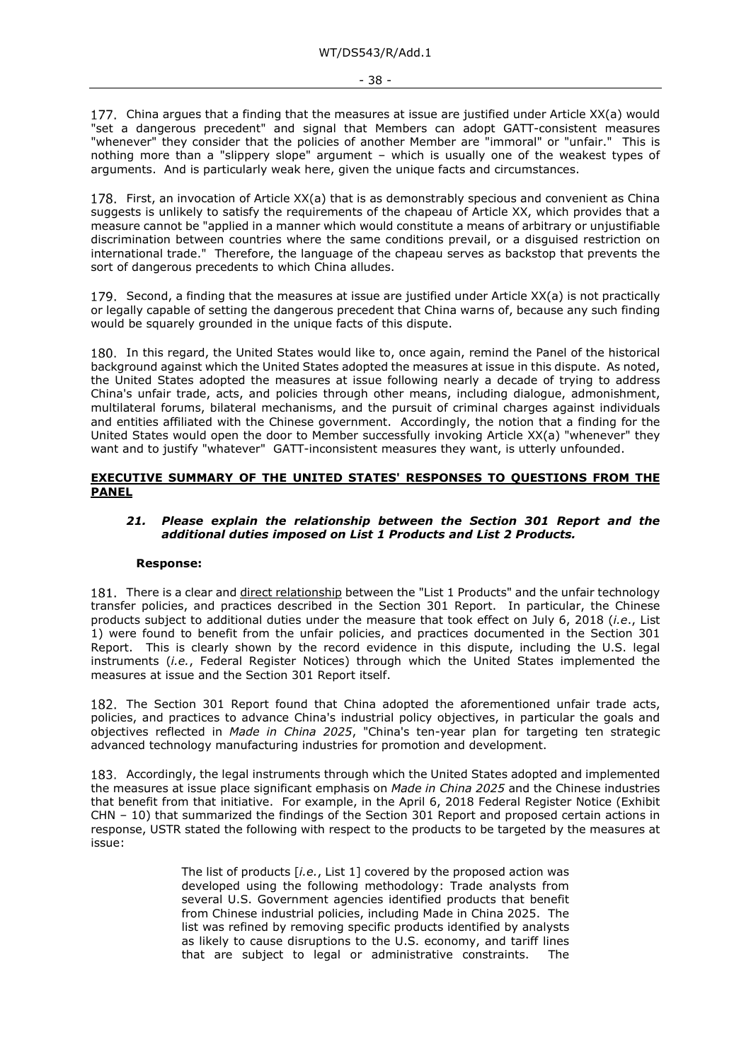177. China argues that a finding that the measures at issue are justified under Article XX(a) would "set a dangerous precedent" and signal that Members can adopt GATT-consistent measures "whenever" they consider that the policies of another Member are "immoral" or "unfair." This is nothing more than a "slippery slope" argument – which is usually one of the weakest types of arguments. And is particularly weak here, given the unique facts and circumstances.

178. First, an invocation of Article XX(a) that is as demonstrably specious and convenient as China suggests is unlikely to satisfy the requirements of the chapeau of Article XX, which provides that a measure cannot be "applied in a manner which would constitute a means of arbitrary or unjustifiable discrimination between countries where the same conditions prevail, or a disguised restriction on international trade." Therefore, the language of the chapeau serves as backstop that prevents the sort of dangerous precedents to which China alludes.

179. Second, a finding that the measures at issue are justified under Article XX(a) is not practically or legally capable of setting the dangerous precedent that China warns of, because any such finding would be squarely grounded in the unique facts of this dispute.

180. In this regard, the United States would like to, once again, remind the Panel of the historical background against which the United States adopted the measures at issue in this dispute. As noted, the United States adopted the measures at issue following nearly a decade of trying to address China's unfair trade, acts, and policies through other means, including dialogue, admonishment, multilateral forums, bilateral mechanisms, and the pursuit of criminal charges against individuals and entities affiliated with the Chinese government. Accordingly, the notion that a finding for the United States would open the door to Member successfully invoking Article XX(a) "whenever" they want and to justify "whatever" GATT-inconsistent measures they want, is utterly unfounded.

**EXECUTIVE SUMMARY OF THE UNITED STATES' RESPONSES TO QUESTIONS FROM THE PANEL**

***21. Please explain the relationship between the Section 301 Report and the additional duties imposed on List 1 Products and List 2 Products.***

**Response:**

181. There is a clear and direct relationship between the "List 1 Products" and the unfair technology transfer policies, and practices described in the Section 301 Report. In particular, the Chinese products subject to additional duties under the measure that took effect on July 6, 2018 (*i.e.*, List 1) were found to benefit from the unfair policies, and practices documented in the Section 301 Report. This is clearly shown by the record evidence in this dispute, including the U.S. legal instruments (*i.e.*, Federal Register Notices) through which the United States implemented the measures at issue and the Section 301 Report itself.

182. The Section 301 Report found that China adopted the aforementioned unfair trade acts, policies, and practices to advance China's industrial policy objectives, in particular the goals and objectives reflected in *Made in China 2025*, "China's ten-year plan for targeting ten strategic advanced technology manufacturing industries for promotion and development.

183. Accordingly, the legal instruments through which the United States adopted and implemented the measures at issue place significant emphasis on *Made in China 2025* and the Chinese industries that benefit from that initiative. For example, in the April 6, 2018 Federal Register Notice (Exhibit CHN – 10) that summarized the findings of the Section 301 Report and proposed certain actions in response, USTR stated the following with respect to the products to be targeted by the measures at issue:

> The list of products [*i.e.*, List 1] covered by the proposed action was developed using the following methodology: Trade analysts from several U.S. Government agencies identified products that benefit from Chinese industrial policies, including Made in China 2025. The list was refined by removing specific products identified by analysts as likely to cause disruptions to the U.S. economy, and tariff lines that are subject to legal or administrative constraints. The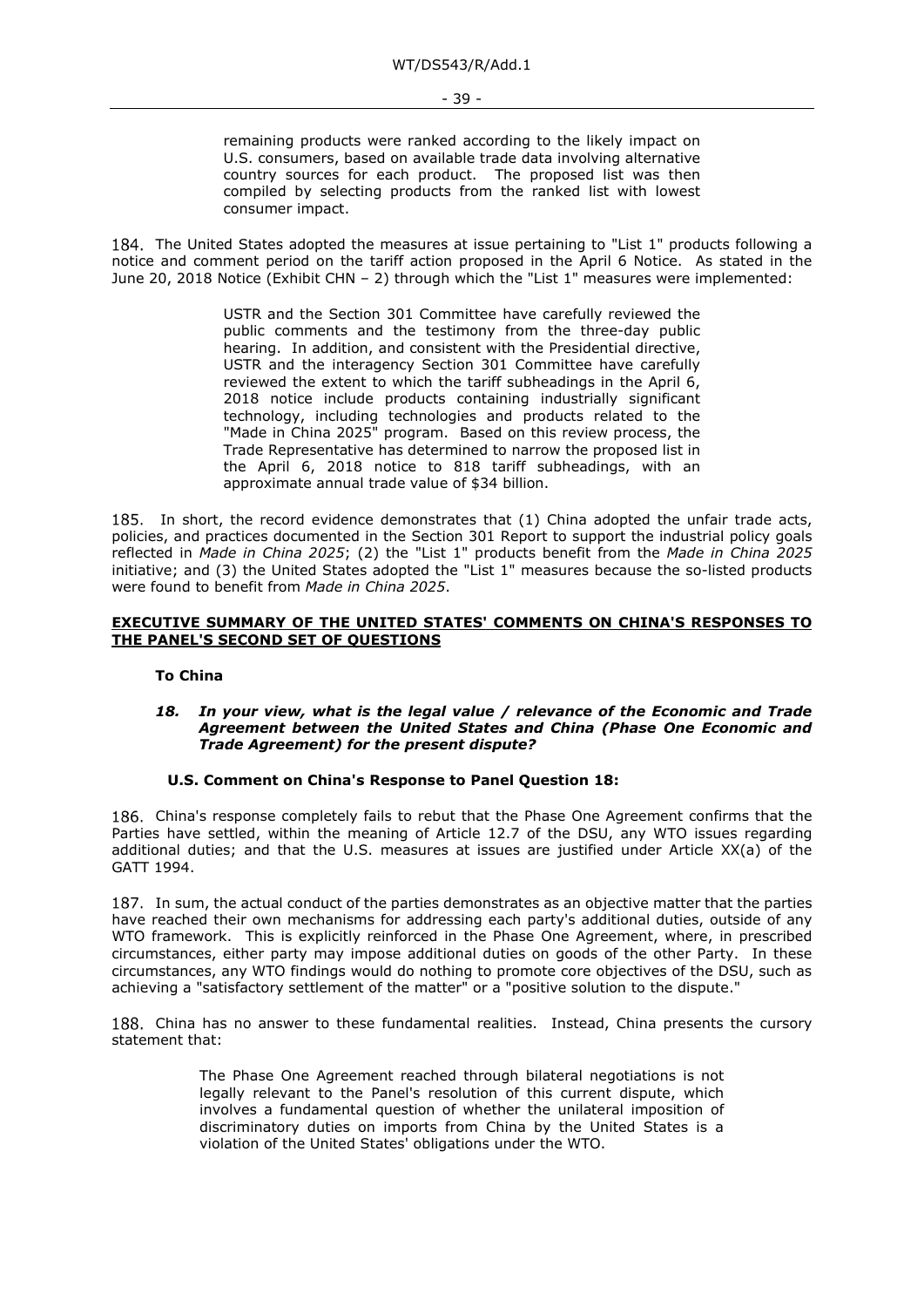> remaining products were ranked according to the likely impact on U.S. consumers, based on available trade data involving alternative country sources for each product. The proposed list was then compiled by selecting products from the ranked list with lowest consumer impact.

184. The United States adopted the measures at issue pertaining to "List 1" products following a notice and comment period on the tariff action proposed in the April 6 Notice. As stated in the June 20, 2018 Notice (Exhibit CHN – 2) through which the "List 1" measures were implemented:

> USTR and the Section 301 Committee have carefully reviewed the public comments and the testimony from the three-day public hearing. In addition, and consistent with the Presidential directive, USTR and the interagency Section 301 Committee have carefully reviewed the extent to which the tariff subheadings in the April 6, 2018 notice include products containing industrially significant technology, including technologies and products related to the "Made in China 2025" program. Based on this review process, the Trade Representative has determined to narrow the proposed list in the April 6, 2018 notice to 818 tariff subheadings, with an approximate annual trade value of $34 billion.

185. In short, the record evidence demonstrates that (1) China adopted the unfair trade acts, policies, and practices documented in the Section 301 Report to support the industrial policy goals reflected in *Made in China 2025*; (2) the "List 1" products benefit from the *Made in China 2025* initiative; and (3) the United States adopted the "List 1" measures because the so-listed products were found to benefit from *Made in China 2025*.

## EXECUTIVE SUMMARY OF THE UNITED STATES' COMMENTS ON CHINA'S RESPONSES TO THE PANEL'S SECOND SET OF QUESTIONS

### To China

***18. In your view, what is the legal value / relevance of the Economic and Trade Agreement between the United States and China (Phase One Economic and Trade Agreement) for the present dispute?***

**U.S. Comment on China's Response to Panel Question 18:**

186. China's response completely fails to rebut that the Phase One Agreement confirms that the Parties have settled, within the meaning of Article 12.7 of the DSU, any WTO issues regarding additional duties; and that the U.S. measures at issues are justified under Article XX(a) of the GATT 1994.

187. In sum, the actual conduct of the parties demonstrates as an objective matter that the parties have reached their own mechanisms for addressing each party's additional duties, outside of any WTO framework. This is explicitly reinforced in the Phase One Agreement, where, in prescribed circumstances, either party may impose additional duties on goods of the other Party. In these circumstances, any WTO findings would do nothing to promote core objectives of the DSU, such as achieving a "satisfactory settlement of the matter" or a "positive solution to the dispute."

188. China has no answer to these fundamental realities. Instead, China presents the cursory statement that:

> The Phase One Agreement reached through bilateral negotiations is not legally relevant to the Panel's resolution of this current dispute, which involves a fundamental question of whether the unilateral imposition of discriminatory duties on imports from China by the United States is a violation of the United States' obligations under the WTO.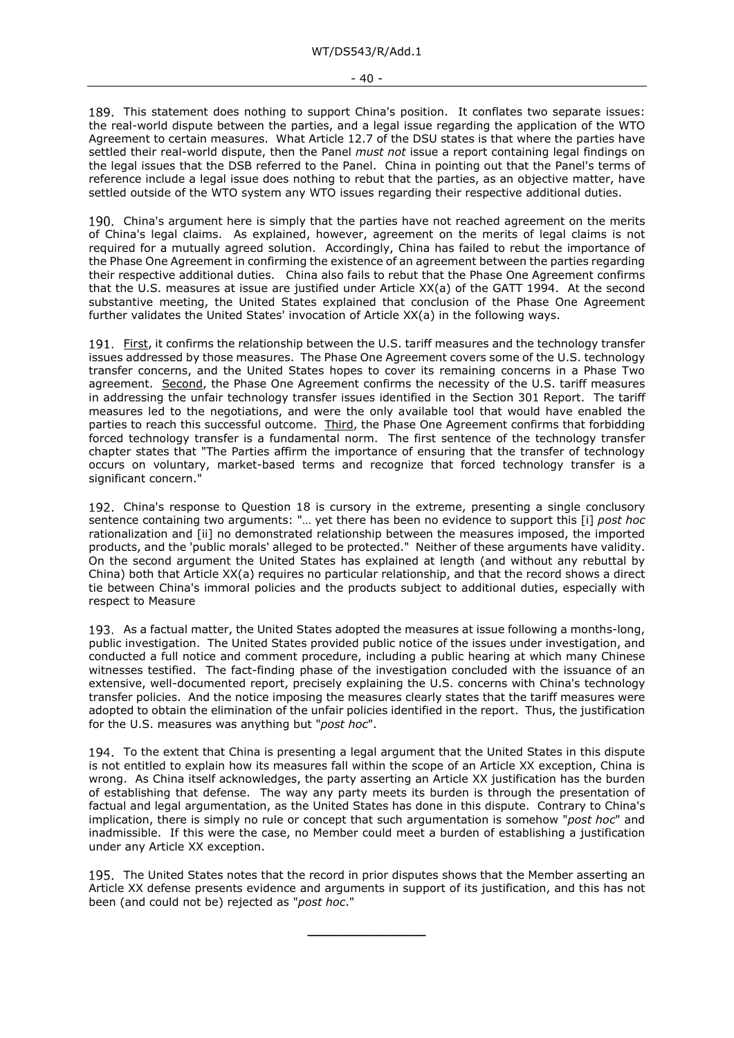189. This statement does nothing to support China's position. It conflates two separate issues: the real-world dispute between the parties, and a legal issue regarding the application of the WTO Agreement to certain measures. What Article 12.7 of the DSU states is that where the parties have settled their real-world dispute, then the Panel *must not* issue a report containing legal findings on the legal issues that the DSB referred to the Panel. China in pointing out that the Panel's terms of reference include a legal issue does nothing to rebut that the parties, as an objective matter, have settled outside of the WTO system any WTO issues regarding their respective additional duties.

190. China's argument here is simply that the parties have not reached agreement on the merits of China's legal claims. As explained, however, agreement on the merits of legal claims is not required for a mutually agreed solution. Accordingly, China has failed to rebut the importance of the Phase One Agreement in confirming the existence of an agreement between the parties regarding their respective additional duties. China also fails to rebut that the Phase One Agreement confirms that the U.S. measures at issue are justified under Article XX(a) of the GATT 1994. At the second substantive meeting, the United States explained that conclusion of the Phase One Agreement further validates the United States' invocation of Article XX(a) in the following ways.

191. First, it confirms the relationship between the U.S. tariff measures and the technology transfer issues addressed by those measures. The Phase One Agreement covers some of the U.S. technology transfer concerns, and the United States hopes to cover its remaining concerns in a Phase Two agreement. Second, the Phase One Agreement confirms the necessity of the U.S. tariff measures in addressing the unfair technology transfer issues identified in the Section 301 Report. The tariff measures led to the negotiations, and were the only available tool that would have enabled the parties to reach this successful outcome. Third, the Phase One Agreement confirms that forbidding forced technology transfer is a fundamental norm. The first sentence of the technology transfer chapter states that "The Parties affirm the importance of ensuring that the transfer of technology occurs on voluntary, market-based terms and recognize that forced technology transfer is a significant concern."

192. China's response to Question 18 is cursory in the extreme, presenting a single conclusory sentence containing two arguments: "… yet there has been no evidence to support this [i] *post hoc* rationalization and [ii] no demonstrated relationship between the measures imposed, the imported products, and the 'public morals' alleged to be protected." Neither of these arguments have validity. On the second argument the United States has explained at length (and without any rebuttal by China) both that Article XX(a) requires no particular relationship, and that the record shows a direct tie between China's immoral policies and the products subject to additional duties, especially with respect to Measure

193. As a factual matter, the United States adopted the measures at issue following a months-long, public investigation. The United States provided public notice of the issues under investigation, and conducted a full notice and comment procedure, including a public hearing at which many Chinese witnesses testified. The fact-finding phase of the investigation concluded with the issuance of an extensive, well-documented report, precisely explaining the U.S. concerns with China's technology transfer policies. And the notice imposing the measures clearly states that the tariff measures were adopted to obtain the elimination of the unfair policies identified in the report. Thus, the justification for the U.S. measures was anything but "*post hoc*".

194. To the extent that China is presenting a legal argument that the United States in this dispute is not entitled to explain how its measures fall within the scope of an Article XX exception, China is wrong. As China itself acknowledges, the party asserting an Article XX justification has the burden of establishing that defense. The way any party meets its burden is through the presentation of factual and legal argumentation, as the United States has done in this dispute. Contrary to China's implication, there is simply no rule or concept that such argumentation is somehow "*post hoc*" and inadmissible. If this were the case, no Member could meet a burden of establishing a justification under any Article XX exception.

195. The United States notes that the record in prior disputes shows that the Member asserting an Article XX defense presents evidence and arguments in support of its justification, and this has not been (and could not be) rejected as "*post hoc*."

---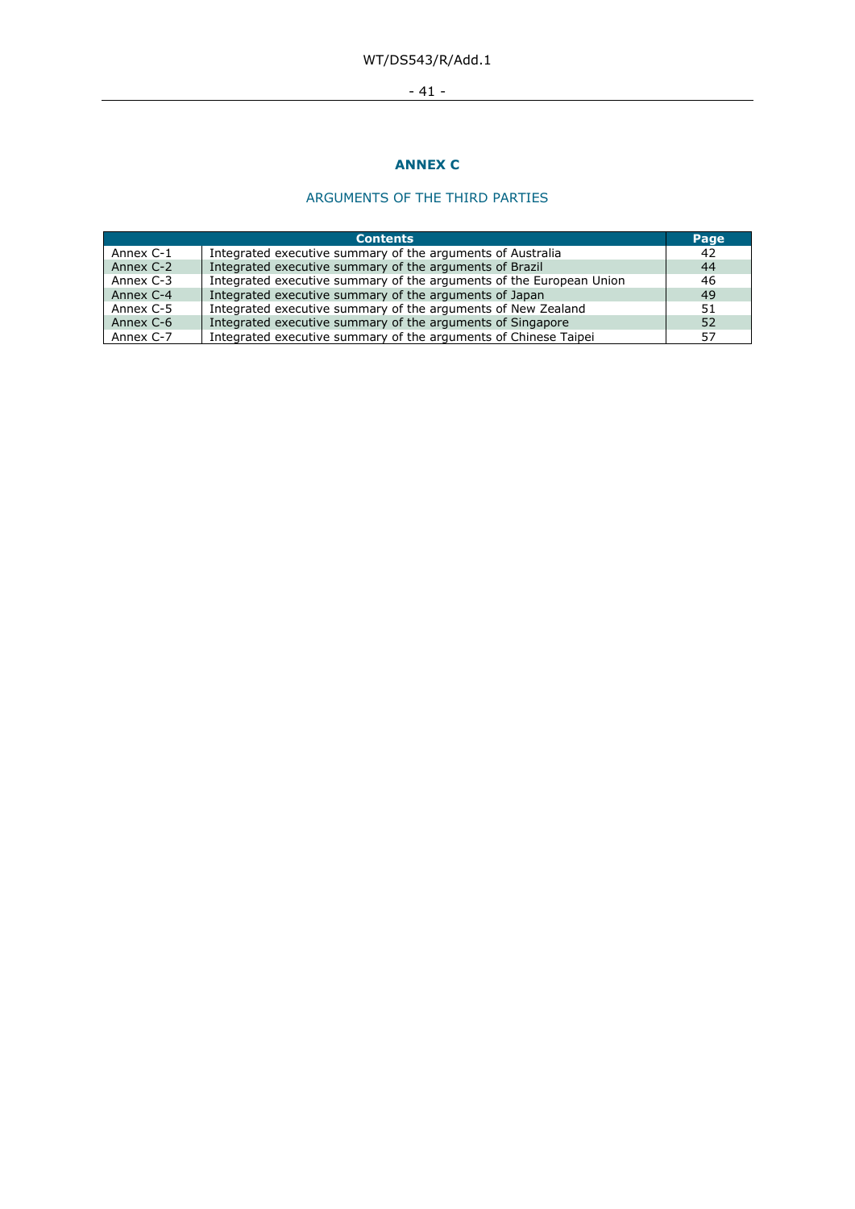# ANNEX C

## ARGUMENTS OF THE THIRD PARTIES

| Contents | | Page |
|---|---|---|
| Annex C-1 | Integrated executive summary of the arguments of Australia | 42 |
| Annex C-2 | Integrated executive summary of the arguments of Brazil | 44 |
| Annex C-3 | Integrated executive summary of the arguments of the European Union | 46 |
| Annex C-4 | Integrated executive summary of the arguments of Japan | 49 |
| Annex C-5 | Integrated executive summary of the arguments of New Zealand | 51 |
| Annex C-6 | Integrated executive summary of the arguments of Singapore | 52 |
| Annex C-7 | Integrated executive summary of the arguments of Chinese Taipei | 57 |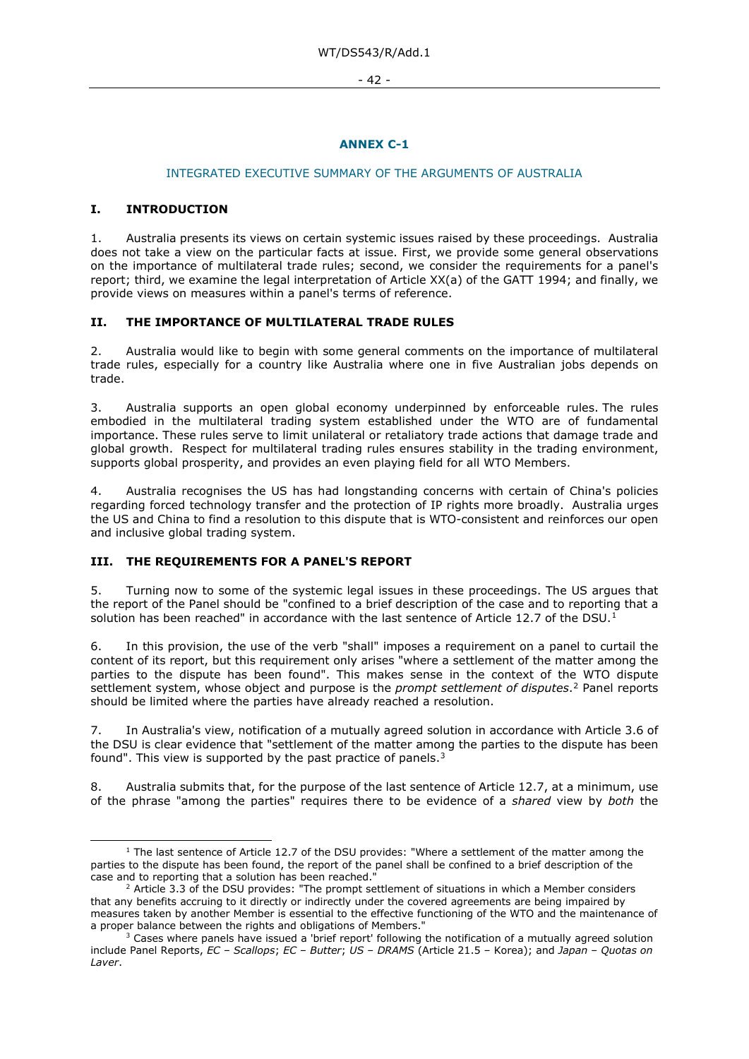## ANNEX C-1

### INTEGRATED EXECUTIVE SUMMARY OF THE ARGUMENTS OF AUSTRALIA

### I. INTRODUCTION

1. Australia presents its views on certain systemic issues raised by these proceedings. Australia does not take a view on the particular facts at issue. First, we provide some general observations on the importance of multilateral trade rules; second, we consider the requirements for a panel's report; third, we examine the legal interpretation of Article XX(a) of the GATT 1994; and finally, we provide views on measures within a panel's terms of reference.

### II. THE IMPORTANCE OF MULTILATERAL TRADE RULES

2. Australia would like to begin with some general comments on the importance of multilateral trade rules, especially for a country like Australia where one in five Australian jobs depends on trade.

3. Australia supports an open global economy underpinned by enforceable rules. The rules embodied in the multilateral trading system established under the WTO are of fundamental importance. These rules serve to limit unilateral or retaliatory trade actions that damage trade and global growth. Respect for multilateral trading rules ensures stability in the trading environment, supports global prosperity, and provides an even playing field for all WTO Members.

4. Australia recognises the US has had longstanding concerns with certain of China's policies regarding forced technology transfer and the protection of IP rights more broadly. Australia urges the US and China to find a resolution to this dispute that is WTO-consistent and reinforces our open and inclusive global trading system.

### III. THE REQUIREMENTS FOR A PANEL'S REPORT

5. Turning now to some of the systemic legal issues in these proceedings. The US argues that the report of the Panel should be "confined to a brief description of the case and to reporting that a solution has been reached" in accordance with the last sentence of Article 12.7 of the DSU.[1]

6. In this provision, the use of the verb "shall" imposes a requirement on a panel to curtail the content of its report, but this requirement only arises "where a settlement of the matter among the parties to the dispute has been found". This makes sense in the context of the WTO dispute settlement system, whose object and purpose is the *prompt settlement of disputes*.[2] Panel reports should be limited where the parties have already reached a resolution.

7. In Australia's view, notification of a mutually agreed solution in accordance with Article 3.6 of the DSU is clear evidence that "settlement of the matter among the parties to the dispute has been found". This view is supported by the past practice of panels.[3]

8. Australia submits that, for the purpose of the last sentence of Article 12.7, at a minimum, use of the phrase "among the parties" requires there to be evidence of a *shared* view by *both* the

---

[1] The last sentence of Article 12.7 of the DSU provides: "Where a settlement of the matter among the parties to the dispute has been found, the report of the panel shall be confined to a brief description of the case and to reporting that a solution has been reached."

[2] Article 3.3 of the DSU provides: "The prompt settlement of situations in which a Member considers that any benefits accruing to it directly or indirectly under the covered agreements are being impaired by measures taken by another Member is essential to the effective functioning of the WTO and the maintenance of a proper balance between the rights and obligations of Members."

[3] Cases where panels have issued a 'brief report' following the notification of a mutually agreed solution include Panel Reports, *EC – Scallops*; *EC – Butter*; *US – DRAMS* (Article 21.5 – Korea); and *Japan – Quotas on Laver*.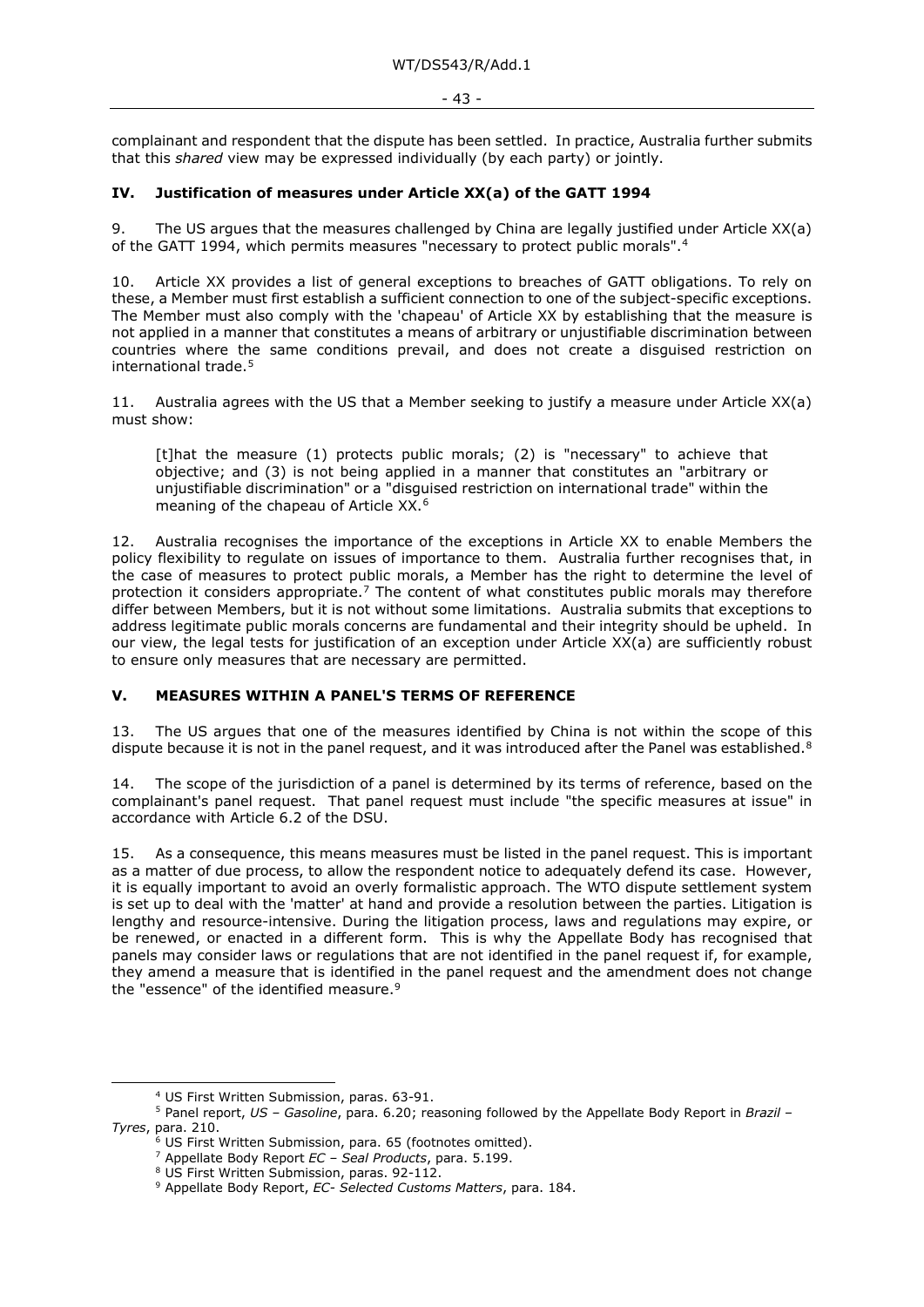complainant and respondent that the dispute has been settled. In practice, Australia further submits that this *shared* view may be expressed individually (by each party) or jointly.

## IV. Justification of measures under Article XX(a) of the GATT 1994

9. The US argues that the measures challenged by China are legally justified under Article XX(a) of the GATT 1994, which permits measures "necessary to protect public morals".[4]

10. Article XX provides a list of general exceptions to breaches of GATT obligations. To rely on these, a Member must first establish a sufficient connection to one of the subject-specific exceptions. The Member must also comply with the 'chapeau' of Article XX by establishing that the measure is not applied in a manner that constitutes a means of arbitrary or unjustifiable discrimination between countries where the same conditions prevail, and does not create a disguised restriction on international trade.[5]

11. Australia agrees with the US that a Member seeking to justify a measure under Article XX(a) must show:

> [t]hat the measure (1) protects public morals; (2) is "necessary" to achieve that objective; and (3) is not being applied in a manner that constitutes an "arbitrary or unjustifiable discrimination" or a "disguised restriction on international trade" within the meaning of the chapeau of Article XX.[6]

12. Australia recognises the importance of the exceptions in Article XX to enable Members the policy flexibility to regulate on issues of importance to them. Australia further recognises that, in the case of measures to protect public morals, a Member has the right to determine the level of protection it considers appropriate.[7] The content of what constitutes public morals may therefore differ between Members, but it is not without some limitations. Australia submits that exceptions to address legitimate public morals concerns are fundamental and their integrity should be upheld. In our view, the legal tests for justification of an exception under Article XX(a) are sufficiently robust to ensure only measures that are necessary are permitted.

## V. MEASURES WITHIN A PANEL'S TERMS OF REFERENCE

13. The US argues that one of the measures identified by China is not within the scope of this dispute because it is not in the panel request, and it was introduced after the Panel was established.[8]

14. The scope of the jurisdiction of a panel is determined by its terms of reference, based on the complainant's panel request. That panel request must include "the specific measures at issue" in accordance with Article 6.2 of the DSU.

15. As a consequence, this means measures must be listed in the panel request. This is important as a matter of due process, to allow the respondent notice to adequately defend its case. However, it is equally important to avoid an overly formalistic approach. The WTO dispute settlement system is set up to deal with the 'matter' at hand and provide a resolution between the parties. Litigation is lengthy and resource-intensive. During the litigation process, laws and regulations may expire, or be renewed, or enacted in a different form. This is why the Appellate Body has recognised that panels may consider laws or regulations that are not identified in the panel request if, for example, they amend a measure that is identified in the panel request and the amendment does not change the "essence" of the identified measure.[9]

---

[4] US First Written Submission, paras. 63-91.

[5] Panel report, *US – Gasoline*, para. 6.20; reasoning followed by the Appellate Body Report in *Brazil – Tyres*, para. 210.

[6] US First Written Submission, para. 65 (footnotes omitted).

[7] Appellate Body Report *EC – Seal Products*, para. 5.199.

[8] US First Written Submission, paras. 92-112.

[9] Appellate Body Report, *EC- Selected Customs Matters*, para. 184.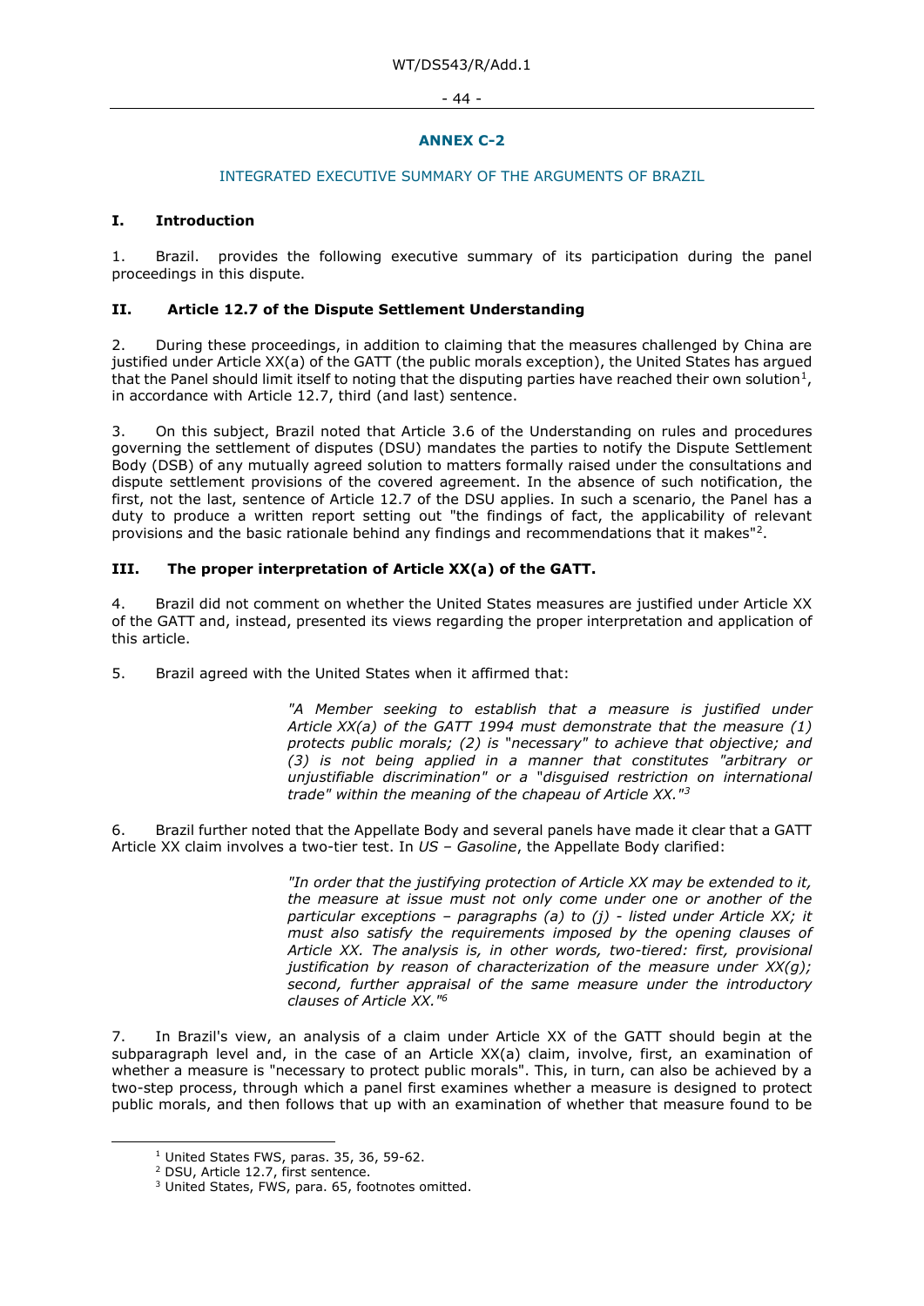## ANNEX C-2

### INTEGRATED EXECUTIVE SUMMARY OF THE ARGUMENTS OF BRAZIL

#### I. Introduction

1. Brazil. provides the following executive summary of its participation during the panel proceedings in this dispute.

#### II. Article 12.7 of the Dispute Settlement Understanding

2. During these proceedings, in addition to claiming that the measures challenged by China are justified under Article XX(a) of the GATT (the public morals exception), the United States has argued that the Panel should limit itself to noting that the disputing parties have reached their own solution[1], in accordance with Article 12.7, third (and last) sentence.

3. On this subject, Brazil noted that Article 3.6 of the Understanding on rules and procedures governing the settlement of disputes (DSU) mandates the parties to notify the Dispute Settlement Body (DSB) of any mutually agreed solution to matters formally raised under the consultations and dispute settlement provisions of the covered agreement. In the absence of such notification, the first, not the last, sentence of Article 12.7 of the DSU applies. In such a scenario, the Panel has a duty to produce a written report setting out "the findings of fact, the applicability of relevant provisions and the basic rationale behind any findings and recommendations that it makes"[2].

#### III. The proper interpretation of Article XX(a) of the GATT.

4. Brazil did not comment on whether the United States measures are justified under Article XX of the GATT and, instead, presented its views regarding the proper interpretation and application of this article.

5. Brazil agreed with the United States when it affirmed that:

> *"A Member seeking to establish that a measure is justified under Article XX(a) of the GATT 1994 must demonstrate that the measure (1) protects public morals; (2) is "necessary" to achieve that objective; and (3) is not being applied in a manner that constitutes "arbitrary or unjustifiable discrimination" or a "disguised restriction on international trade" within the meaning of the chapeau of Article XX."[3]*

6. Brazil further noted that the Appellate Body and several panels have made it clear that a GATT Article XX claim involves a two-tier test. In *US – Gasoline*, the Appellate Body clarified:

> *"In order that the justifying protection of Article XX may be extended to it, the measure at issue must not only come under one or another of the particular exceptions – paragraphs (a) to (j) - listed under Article XX; it must also satisfy the requirements imposed by the opening clauses of Article XX. The analysis is, in other words, two-tiered: first, provisional justification by reason of characterization of the measure under XX(g); second, further appraisal of the same measure under the introductory clauses of Article XX."[6]*

7. In Brazil's view, an analysis of a claim under Article XX of the GATT should begin at the subparagraph level and, in the case of an Article XX(a) claim, involve, first, an examination of whether a measure is "necessary to protect public morals". This, in turn, can also be achieved by a two-step process, through which a panel first examines whether a measure is designed to protect public morals, and then follows that up with an examination of whether that measure found to be

---

[1] United States FWS, paras. 35, 36, 59-62.

[2] DSU, Article 12.7, first sentence.

[3] United States, FWS, para. 65, footnotes omitted.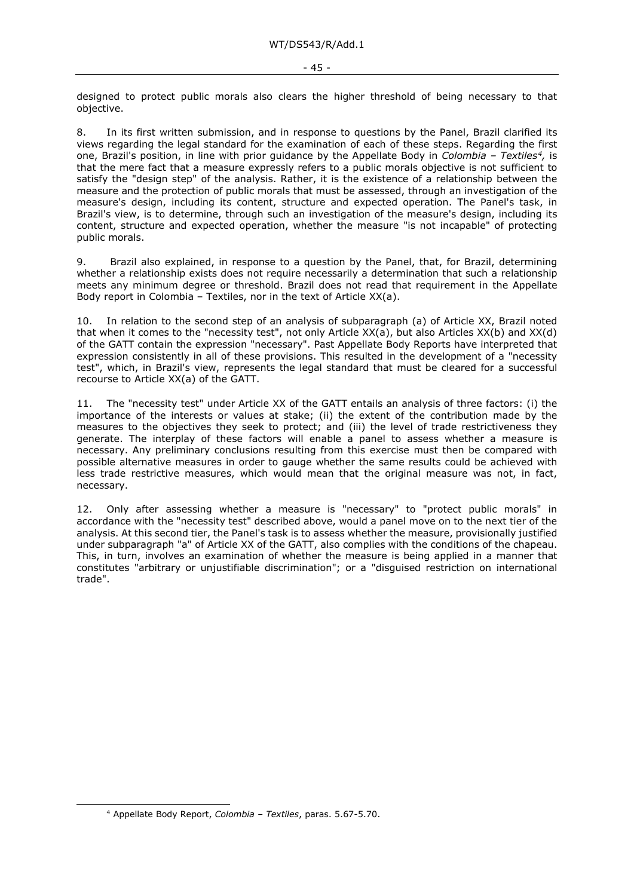designed to protect public morals also clears the higher threshold of being necessary to that objective.

8. In its first written submission, and in response to questions by the Panel, Brazil clarified its views regarding the legal standard for the examination of each of these steps. Regarding the first one, Brazil's position, in line with prior guidance by the Appellate Body in *Colombia – Textiles*[4], is that the mere fact that a measure expressly refers to a public morals objective is not sufficient to satisfy the "design step" of the analysis. Rather, it is the existence of a relationship between the measure and the protection of public morals that must be assessed, through an investigation of the measure's design, including its content, structure and expected operation. The Panel's task, in Brazil's view, is to determine, through such an investigation of the measure's design, including its content, structure and expected operation, whether the measure "is not incapable" of protecting public morals.

9. Brazil also explained, in response to a question by the Panel, that, for Brazil, determining whether a relationship exists does not require necessarily a determination that such a relationship meets any minimum degree or threshold. Brazil does not read that requirement in the Appellate Body report in Colombia – Textiles, nor in the text of Article XX(a).

10. In relation to the second step of an analysis of subparagraph (a) of Article XX, Brazil noted that when it comes to the "necessity test", not only Article XX(a), but also Articles XX(b) and XX(d) of the GATT contain the expression "necessary". Past Appellate Body Reports have interpreted that expression consistently in all of these provisions. This resulted in the development of a "necessity test", which, in Brazil's view, represents the legal standard that must be cleared for a successful recourse to Article XX(a) of the GATT.

11. The "necessity test" under Article XX of the GATT entails an analysis of three factors: (i) the importance of the interests or values at stake; (ii) the extent of the contribution made by the measures to the objectives they seek to protect; and (iii) the level of trade restrictiveness they generate. The interplay of these factors will enable a panel to assess whether a measure is necessary. Any preliminary conclusions resulting from this exercise must then be compared with possible alternative measures in order to gauge whether the same results could be achieved with less trade restrictive measures, which would mean that the original measure was not, in fact, necessary.

12. Only after assessing whether a measure is "necessary" to "protect public morals" in accordance with the "necessity test" described above, would a panel move on to the next tier of the analysis. At this second tier, the Panel's task is to assess whether the measure, provisionally justified under subparagraph "a" of Article XX of the GATT, also complies with the conditions of the chapeau. This, in turn, involves an examination of whether the measure is being applied in a manner that constitutes "arbitrary or unjustifiable discrimination"; or a "disguised restriction on international trade".

[4] Appellate Body Report, *Colombia – Textiles*, paras. 5.67-5.70.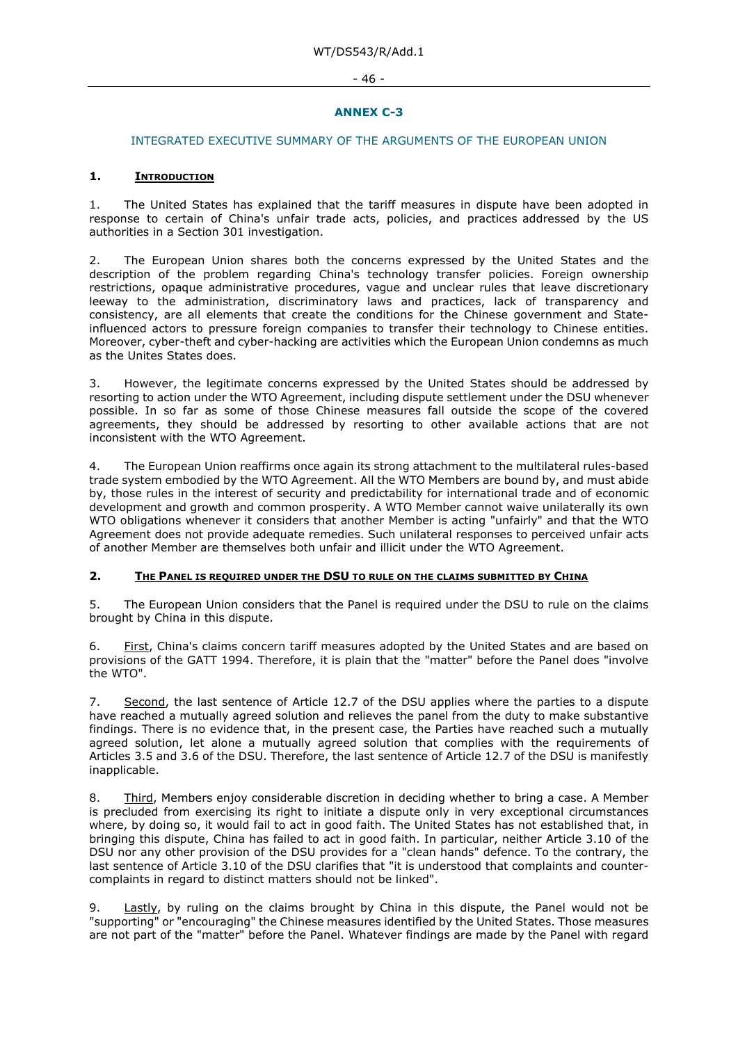## ANNEX C-3

### INTEGRATED EXECUTIVE SUMMARY OF THE ARGUMENTS OF THE EUROPEAN UNION

### 1. INTRODUCTION

1. The United States has explained that the tariff measures in dispute have been adopted in response to certain of China's unfair trade acts, policies, and practices addressed by the US authorities in a Section 301 investigation.

2. The European Union shares both the concerns expressed by the United States and the description of the problem regarding China's technology transfer policies. Foreign ownership restrictions, opaque administrative procedures, vague and unclear rules that leave discretionary leeway to the administration, discriminatory laws and practices, lack of transparency and consistency, are all elements that create the conditions for the Chinese government and State-influenced actors to pressure foreign companies to transfer their technology to Chinese entities. Moreover, cyber-theft and cyber-hacking are activities which the European Union condemns as much as the Unites States does.

3. However, the legitimate concerns expressed by the United States should be addressed by resorting to action under the WTO Agreement, including dispute settlement under the DSU whenever possible. In so far as some of those Chinese measures fall outside the scope of the covered agreements, they should be addressed by resorting to other available actions that are not inconsistent with the WTO Agreement.

4. The European Union reaffirms once again its strong attachment to the multilateral rules-based trade system embodied by the WTO Agreement. All the WTO Members are bound by, and must abide by, those rules in the interest of security and predictability for international trade and of economic development and growth and common prosperity. A WTO Member cannot waive unilaterally its own WTO obligations whenever it considers that another Member is acting "unfairly" and that the WTO Agreement does not provide adequate remedies. Such unilateral responses to perceived unfair acts of another Member are themselves both unfair and illicit under the WTO Agreement.

### 2. THE PANEL IS REQUIRED UNDER THE DSU TO RULE ON THE CLAIMS SUBMITTED BY CHINA

5. The European Union considers that the Panel is required under the DSU to rule on the claims brought by China in this dispute.

6. First, China's claims concern tariff measures adopted by the United States and are based on provisions of the GATT 1994. Therefore, it is plain that the "matter" before the Panel does "involve the WTO".

7. Second, the last sentence of Article 12.7 of the DSU applies where the parties to a dispute have reached a mutually agreed solution and relieves the panel from the duty to make substantive findings. There is no evidence that, in the present case, the Parties have reached such a mutually agreed solution, let alone a mutually agreed solution that complies with the requirements of Articles 3.5 and 3.6 of the DSU. Therefore, the last sentence of Article 12.7 of the DSU is manifestly inapplicable.

8. Third, Members enjoy considerable discretion in deciding whether to bring a case. A Member is precluded from exercising its right to initiate a dispute only in very exceptional circumstances where, by doing so, it would fail to act in good faith. The United States has not established that, in bringing this dispute, China has failed to act in good faith. In particular, neither Article 3.10 of the DSU nor any other provision of the DSU provides for a "clean hands" defence. To the contrary, the last sentence of Article 3.10 of the DSU clarifies that "it is understood that complaints and counter-complaints in regard to distinct matters should not be linked".

9. Lastly, by ruling on the claims brought by China in this dispute, the Panel would not be "supporting" or "encouraging" the Chinese measures identified by the United States. Those measures are not part of the "matter" before the Panel. Whatever findings are made by the Panel with regard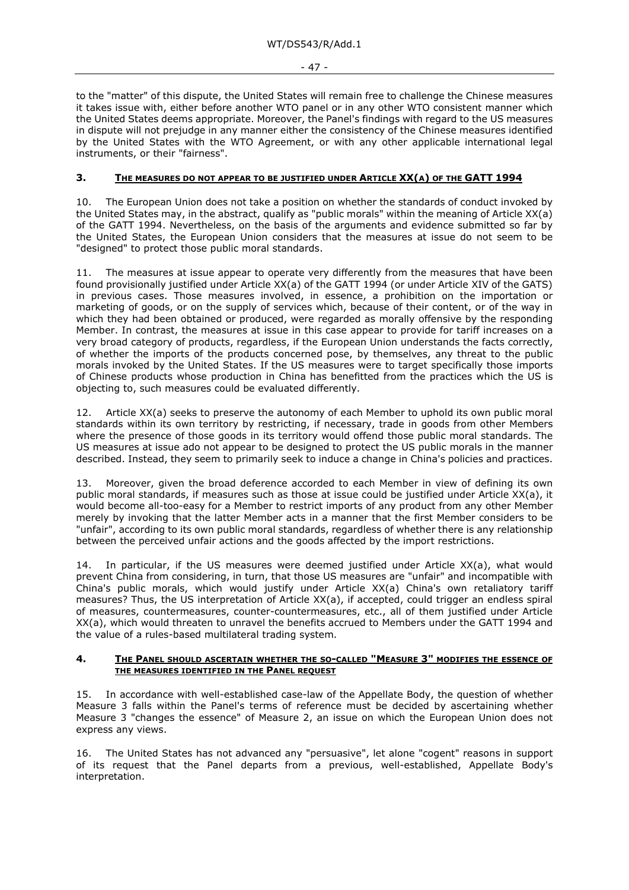to the "matter" of this dispute, the United States will remain free to challenge the Chinese measures it takes issue with, either before another WTO panel or in any other WTO consistent manner which the United States deems appropriate. Moreover, the Panel's findings with regard to the US measures in dispute will not prejudge in any manner either the consistency of the Chinese measures identified by the United States with the WTO Agreement, or with any other applicable international legal instruments, or their "fairness".

## 3. THE MEASURES DO NOT APPEAR TO BE JUSTIFIED UNDER ARTICLE XX(A) OF THE GATT 1994

10. The European Union does not take a position on whether the standards of conduct invoked by the United States may, in the abstract, qualify as "public morals" within the meaning of Article XX(a) of the GATT 1994. Nevertheless, on the basis of the arguments and evidence submitted so far by the United States, the European Union considers that the measures at issue do not seem to be "designed" to protect those public moral standards.

11. The measures at issue appear to operate very differently from the measures that have been found provisionally justified under Article XX(a) of the GATT 1994 (or under Article XIV of the GATS) in previous cases. Those measures involved, in essence, a prohibition on the importation or marketing of goods, or on the supply of services which, because of their content, or of the way in which they had been obtained or produced, were regarded as morally offensive by the responding Member. In contrast, the measures at issue in this case appear to provide for tariff increases on a very broad category of products, regardless, if the European Union understands the facts correctly, of whether the imports of the products concerned pose, by themselves, any threat to the public morals invoked by the United States. If the US measures were to target specifically those imports of Chinese products whose production in China has benefitted from the practices which the US is objecting to, such measures could be evaluated differently.

12. Article XX(a) seeks to preserve the autonomy of each Member to uphold its own public moral standards within its own territory by restricting, if necessary, trade in goods from other Members where the presence of those goods in its territory would offend those public moral standards. The US measures at issue ado not appear to be designed to protect the US public morals in the manner described. Instead, they seem to primarily seek to induce a change in China's policies and practices.

13. Moreover, given the broad deference accorded to each Member in view of defining its own public moral standards, if measures such as those at issue could be justified under Article XX(a), it would become all-too-easy for a Member to restrict imports of any product from any other Member merely by invoking that the latter Member acts in a manner that the first Member considers to be "unfair", according to its own public moral standards, regardless of whether there is any relationship between the perceived unfair actions and the goods affected by the import restrictions.

14. In particular, if the US measures were deemed justified under Article XX(a), what would prevent China from considering, in turn, that those US measures are "unfair" and incompatible with China's public morals, which would justify under Article XX(a) China's own retaliatory tariff measures? Thus, the US interpretation of Article XX(a), if accepted, could trigger an endless spiral of measures, countermeasures, counter-countermeasures, etc., all of them justified under Article XX(a), which would threaten to unravel the benefits accrued to Members under the GATT 1994 and the value of a rules-based multilateral trading system.

## 4. THE PANEL SHOULD ASCERTAIN WHETHER THE SO-CALLED "MEASURE 3" MODIFIES THE ESSENCE OF THE MEASURES IDENTIFIED IN THE PANEL REQUEST

15. In accordance with well-established case-law of the Appellate Body, the question of whether Measure 3 falls within the Panel's terms of reference must be decided by ascertaining whether Measure 3 "changes the essence" of Measure 2, an issue on which the European Union does not express any views.

16. The United States has not advanced any "persuasive", let alone "cogent" reasons in support of its request that the Panel departs from a previous, well-established, Appellate Body's interpretation.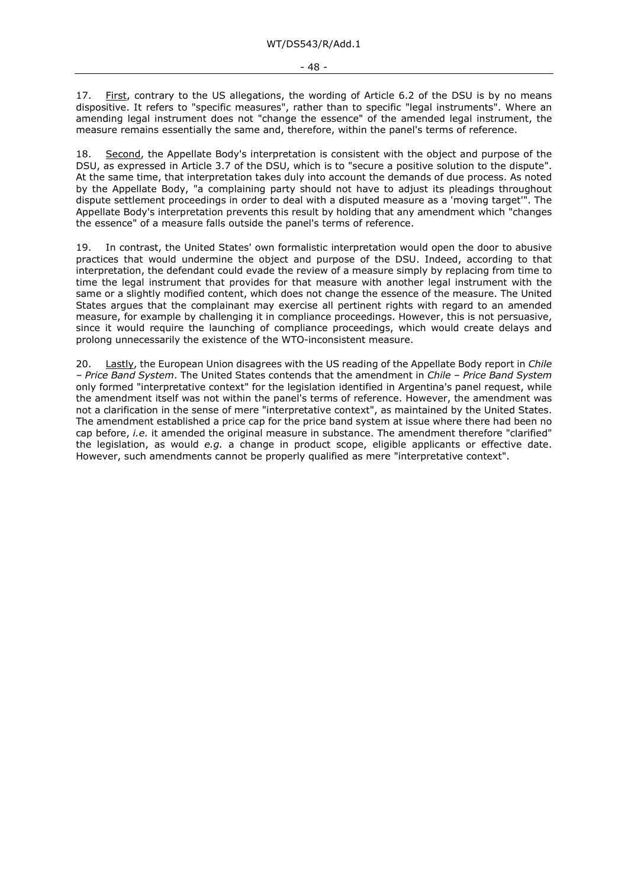17. First, contrary to the US allegations, the wording of Article 6.2 of the DSU is by no means dispositive. It refers to "specific measures", rather than to specific "legal instruments". Where an amending legal instrument does not "change the essence" of the amended legal instrument, the measure remains essentially the same and, therefore, within the panel's terms of reference.

18. Second, the Appellate Body's interpretation is consistent with the object and purpose of the DSU, as expressed in Article 3.7 of the DSU, which is to "secure a positive solution to the dispute". At the same time, that interpretation takes duly into account the demands of due process. As noted by the Appellate Body, "a complaining party should not have to adjust its pleadings throughout dispute settlement proceedings in order to deal with a disputed measure as a 'moving target'". The Appellate Body's interpretation prevents this result by holding that any amendment which "changes the essence" of a measure falls outside the panel's terms of reference.

19. In contrast, the United States' own formalistic interpretation would open the door to abusive practices that would undermine the object and purpose of the DSU. Indeed, according to that interpretation, the defendant could evade the review of a measure simply by replacing from time to time the legal instrument that provides for that measure with another legal instrument with the same or a slightly modified content, which does not change the essence of the measure. The United States argues that the complainant may exercise all pertinent rights with regard to an amended measure, for example by challenging it in compliance proceedings. However, this is not persuasive, since it would require the launching of compliance proceedings, which would create delays and prolong unnecessarily the existence of the WTO-inconsistent measure.

20. Lastly, the European Union disagrees with the US reading of the Appellate Body report in *Chile – Price Band System*. The United States contends that the amendment in *Chile – Price Band System* only formed "interpretative context" for the legislation identified in Argentina's panel request, while the amendment itself was not within the panel's terms of reference. However, the amendment was not a clarification in the sense of mere "interpretative context", as maintained by the United States. The amendment established a price cap for the price band system at issue where there had been no cap before, *i.e.* it amended the original measure in substance. The amendment therefore "clarified" the legislation, as would *e.g.* a change in product scope, eligible applicants or effective date. However, such amendments cannot be properly qualified as mere "interpretative context".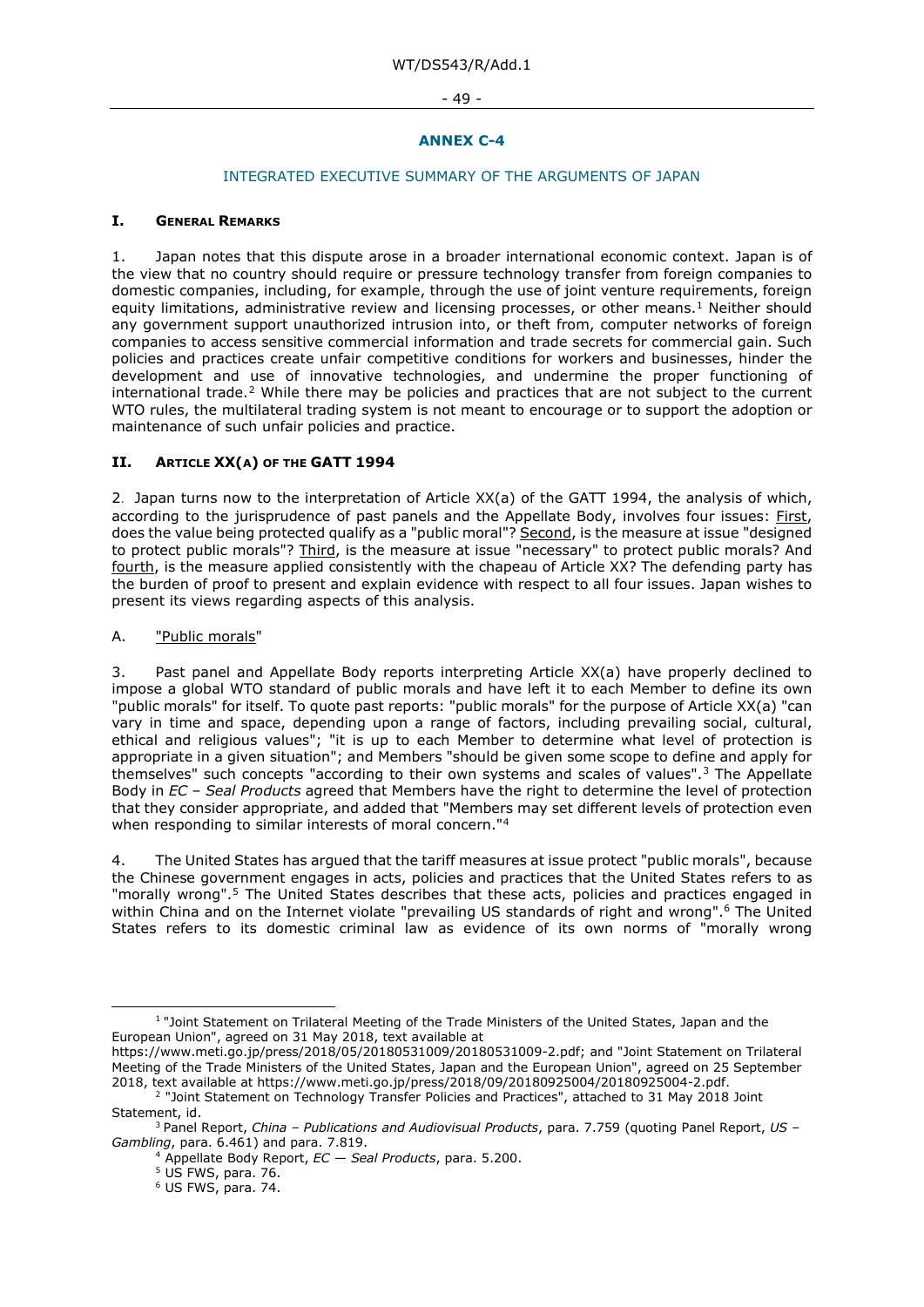## ANNEX C-4

### INTEGRATED EXECUTIVE SUMMARY OF THE ARGUMENTS OF JAPAN

### I. GENERAL REMARKS

1. Japan notes that this dispute arose in a broader international economic context. Japan is of the view that no country should require or pressure technology transfer from foreign companies to domestic companies, including, for example, through the use of joint venture requirements, foreign equity limitations, administrative review and licensing processes, or other means.[1] Neither should any government support unauthorized intrusion into, or theft from, computer networks of foreign companies to access sensitive commercial information and trade secrets for commercial gain. Such policies and practices create unfair competitive conditions for workers and businesses, hinder the development and use of innovative technologies, and undermine the proper functioning of international trade.[2] While there may be policies and practices that are not subject to the current WTO rules, the multilateral trading system is not meant to encourage or to support the adoption or maintenance of such unfair policies and practice.

### II. ARTICLE XX(A) OF THE GATT 1994

2. Japan turns now to the interpretation of Article XX(a) of the GATT 1994, the analysis of which, according to the jurisprudence of past panels and the Appellate Body, involves four issues: First, does the value being protected qualify as a "public moral"? Second, is the measure at issue "designed to protect public morals"? Third, is the measure at issue "necessary" to protect public morals? And fourth, is the measure applied consistently with the chapeau of Article XX? The defending party has the burden of proof to present and explain evidence with respect to all four issues. Japan wishes to present its views regarding aspects of this analysis.

A. "Public morals"

3. Past panel and Appellate Body reports interpreting Article XX(a) have properly declined to impose a global WTO standard of public morals and have left it to each Member to define its own "public morals" for itself. To quote past reports: "public morals" for the purpose of Article XX(a) "can vary in time and space, depending upon a range of factors, including prevailing social, cultural, ethical and religious values"; "it is up to each Member to determine what level of protection is appropriate in a given situation"; and Members "should be given some scope to define and apply for themselves" such concepts "according to their own systems and scales of values".[3] The Appellate Body in *EC – Seal Products* agreed that Members have the right to determine the level of protection that they consider appropriate, and added that "Members may set different levels of protection even when responding to similar interests of moral concern."[4]

4. The United States has argued that the tariff measures at issue protect "public morals", because the Chinese government engages in acts, policies and practices that the United States refers to as "morally wrong".[5] The United States describes that these acts, policies and practices engaged in within China and on the Internet violate "prevailing US standards of right and wrong".[6] The United States refers to its domestic criminal law as evidence of its own norms of "morally wrong

---

[1] "Joint Statement on Trilateral Meeting of the Trade Ministers of the United States, Japan and the European Union", agreed on 31 May 2018, text available at https://www.meti.go.jp/press/2018/05/20180531009/20180531009-2.pdf; and "Joint Statement on Trilateral Meeting of the Trade Ministers of the United States, Japan and the European Union", agreed on 25 September 2018, text available at https://www.meti.go.jp/press/2018/09/20180925004/20180925004-2.pdf.

[2] "Joint Statement on Technology Transfer Policies and Practices", attached to 31 May 2018 Joint Statement, id.

[3] Panel Report, *China – Publications and Audiovisual Products*, para. 7.759 (quoting Panel Report, *US – Gambling*, para. 6.461) and para. 7.819.

[4] Appellate Body Report, *EC — Seal Products*, para. 5.200.

[5] US FWS, para. 76.

[6] US FWS, para. 74.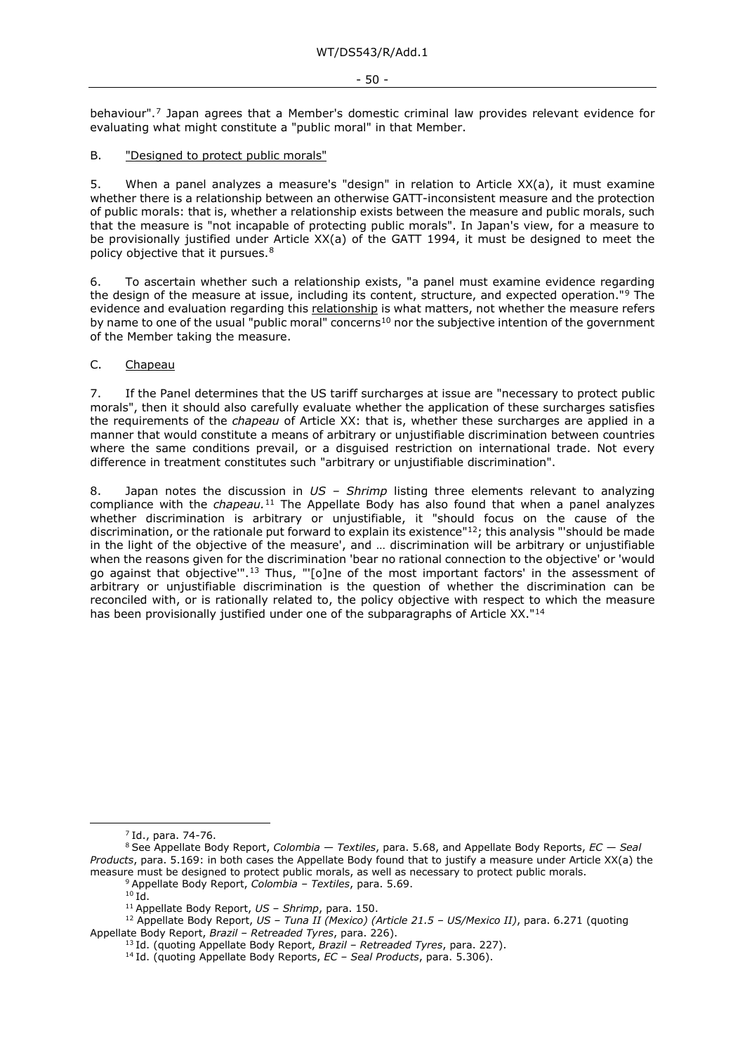behaviour".[7] Japan agrees that a Member's domestic criminal law provides relevant evidence for evaluating what might constitute a "public moral" in that Member.

B. <u>"Designed to protect public morals"</u>

5. When a panel analyzes a measure's "design" in relation to Article XX(a), it must examine whether there is a relationship between an otherwise GATT-inconsistent measure and the protection of public morals: that is, whether a relationship exists between the measure and public morals, such that the measure is "not incapable of protecting public morals". In Japan's view, for a measure to be provisionally justified under Article XX(a) of the GATT 1994, it must be designed to meet the policy objective that it pursues.[8]

6. To ascertain whether such a relationship exists, "a panel must examine evidence regarding the design of the measure at issue, including its content, structure, and expected operation."[9] The evidence and evaluation regarding this <u>relationship</u> is what matters, not whether the measure refers by name to one of the usual "public moral" concerns[10] nor the subjective intention of the government of the Member taking the measure.

C. <u>Chapeau</u>

7. If the Panel determines that the US tariff surcharges at issue are "necessary to protect public morals", then it should also carefully evaluate whether the application of these surcharges satisfies the requirements of the *chapeau* of Article XX: that is, whether these surcharges are applied in a manner that would constitute a means of arbitrary or unjustifiable discrimination between countries where the same conditions prevail, or a disguised restriction on international trade. Not every difference in treatment constitutes such "arbitrary or unjustifiable discrimination".

8. Japan notes the discussion in *US – Shrimp* listing three elements relevant to analyzing compliance with the *chapeau*.[11] The Appellate Body has also found that when a panel analyzes whether discrimination is arbitrary or unjustifiable, it "should focus on the cause of the discrimination, or the rationale put forward to explain its existence"[12]; this analysis "'should be made in the light of the objective of the measure', and … discrimination will be arbitrary or unjustifiable when the reasons given for the discrimination 'bear no rational connection to the objective' or 'would go against that objective'".[13] Thus, "'[o]ne of the most important factors' in the assessment of arbitrary or unjustifiable discrimination is the question of whether the discrimination can be reconciled with, or is rationally related to, the policy objective with respect to which the measure has been provisionally justified under one of the subparagraphs of Article XX."[14]

---

[7] Id., para. 74-76.

[8] See Appellate Body Report, *Colombia — Textiles*, para. 5.68, and Appellate Body Reports, *EC — Seal Products*, para. 5.169: in both cases the Appellate Body found that to justify a measure under Article XX(a) the measure must be designed to protect public morals, as well as necessary to protect public morals.

[9] Appellate Body Report, *Colombia – Textiles*, para. 5.69.

[10] Id.

[11] Appellate Body Report, *US – Shrimp*, para. 150.

[12] Appellate Body Report, *US – Tuna II (Mexico) (Article 21.5 – US/Mexico II)*, para. 6.271 (quoting Appellate Body Report, *Brazil – Retreaded Tyres*, para. 226).

[13] Id. (quoting Appellate Body Report, *Brazil – Retreaded Tyres*, para. 227).

[14] Id. (quoting Appellate Body Reports, *EC – Seal Products*, para. 5.306).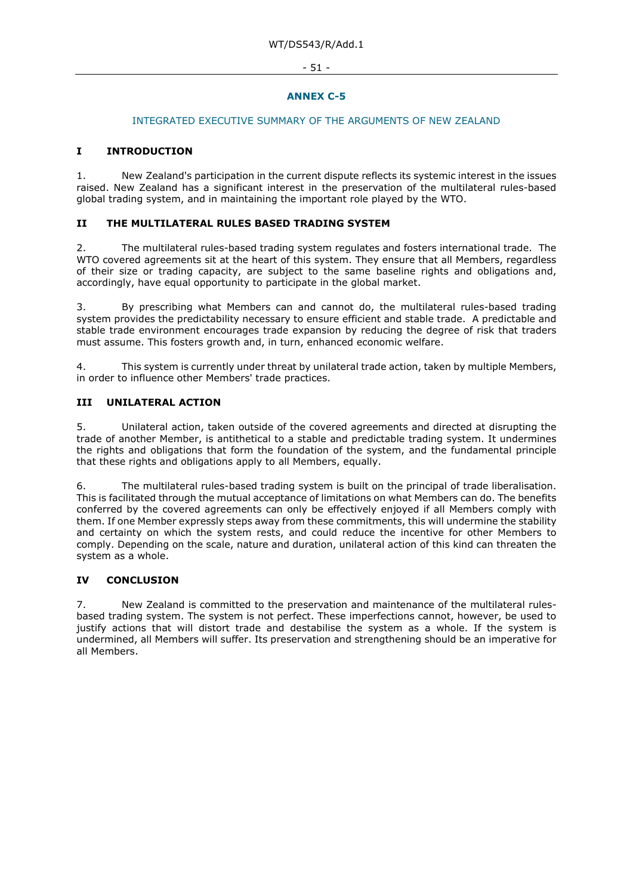## ANNEX C-5

INTEGRATED EXECUTIVE SUMMARY OF THE ARGUMENTS OF NEW ZEALAND

### I INTRODUCTION

1. New Zealand's participation in the current dispute reflects its systemic interest in the issues raised. New Zealand has a significant interest in the preservation of the multilateral rules-based global trading system, and in maintaining the important role played by the WTO.

### II THE MULTILATERAL RULES BASED TRADING SYSTEM

2. The multilateral rules-based trading system regulates and fosters international trade. The WTO covered agreements sit at the heart of this system. They ensure that all Members, regardless of their size or trading capacity, are subject to the same baseline rights and obligations and, accordingly, have equal opportunity to participate in the global market.

3. By prescribing what Members can and cannot do, the multilateral rules-based trading system provides the predictability necessary to ensure efficient and stable trade. A predictable and stable trade environment encourages trade expansion by reducing the degree of risk that traders must assume. This fosters growth and, in turn, enhanced economic welfare.

4. This system is currently under threat by unilateral trade action, taken by multiple Members, in order to influence other Members' trade practices.

### III UNILATERAL ACTION

5. Unilateral action, taken outside of the covered agreements and directed at disrupting the trade of another Member, is antithetical to a stable and predictable trading system. It undermines the rights and obligations that form the foundation of the system, and the fundamental principle that these rights and obligations apply to all Members, equally.

6. The multilateral rules-based trading system is built on the principal of trade liberalisation. This is facilitated through the mutual acceptance of limitations on what Members can do. The benefits conferred by the covered agreements can only be effectively enjoyed if all Members comply with them. If one Member expressly steps away from these commitments, this will undermine the stability and certainty on which the system rests, and could reduce the incentive for other Members to comply. Depending on the scale, nature and duration, unilateral action of this kind can threaten the system as a whole.

### IV CONCLUSION

7. New Zealand is committed to the preservation and maintenance of the multilateral rules-based trading system. The system is not perfect. These imperfections cannot, however, be used to justify actions that will distort trade and destabilise the system as a whole. If the system is undermined, all Members will suffer. Its preservation and strengthening should be an imperative for all Members.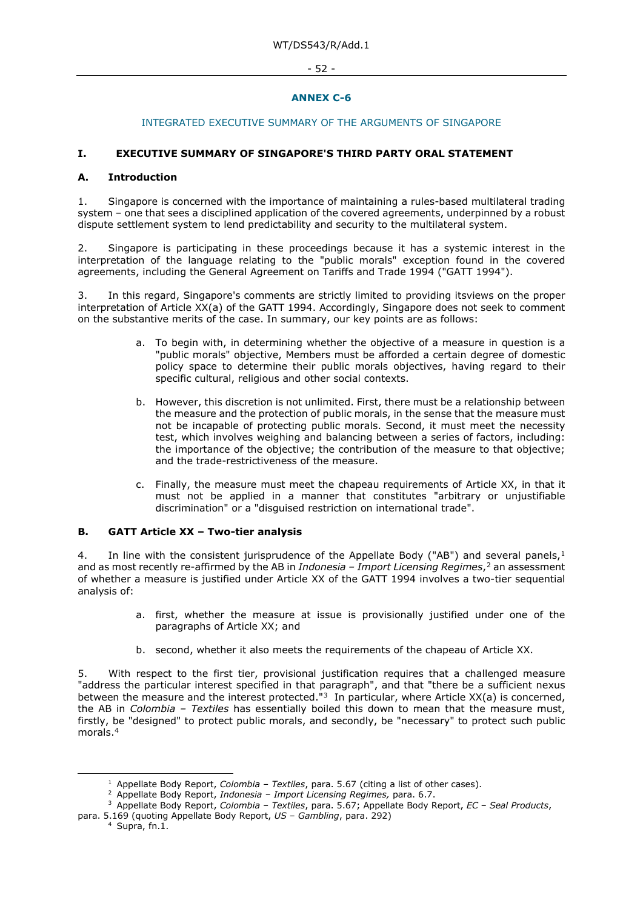## ANNEX C-6

INTEGRATED EXECUTIVE SUMMARY OF THE ARGUMENTS OF SINGAPORE

### I. EXECUTIVE SUMMARY OF SINGAPORE'S THIRD PARTY ORAL STATEMENT

#### A. Introduction

1. Singapore is concerned with the importance of maintaining a rules-based multilateral trading system – one that sees a disciplined application of the covered agreements, underpinned by a robust dispute settlement system to lend predictability and security to the multilateral system.

2. Singapore is participating in these proceedings because it has a systemic interest in the interpretation of the language relating to the "public morals" exception found in the covered agreements, including the General Agreement on Tariffs and Trade 1994 ("GATT 1994").

3. In this regard, Singapore's comments are strictly limited to providing itsviews on the proper interpretation of Article XX(a) of the GATT 1994. Accordingly, Singapore does not seek to comment on the substantive merits of the case. In summary, our key points are as follows:

   a. To begin with, in determining whether the objective of a measure in question is a "public morals" objective, Members must be afforded a certain degree of domestic policy space to determine their public morals objectives, having regard to their specific cultural, religious and other social contexts.

   b. However, this discretion is not unlimited. First, there must be a relationship between the measure and the protection of public morals, in the sense that the measure must not be incapable of protecting public morals. Second, it must meet the necessity test, which involves weighing and balancing between a series of factors, including: the importance of the objective; the contribution of the measure to that objective; and the trade-restrictiveness of the measure.

   c. Finally, the measure must meet the chapeau requirements of Article XX, in that it must not be applied in a manner that constitutes "arbitrary or unjustifiable discrimination" or a "disguised restriction on international trade".

#### B. GATT Article XX – Two-tier analysis

4. In line with the consistent jurisprudence of the Appellate Body ("AB") and several panels,[1] and as most recently re-affirmed by the AB in *Indonesia – Import Licensing Regimes*,[2] an assessment of whether a measure is justified under Article XX of the GATT 1994 involves a two-tier sequential analysis of:

   a. first, whether the measure at issue is provisionally justified under one of the paragraphs of Article XX; and

   b. second, whether it also meets the requirements of the chapeau of Article XX.

5. With respect to the first tier, provisional justification requires that a challenged measure "address the particular interest specified in that paragraph", and that "there be a sufficient nexus between the measure and the interest protected."[3] In particular, where Article XX(a) is concerned, the AB in *Colombia – Textiles* has essentially boiled this down to mean that the measure must, firstly, be "designed" to protect public morals, and secondly, be "necessary" to protect such public morals.[4]

---

[1] Appellate Body Report, *Colombia – Textiles*, para. 5.67 (citing a list of other cases).

[2] Appellate Body Report, *Indonesia – Import Licensing Regimes,* para. 6.7.

[3] Appellate Body Report, *Colombia – Textiles*, para. 5.67; Appellate Body Report, *EC – Seal Products*, para. 5.169 (quoting Appellate Body Report, *US – Gambling*, para. 292)

[4] Supra, fn.1.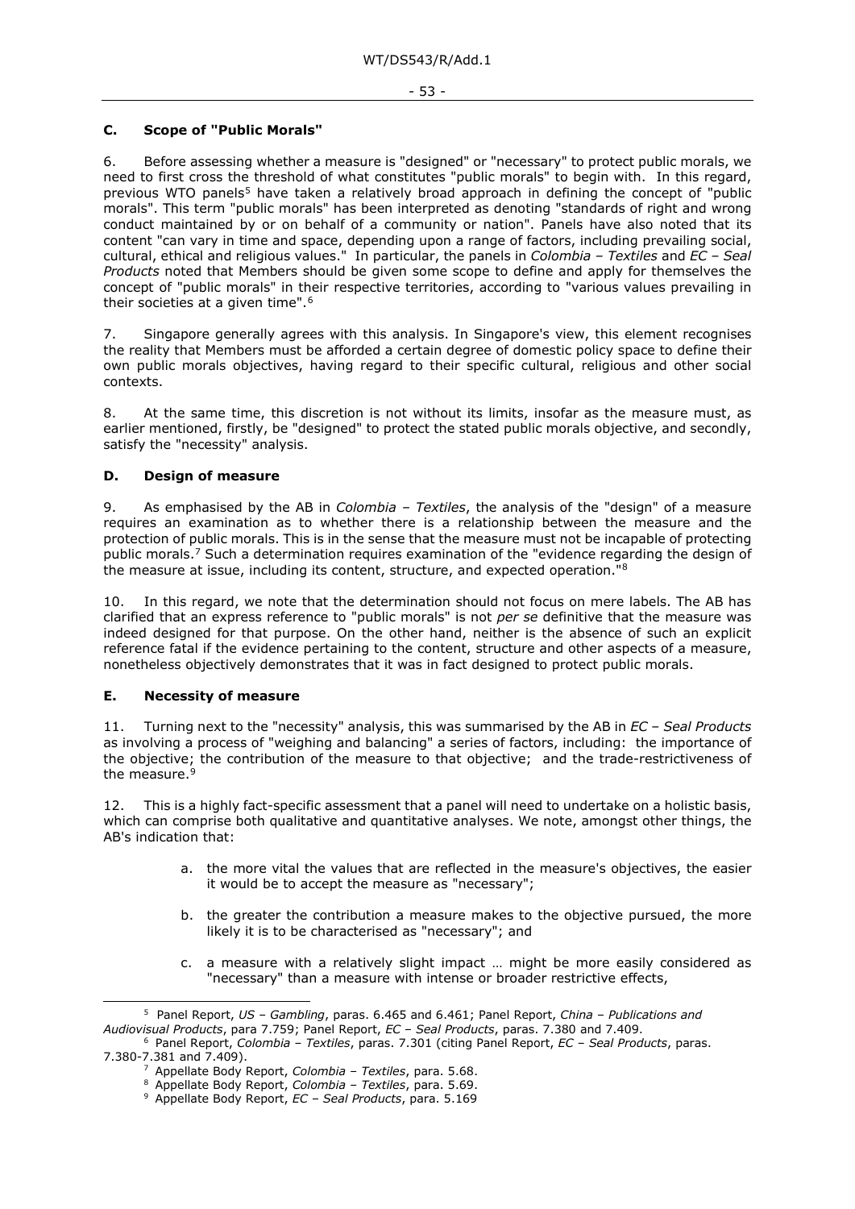### C. Scope of "Public Morals"

6. Before assessing whether a measure is "designed" or "necessary" to protect public morals, we need to first cross the threshold of what constitutes "public morals" to begin with. In this regard, previous WTO panels[5] have taken a relatively broad approach in defining the concept of "public morals". This term "public morals" has been interpreted as denoting "standards of right and wrong conduct maintained by or on behalf of a community or nation". Panels have also noted that its content "can vary in time and space, depending upon a range of factors, including prevailing social, cultural, ethical and religious values." In particular, the panels in *Colombia – Textiles* and *EC – Seal Products* noted that Members should be given some scope to define and apply for themselves the concept of "public morals" in their respective territories, according to "various values prevailing in their societies at a given time".[6]

7. Singapore generally agrees with this analysis. In Singapore's view, this element recognises the reality that Members must be afforded a certain degree of domestic policy space to define their own public morals objectives, having regard to their specific cultural, religious and other social contexts.

8. At the same time, this discretion is not without its limits, insofar as the measure must, as earlier mentioned, firstly, be "designed" to protect the stated public morals objective, and secondly, satisfy the "necessity" analysis.

### D. Design of measure

9. As emphasised by the AB in *Colombia – Textiles*, the analysis of the "design" of a measure requires an examination as to whether there is a relationship between the measure and the protection of public morals. This is in the sense that the measure must not be incapable of protecting public morals.[7] Such a determination requires examination of the "evidence regarding the design of the measure at issue, including its content, structure, and expected operation."[8]

10. In this regard, we note that the determination should not focus on mere labels. The AB has clarified that an express reference to "public morals" is not *per se* definitive that the measure was indeed designed for that purpose. On the other hand, neither is the absence of such an explicit reference fatal if the evidence pertaining to the content, structure and other aspects of a measure, nonetheless objectively demonstrates that it was in fact designed to protect public morals.

### E. Necessity of measure

11. Turning next to the "necessity" analysis, this was summarised by the AB in *EC – Seal Products* as involving a process of "weighing and balancing" a series of factors, including: the importance of the objective; the contribution of the measure to that objective; and the trade-restrictiveness of the measure.[9]

12. This is a highly fact-specific assessment that a panel will need to undertake on a holistic basis, which can comprise both qualitative and quantitative analyses. We note, amongst other things, the AB's indication that:

a. the more vital the values that are reflected in the measure's objectives, the easier it would be to accept the measure as "necessary";

b. the greater the contribution a measure makes to the objective pursued, the more likely it is to be characterised as "necessary"; and

c. a measure with a relatively slight impact … might be more easily considered as "necessary" than a measure with intense or broader restrictive effects,

---

[5] Panel Report, *US – Gambling*, paras. 6.465 and 6.461; Panel Report, *China – Publications and Audiovisual Products*, para 7.759; Panel Report, *EC – Seal Products*, paras. 7.380 and 7.409.

[6] Panel Report, *Colombia – Textiles*, paras. 7.301 (citing Panel Report, *EC – Seal Products*, paras. 7.380-7.381 and 7.409).

[7] Appellate Body Report, *Colombia – Textiles*, para. 5.68.

[8] Appellate Body Report, *Colombia – Textiles*, para. 5.69.

[9] Appellate Body Report, *EC – Seal Products*, para. 5.169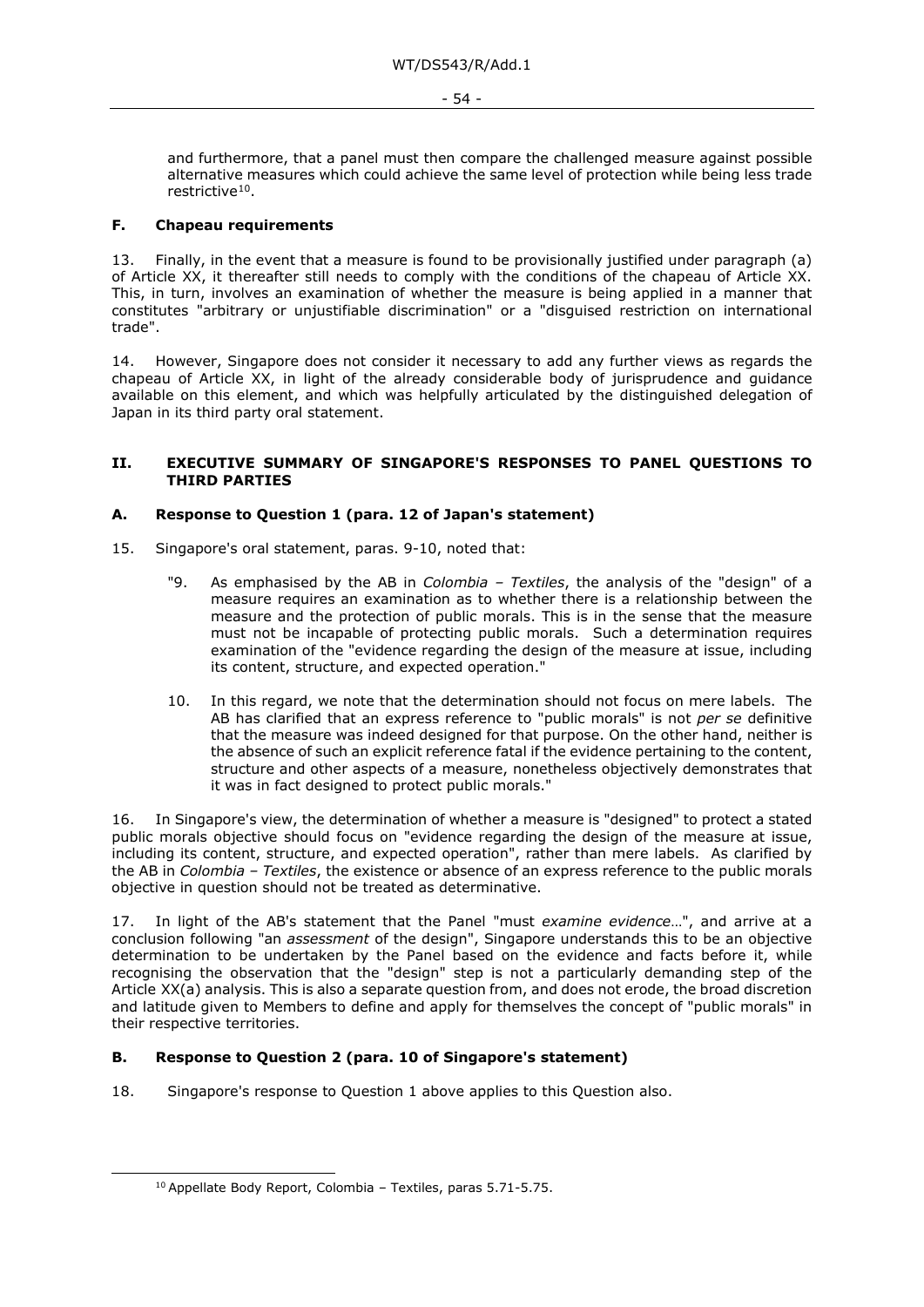and furthermore, that a panel must then compare the challenged measure against possible alternative measures which could achieve the same level of protection while being less trade restrictive[10].

### F. Chapeau requirements

13. Finally, in the event that a measure is found to be provisionally justified under paragraph (a) of Article XX, it thereafter still needs to comply with the conditions of the chapeau of Article XX. This, in turn, involves an examination of whether the measure is being applied in a manner that constitutes "arbitrary or unjustifiable discrimination" or a "disguised restriction on international trade".

14. However, Singapore does not consider it necessary to add any further views as regards the chapeau of Article XX, in light of the already considerable body of jurisprudence and guidance available on this element, and which was helpfully articulated by the distinguished delegation of Japan in its third party oral statement.

## II. EXECUTIVE SUMMARY OF SINGAPORE'S RESPONSES TO PANEL QUESTIONS TO THIRD PARTIES

### A. Response to Question 1 (para. 12 of Japan's statement)

15. Singapore's oral statement, paras. 9-10, noted that:

> "9. As emphasised by the AB in *Colombia – Textiles*, the analysis of the "design" of a measure requires an examination as to whether there is a relationship between the measure and the protection of public morals. This is in the sense that the measure must not be incapable of protecting public morals. Such a determination requires examination of the "evidence regarding the design of the measure at issue, including its content, structure, and expected operation."
>
> 10. In this regard, we note that the determination should not focus on mere labels. The AB has clarified that an express reference to "public morals" is not *per se* definitive that the measure was indeed designed for that purpose. On the other hand, neither is the absence of such an explicit reference fatal if the evidence pertaining to the content, structure and other aspects of a measure, nonetheless objectively demonstrates that it was in fact designed to protect public morals."

16. In Singapore's view, the determination of whether a measure is "designed" to protect a stated public morals objective should focus on "evidence regarding the design of the measure at issue, including its content, structure, and expected operation", rather than mere labels. As clarified by the AB in *Colombia – Textiles*, the existence or absence of an express reference to the public morals objective in question should not be treated as determinative.

17. In light of the AB's statement that the Panel "must *examine evidence*…", and arrive at a conclusion following "an *assessment* of the design", Singapore understands this to be an objective determination to be undertaken by the Panel based on the evidence and facts before it, while recognising the observation that the "design" step is not a particularly demanding step of the Article XX(a) analysis. This is also a separate question from, and does not erode, the broad discretion and latitude given to Members to define and apply for themselves the concept of "public morals" in their respective territories.

### B. Response to Question 2 (para. 10 of Singapore's statement)

18. Singapore's response to Question 1 above applies to this Question also.

---

[10] Appellate Body Report, Colombia – Textiles, paras 5.71-5.75.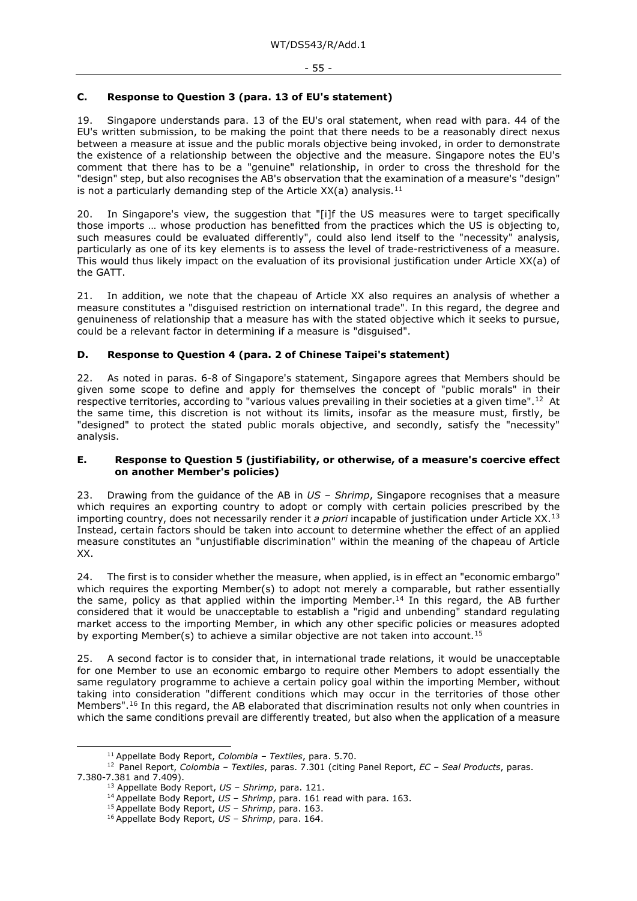### C. Response to Question 3 (para. 13 of EU's statement)

19. Singapore understands para. 13 of the EU's oral statement, when read with para. 44 of the EU's written submission, to be making the point that there needs to be a reasonably direct nexus between a measure at issue and the public morals objective being invoked, in order to demonstrate the existence of a relationship between the objective and the measure. Singapore notes the EU's comment that there has to be a "genuine" relationship, in order to cross the threshold for the "design" step, but also recognises the AB's observation that the examination of a measure's "design" is not a particularly demanding step of the Article XX(a) analysis.[11]

20. In Singapore's view, the suggestion that "[i]f the US measures were to target specifically those imports … whose production has benefitted from the practices which the US is objecting to, such measures could be evaluated differently", could also lend itself to the "necessity" analysis, particularly as one of its key elements is to assess the level of trade-restrictiveness of a measure. This would thus likely impact on the evaluation of its provisional justification under Article XX(a) of the GATT.

21. In addition, we note that the chapeau of Article XX also requires an analysis of whether a measure constitutes a "disguised restriction on international trade". In this regard, the degree and genuineness of relationship that a measure has with the stated objective which it seeks to pursue, could be a relevant factor in determining if a measure is "disguised".

### D. Response to Question 4 (para. 2 of Chinese Taipei's statement)

22. As noted in paras. 6-8 of Singapore's statement, Singapore agrees that Members should be given some scope to define and apply for themselves the concept of "public morals" in their respective territories, according to "various values prevailing in their societies at a given time".[12] At the same time, this discretion is not without its limits, insofar as the measure must, firstly, be "designed" to protect the stated public morals objective, and secondly, satisfy the "necessity" analysis.

### E. Response to Question 5 (justifiability, or otherwise, of a measure's coercive effect on another Member's policies)

23. Drawing from the guidance of the AB in *US – Shrimp*, Singapore recognises that a measure which requires an exporting country to adopt or comply with certain policies prescribed by the importing country, does not necessarily render it *a priori* incapable of justification under Article XX.[13] Instead, certain factors should be taken into account to determine whether the effect of an applied measure constitutes an "unjustifiable discrimination" within the meaning of the chapeau of Article XX.

24. The first is to consider whether the measure, when applied, is in effect an "economic embargo" which requires the exporting Member(s) to adopt not merely a comparable, but rather essentially the same, policy as that applied within the importing Member.[14] In this regard, the AB further considered that it would be unacceptable to establish a "rigid and unbending" standard regulating market access to the importing Member, in which any other specific policies or measures adopted by exporting Member(s) to achieve a similar objective are not taken into account.[15]

25. A second factor is to consider that, in international trade relations, it would be unacceptable for one Member to use an economic embargo to require other Members to adopt essentially the same regulatory programme to achieve a certain policy goal within the importing Member, without taking into consideration "different conditions which may occur in the territories of those other Members".[16] In this regard, the AB elaborated that discrimination results not only when countries in which the same conditions prevail are differently treated, but also when the application of a measure

---

[11] Appellate Body Report, *Colombia – Textiles*, para. 5.70.

[12] Panel Report, *Colombia – Textiles*, paras. 7.301 (citing Panel Report, *EC – Seal Products*, paras. 7.380-7.381 and 7.409).

[13] Appellate Body Report, *US – Shrimp*, para. 121.

[14] Appellate Body Report, *US – Shrimp*, para. 161 read with para. 163.

[15] Appellate Body Report, *US – Shrimp*, para. 163.

[16] Appellate Body Report, *US – Shrimp*, para. 164.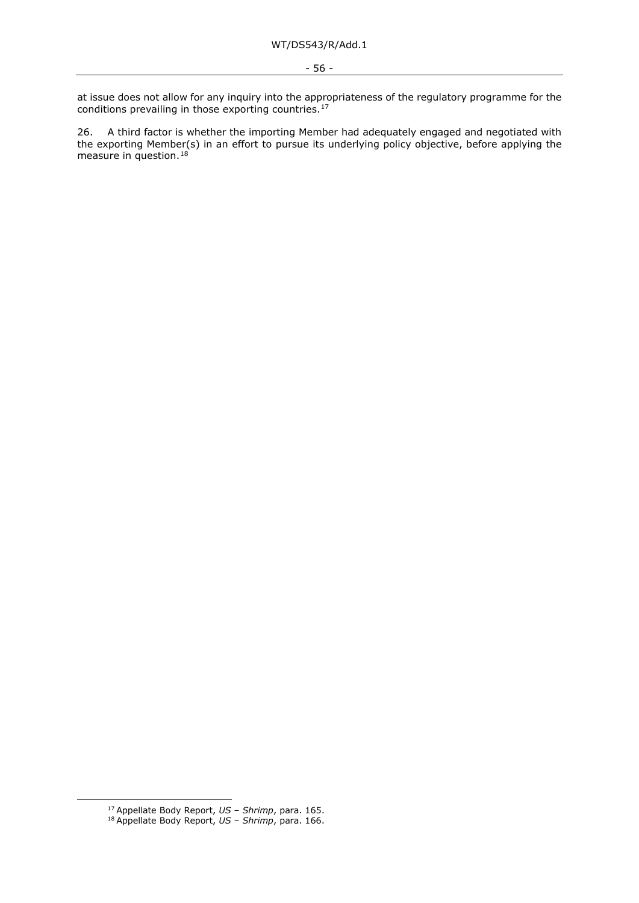at issue does not allow for any inquiry into the appropriateness of the regulatory programme for the conditions prevailing in those exporting countries.[17]

26. A third factor is whether the importing Member had adequately engaged and negotiated with the exporting Member(s) in an effort to pursue its underlying policy objective, before applying the measure in question.[18]

[17] Appellate Body Report, *US – Shrimp*, para. 165.

[18] Appellate Body Report, *US – Shrimp*, para. 166.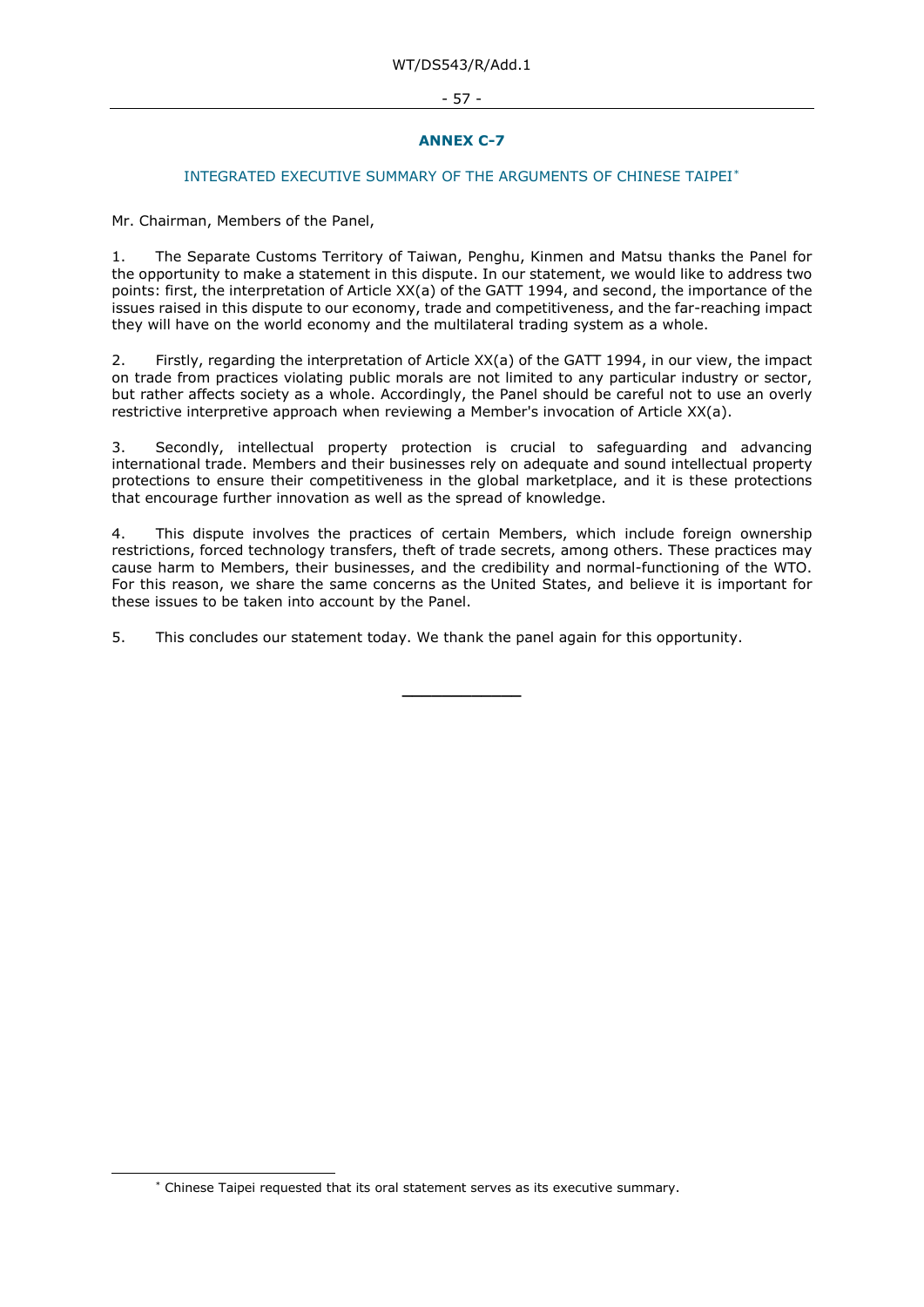## ANNEX C-7

### INTEGRATED EXECUTIVE SUMMARY OF THE ARGUMENTS OF CHINESE TAIPEI*

Mr. Chairman, Members of the Panel,

1. The Separate Customs Territory of Taiwan, Penghu, Kinmen and Matsu thanks the Panel for the opportunity to make a statement in this dispute. In our statement, we would like to address two points: first, the interpretation of Article XX(a) of the GATT 1994, and second, the importance of the issues raised in this dispute to our economy, trade and competitiveness, and the far-reaching impact they will have on the world economy and the multilateral trading system as a whole.

2. Firstly, regarding the interpretation of Article XX(a) of the GATT 1994, in our view, the impact on trade from practices violating public morals are not limited to any particular industry or sector, but rather affects society as a whole. Accordingly, the Panel should be careful not to use an overly restrictive interpretive approach when reviewing a Member's invocation of Article XX(a).

3. Secondly, intellectual property protection is crucial to safeguarding and advancing international trade. Members and their businesses rely on adequate and sound intellectual property protections to ensure their competitiveness in the global marketplace, and it is these protections that encourage further innovation as well as the spread of knowledge.

4. This dispute involves the practices of certain Members, which include foreign ownership restrictions, forced technology transfers, theft of trade secrets, among others. These practices may cause harm to Members, their businesses, and the credibility and normal-functioning of the WTO. For this reason, we share the same concerns as the United States, and believe it is important for these issues to be taken into account by the Panel.

5. This concludes our statement today. We thank the panel again for this opportunity.

---

\* Chinese Taipei requested that its oral statement serves as its executive summary.